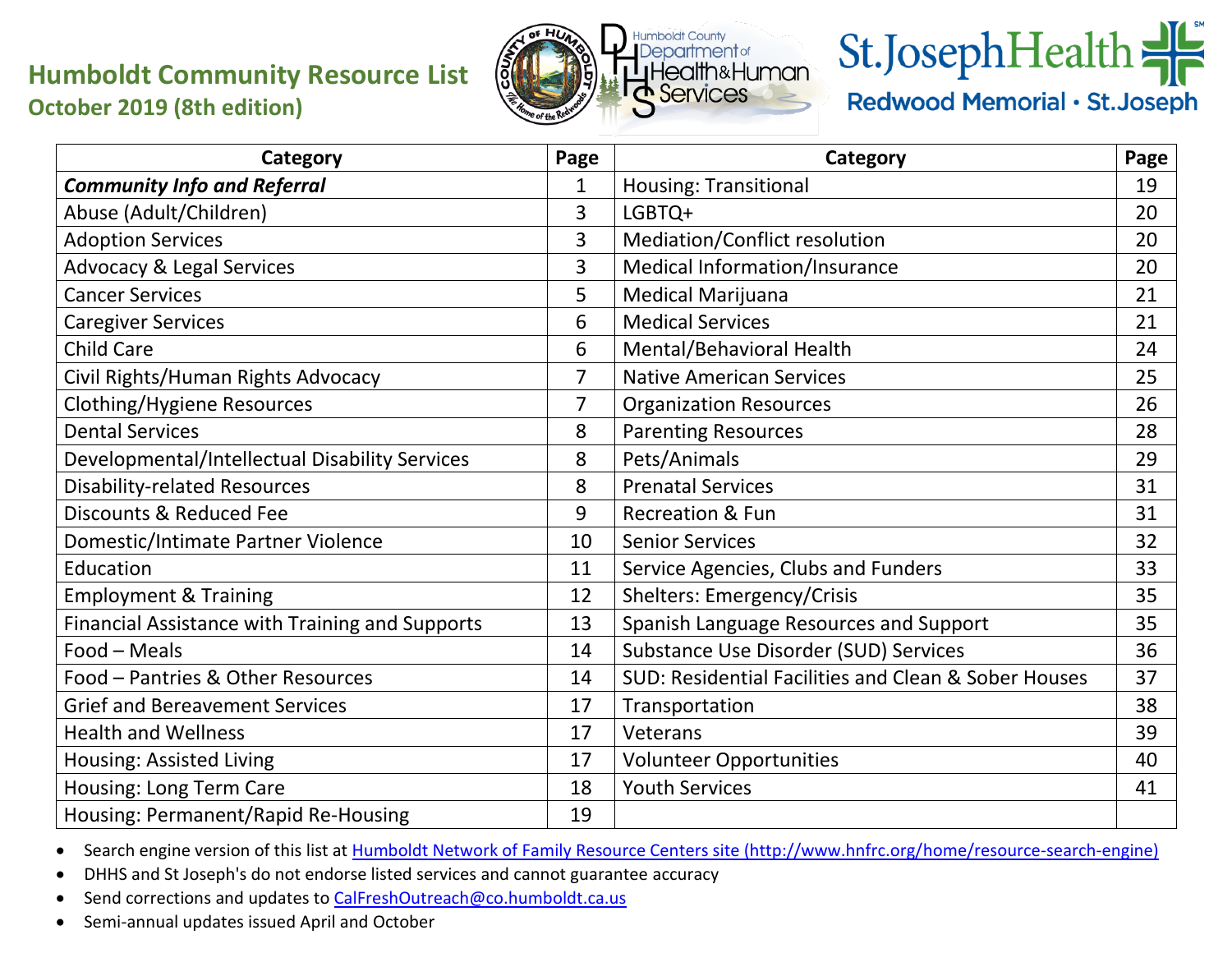# Humboldt Community Resource List

## October 2019 (8th edition)

| Category | Page | Category | Page |
|---|---|---|---|
| ***Community Info and Referral*** | 1 | Housing: Transitional | 19 |
| Abuse (Adult/Children) | 3 | LGBTQ+ | 20 |
| Adoption Services | 3 | Mediation/Conflict resolution | 20 |
| Advocacy & Legal Services | 3 | Medical Information/Insurance | 20 |
| Cancer Services | 5 | Medical Marijuana | 21 |
| Caregiver Services | 6 | Medical Services | 21 |
| Child Care | 6 | Mental/Behavioral Health | 24 |
| Civil Rights/Human Rights Advocacy | 7 | Native American Services | 25 |
| Clothing/Hygiene Resources | 7 | Organization Resources | 26 |
| Dental Services | 8 | Parenting Resources | 28 |
| Developmental/Intellectual Disability Services | 8 | Pets/Animals | 29 |
| Disability-related Resources | 8 | Prenatal Services | 31 |
| Discounts & Reduced Fee | 9 | Recreation & Fun | 31 |
| Domestic/Intimate Partner Violence | 10 | Senior Services | 32 |
| Education | 11 | Service Agencies, Clubs and Funders | 33 |
| Employment & Training | 12 | Shelters: Emergency/Crisis | 35 |
| Financial Assistance with Training and Supports | 13 | Spanish Language Resources and Support | 35 |
| Food – Meals | 14 | Substance Use Disorder (SUD) Services | 36 |
| Food – Pantries & Other Resources | 14 | SUD: Residential Facilities and Clean & Sober Houses | 37 |
| Grief and Bereavement Services | 17 | Transportation | 38 |
| Health and Wellness | 17 | Veterans | 39 |
| Housing: Assisted Living | 17 | Volunteer Opportunities | 40 |
| Housing: Long Term Care | 18 | Youth Services | 41 |
| Housing: Permanent/Rapid Re-Housing | 19 | | |

- Search engine version of this list at Humboldt Network of Family Resource Centers site (http://www.hnfrc.org/home/resource-search-engine)
- DHHS and St Joseph's do not endorse listed services and cannot guarantee accuracy
- Send corrections and updates to CalFreshOutreach@co.humboldt.ca.us
- Semi-annual updates issued April and October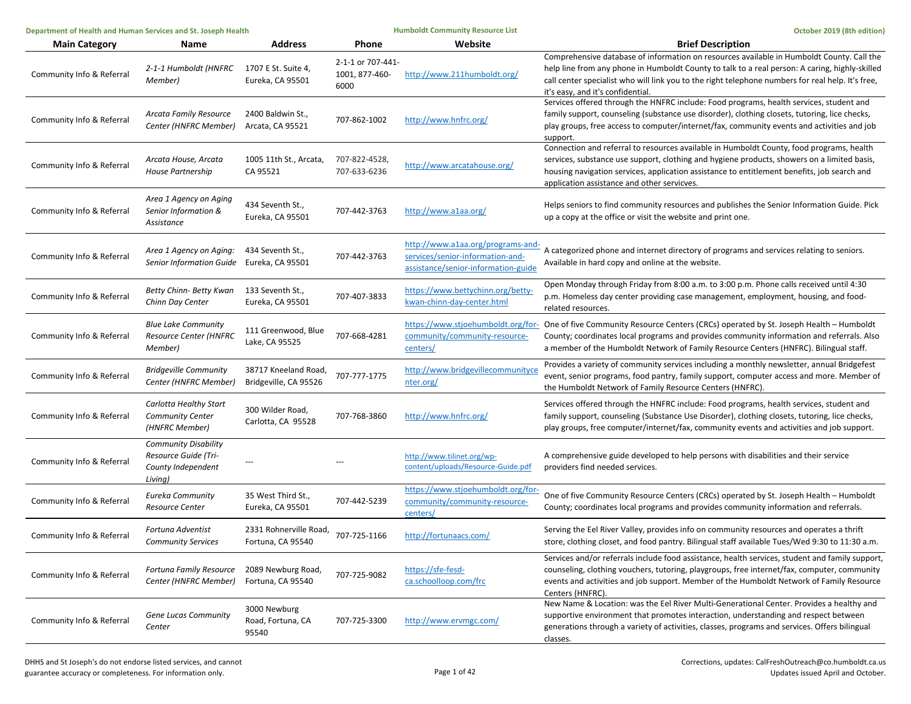| Main Category | Name | Address | Phone | Website | Brief Description |
|---|---|---|---|---|---|
| Community Info & Referral | *2-1-1 Humboldt (HNFRC Member)* | 1707 E St. Suite 4, Eureka, CA 95501 | 2-1-1 or 707-441-1001, 877-460-6000 | http://www.211humboldt.org/ | Comprehensive database of information on resources available in Humboldt County. Call the help line from any phone in Humboldt County to talk to a real person: A caring, highly-skilled call center specialist who will link you to the right telephone numbers for real help. It's free, it's easy, and it's confidential. |
| Community Info & Referral | *Arcata Family Resource Center (HNFRC Member)* | 2400 Baldwin St., Arcata, CA 95521 | 707-862-1002 | http://www.hnfrc.org/ | Services offered through the HNFRC include: Food programs, health services, student and family support, counseling (substance use disorder), clothing closets, tutoring, lice checks, play groups, free access to computer/internet/fax, community events and activities and job support. |
| Community Info & Referral | *Arcata House, Arcata House Partnership* | 1005 11th St., Arcata, CA 95521 | 707-822-4528, 707-633-6236 | http://www.arcatahouse.org/ | Connection and referral to resources available in Humboldt County, food programs, health services, substance use support, clothing and hygiene products, showers on a limited basis, housing navigation services, application assistance to entitlement benefits, job search and application assistance and other servicves. |
| Community Info & Referral | *Area 1 Agency on Aging Senior Information & Assistance* | 434 Seventh St., Eureka, CA 95501 | 707-442-3763 | http://www.a1aa.org/ | Helps seniors to find community resources and publishes the Senior Information Guide. Pick up a copy at the office or visit the website and print one. |
| Community Info & Referral | *Area 1 Agency on Aging: Senior Information Guide* | 434 Seventh St., Eureka, CA 95501 | 707-442-3763 | http://www.a1aa.org/programs-and-services/senior-information-and-assistance/senior-information-guide | A categorized phone and internet directory of programs and services relating to seniors. Available in hard copy and online at the website. |
| Community Info & Referral | *Betty Chinn- Betty Kwan Chinn Day Center* | 133 Seventh St., Eureka, CA 95501 | 707-407-3833 | https://www.bettychinn.org/betty-kwan-chinn-day-center.html | Open Monday through Friday from 8:00 a.m. to 3:00 p.m. Phone calls received until 4:30 p.m. Homeless day center providing case management, employment, housing, and food-related resources. |
| Community Info & Referral | *Blue Lake Community Resource Center (HNFRC Member)* | 111 Greenwood, Blue Lake, CA 95525 | 707-668-4281 | https://www.stjoehumboldt.org/for-community/community-resource-centers/ | One of five Community Resource Centers (CRCs) operated by St. Joseph Health – Humboldt County; coordinates local programs and provides community information and referrals. Also a member of the Humboldt Network of Family Resource Centers (HNFRC). Bilingual staff. |
| Community Info & Referral | *Bridgeville Community Center (HNFRC Member)* | 38717 Kneeland Road, Bridgeville, CA 95526 | 707-777-1775 | http://www.bridgevillecommunitycenter.org/ | Provides a variety of community services including a monthly newsletter, annual Bridgefest event, senior programs, food pantry, family support, computer access and more. Member of the Humboldt Network of Family Resource Centers (HNFRC). |
| Community Info & Referral | *Carlotta Healthy Start Community Center (HNFRC Member)* | 300 Wilder Road, Carlotta, CA 95528 | 707-768-3860 | http://www.hnfrc.org/ | Services offered through the HNFRC include: Food programs, health services, student and family support, counseling (Substance Use Disorder), clothing closets, tutoring, lice checks, play groups, free computer/internet/fax, community events and activities and job support. |
| Community Info & Referral | *Community Disability Resource Guide (Tri-County Independent Living)* | --- | --- | http://www.tilinet.org/wp-content/uploads/Resource-Guide.pdf | A comprehensive guide developed to help persons with disabilities and their service providers find needed services. |
| Community Info & Referral | *Eureka Community Resource Center* | 35 West Third St., Eureka, CA 95501 | 707-442-5239 | https://www.stjoehumboldt.org/for-community/community-resource-centers/ | One of five Community Resource Centers (CRCs) operated by St. Joseph Health – Humboldt County; coordinates local programs and provides community information and referrals. |
| Community Info & Referral | *Fortuna Adventist Community Services* | 2331 Rohnerville Road, Fortuna, CA 95540 | 707-725-1166 | http://fortunaacs.com/ | Serving the Eel River Valley, provides info on community resources and operates a thrift store, clothing closet, and food pantry. Bilingual staff available Tues/Wed 9:30 to 11:30 a.m. |
| Community Info & Referral | *Fortuna Family Resource Center (HNFRC Member)* | 2089 Newburg Road, Fortuna, CA 95540 | 707-725-9082 | https://sfe-fesd-ca.schoolloop.com/frc | Services and/or referrals include food assistance, health services, student and family support, counseling, clothing vouchers, tutoring, playgroups, free internet/fax, computer, community events and activities and job support. Member of the Humboldt Network of Family Resource Centers (HNFRC). |
| Community Info & Referral | *Gene Lucas Community Center* | 3000 Newburg Road, Fortuna, CA 95540 | 707-725-3300 | http://www.ervmgc.com/ | New Name & Location: was the Eel River Multi-Generational Center. Provides a healthy and supportive environment that promotes interaction, understanding and respect between generations through a variety of activities, classes, programs and services. Offers bilingual classes. |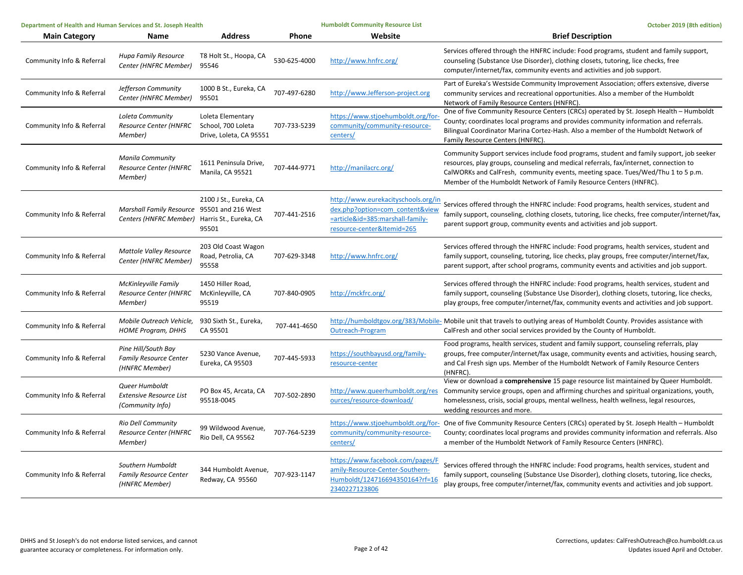| Main Category | Name | Address | Phone | Website | Brief Description |
|---|---|---|---|---|---|
| Community Info & Referral | *Hupa Family Resource Center (HNFRC Member)* | T8 Holt St., Hoopa, CA 95546 | 530-625-4000 | http://www.hnfrc.org/ | Services offered through the HNFRC include: Food programs, student and family support, counseling (Substance Use Disorder), clothing closets, tutoring, lice checks, free computer/internet/fax, community events and activities and job support. |
| Community Info & Referral | *Jefferson Community Center (HNFRC Member)* | 1000 B St., Eureka, CA 95501 | 707-497-6280 | http://www.Jefferson-project.org | Part of Eureka's Westside Community Improvement Association; offers extensive, diverse community services and recreational opportunities. Also a member of the Humboldt Network of Family Resource Centers (HNFRC). |
| Community Info & Referral | *Loleta Community Resource Center (HNFRC Member)* | Loleta Elementary School, 700 Loleta Drive, Loleta, CA 95551 | 707-733-5239 | https://www.stjoehumboldt.org/for-community/community-resource-centers/ | One of five Community Resource Centers (CRCs) operated by St. Joseph Health – Humboldt County; coordinates local programs and provides community information and referrals. Bilingual Coordinator Marina Cortez-Hash. Also a member of the Humboldt Network of Family Resource Centers (HNFRC). |
| Community Info & Referral | *Manila Community Resource Center (HNFRC Member)* | 1611 Peninsula Drive, Manila, CA 95521 | 707-444-9771 | http://manilacrc.org/ | Community Support services include food programs, student and family support, job seeker resources, play groups, counseling and medical referrals, fax/internet, connection to CalWORKs and CalFresh, community events, meeting space. Tues/Wed/Thu 1 to 5 p.m. Member of the Humboldt Network of Family Resource Centers (HNFRC). |
| Community Info & Referral | *Marshall Family Resource Centers (HNFRC Member)* | 2100 J St., Eureka, CA 95501 and 216 West Harris St., Eureka, CA 95501 | 707-441-2516 | http://www.eurekacityschools.org/index.php?option=com_content&view=article&id=385:marshall-family-resource-center&Itemid=265 | Services offered through the HNFRC include: Food programs, health services, student and family support, counseling, clothing closets, tutoring, lice checks, free computer/internet/fax, parent support group, community events and activities and job support. |
| Community Info & Referral | *Mattole Valley Resource Center (HNFRC Member)* | 203 Old Coast Wagon Road, Petrolia, CA 95558 | 707-629-3348 | http://www.hnfrc.org/ | Services offered through the HNFRC include: Food programs, health services, student and family support, counseling, tutoring, lice checks, play groups, free computer/internet/fax, parent support, after school programs, community events and activities and job support. |
| Community Info & Referral | *McKinleyville Family Resource Center (HNFRC Member)* | 1450 Hiller Road, McKinleyville, CA 95519 | 707-840-0905 | http://mckfrc.org/ | Services offered through the HNFRC include: Food programs, health services, student and family support, counseling (Substance Use Disorder), clothing closets, tutoring, lice checks, play groups, free computer/internet/fax, community events and activities and job support. |
| Community Info & Referral | *Mobile Outreach Vehicle, HOME Program, DHHS* | 930 Sixth St., Eureka, CA 95501 | 707-441-4650 | http://humboldtgov.org/383/Mobile-Outreach-Program | Mobile unit that travels to outlying areas of Humboldt County. Provides assistance with CalFresh and other social services provided by the County of Humboldt. |
| Community Info & Referral | *Pine Hill/South Bay Family Resource Center (HNFRC Member)* | 5230 Vance Avenue, Eureka, CA 95503 | 707-445-5933 | https://southbayusd.org/family-resource-center | Food programs, health services, student and family support, counseling referrals, play groups, free computer/internet/fax usage, community events and activities, housing search, and Cal Fresh sign ups. Member of the Humboldt Network of Family Resource Centers (HNFRC). |
| Community Info & Referral | *Queer Humboldt Extensive Resource List (Community Info)* | PO Box 45, Arcata, CA 95518-0045 | 707-502-2890 | http://www.queerhumboldt.org/resources/resource-download/ | View or download a **comprehensive** 15 page resource list maintained by Queer Humboldt. Community service groups, open and affirming churches and spiritual organizations, youth, homelessness, crisis, social groups, mental wellness, health wellness, legal resources, wedding resources and more. |
| Community Info & Referral | *Rio Dell Community Resource Center (HNFRC Member)* | 99 Wildwood Avenue, Rio Dell, CA 95562 | 707-764-5239 | https://www.stjoehumboldt.org/for-community/community-resource-centers/ | One of five Community Resource Centers (CRCs) operated by St. Joseph Health – Humboldt County; coordinates local programs and provides community information and referrals. Also a member of the Humboldt Network of Family Resource Centers (HNFRC). |
| Community Info & Referral | *Southern Humboldt Family Resource Center (HNFRC Member)* | 344 Humboldt Avenue, Redway, CA 95560 | 707-923-1147 | https://www.facebook.com/pages/Family-Resource-Center-Southern-Humboldt/124716694350164?rf=162340227123806 | Services offered through the HNFRC include: Food programs, health services, student and family support, counseling (Substance Use Disorder), clothing closets, tutoring, lice checks, play groups, free computer/internet/fax, community events and activities and job support. |

DHHS and St Joseph's do not endorse listed services, and cannot guarantee accuracy or completeness. For information only.

Corrections, updates: CalFreshOutreach@co.humboldt.ca.us
Updates issued April and October.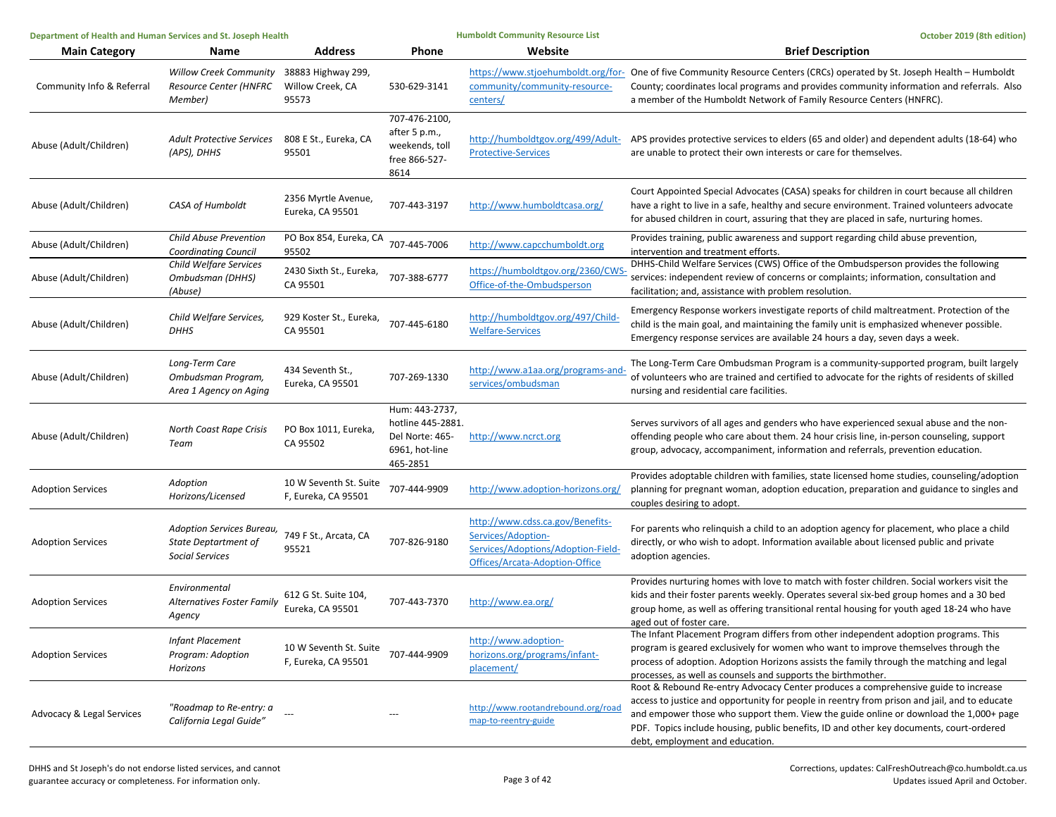| Main Category | Name | Address | Phone | Website | Brief Description |
| --- | --- | --- | --- | --- | --- |
| Community Info & Referral | *Willow Creek Community Resource Center (HNFRC Member)* | 38883 Highway 299, Willow Creek, CA 95573 | 530-629-3141 | https://www.stjoehumboldt.org/for-community/community-resource-centers/ | One of five Community Resource Centers (CRCs) operated by St. Joseph Health – Humboldt County; coordinates local programs and provides community information and referrals. Also a member of the Humboldt Network of Family Resource Centers (HNFRC). |
| Abuse (Adult/Children) | *Adult Protective Services (APS), DHHS* | 808 E St., Eureka, CA 95501 | 707-476-2100, after 5 p.m., weekends, toll free 866-527-8614 | http://humboldtgov.org/499/Adult-Protective-Services | APS provides protective services to elders (65 and older) and dependent adults (18-64) who are unable to protect their own interests or care for themselves. |
| Abuse (Adult/Children) | *CASA of Humboldt* | 2356 Myrtle Avenue, Eureka, CA 95501 | 707-443-3197 | http://www.humboldtcasa.org/ | Court Appointed Special Advocates (CASA) speaks for children in court because all children have a right to live in a safe, healthy and secure environment. Trained volunteers advocate for abused children in court, assuring that they are placed in safe, nurturing homes. |
| Abuse (Adult/Children) | *Child Abuse Prevention Coordinating Council* | PO Box 854, Eureka, CA 95502 | 707-445-7006 | http://www.capcchumboldt.org | Provides training, public awareness and support regarding child abuse prevention, intervention and treatment efforts. |
| Abuse (Adult/Children) | *Child Welfare Services Ombudsman (DHHS) (Abuse)* | 2430 Sixth St., Eureka, CA 95501 | 707-388-6777 | https://humboldtgov.org/2360/CWS-Office-of-the-Ombudsperson | DHHS-Child Welfare Services (CWS) Office of the Ombudsperson provides the following services: independent review of concerns or complaints; information, consultation and facilitation; and, assistance with problem resolution. |
| Abuse (Adult/Children) | *Child Welfare Services, DHHS* | 929 Koster St., Eureka, CA 95501 | 707-445-6180 | http://humboldtgov.org/497/Child-Welfare-Services | Emergency Response workers investigate reports of child maltreatment. Protection of the child is the main goal, and maintaining the family unit is emphasized whenever possible. Emergency response services are available 24 hours a day, seven days a week. |
| Abuse (Adult/Children) | *Long-Term Care Ombudsman Program, Area 1 Agency on Aging* | 434 Seventh St., Eureka, CA 95501 | 707-269-1330 | http://www.a1aa.org/programs-and-services/ombudsman | The Long-Term Care Ombudsman Program is a community-supported program, built largely of volunteers who are trained and certified to advocate for the rights of residents of skilled nursing and residential care facilities. |
| Abuse (Adult/Children) | *North Coast Rape Crisis Team* | PO Box 1011, Eureka, CA 95502 | Hum: 443-2737, hotline 445-2881. Del Norte: 465-6961, hot-line 465-2851 | http://www.ncrct.org | Serves survivors of all ages and genders who have experienced sexual abuse and the non-offending people who care about them. 24 hour crisis line, in-person counseling, support group, advocacy, accompaniment, information and referrals, prevention education. |
| Adoption Services | *Adoption Horizons/Licensed* | 10 W Seventh St. Suite F, Eureka, CA 95501 | 707-444-9909 | http://www.adoption-horizons.org/ | Provides adoptable children with families, state licensed home studies, counseling/adoption planning for pregnant woman, adoption education, preparation and guidance to singles and couples desiring to adopt. |
| Adoption Services | *Adoption Services Bureau, State Deptartment of Social Services* | 749 F St., Arcata, CA 95521 | 707-826-9180 | http://www.cdss.ca.gov/Benefits-Services/Adoption-Services/Adoptions/Adoption-Field-Offices/Arcata-Adoption-Office | For parents who relinquish a child to an adoption agency for placement, who place a child directly, or who wish to adopt. Information available about licensed public and private adoption agencies. |
| Adoption Services | *Environmental Alternatives Foster Family Agency* | 612 G St. Suite 104, Eureka, CA 95501 | 707-443-7370 | http://www.ea.org/ | Provides nurturing homes with love to match with foster children. Social workers visit the kids and their foster parents weekly. Operates several six-bed group homes and a 30 bed group home, as well as offering transitional rental housing for youth aged 18-24 who have aged out of foster care. |
| Adoption Services | *Infant Placement Program: Adoption Horizons* | 10 W Seventh St. Suite F, Eureka, CA 95501 | 707-444-9909 | http://www.adoption-horizons.org/programs/infant-placement/ | The Infant Placement Program differs from other independent adoption programs. This program is geared exclusively for women who want to improve themselves through the process of adoption. Adoption Horizons assists the family through the matching and legal processes, as well as counsels and supports the birthmother. |
| Advocacy & Legal Services | *"Roadmap to Re-entry: a California Legal Guide"* | --- | --- | http://www.rootandrebound.org/roadmap-to-reentry-guide | Root & Rebound Re-entry Advocacy Center produces a comprehensive guide to increase access to justice and opportunity for people in reentry from prison and jail, and to educate and empower those who support them. View the guide online or download the 1,000+ page PDF. Topics include housing, public benefits, ID and other key documents, court-ordered debt, employment and education. |

DHHS and St Joseph's do not endorse listed services, and cannot guarantee accuracy or completeness. For information only.

Corrections, updates: CalFreshOutreach@co.humboldt.ca.us
Updates issued April and October.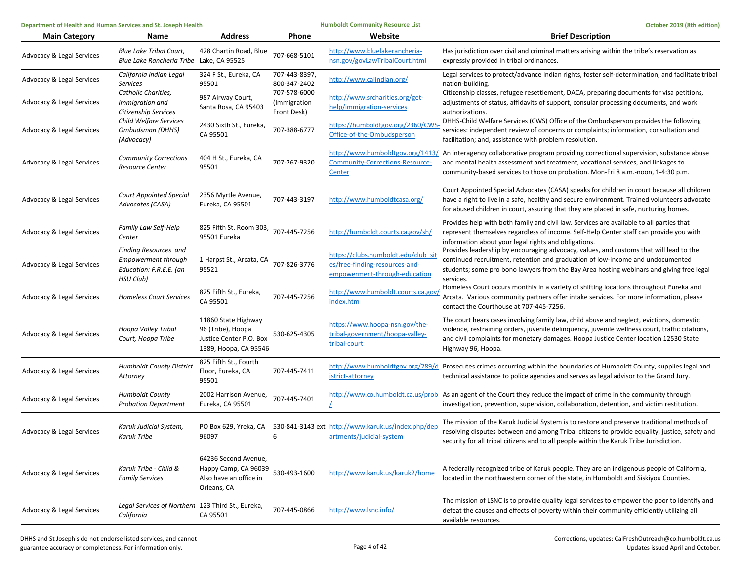| Main Category | Name | Address | Phone | Website | Brief Description |
|---|---|---|---|---|---|
| Advocacy & Legal Services | *Blue Lake Tribal Court, Blue Lake Rancheria Tribe* | 428 Chartin Road, Blue Lake, CA 95525 | 707-668-5101 | http://www.bluelakerancheria-nsn.gov/govLawTribalCourt.html | Has jurisdiction over civil and criminal matters arising within the tribe's reservation as expressly provided in tribal ordinances. |
| Advocacy & Legal Services | *California Indian Legal Services* | 324 F St., Eureka, CA 95501 | 707-443-8397, 800-347-2402 | http://www.calindian.org/ | Legal services to protect/advance Indian rights, foster self-determination, and facilitate tribal nation-building. |
| Advocacy & Legal Services | *Catholic Charities, Immigration and Citizenship Services* | 987 Airway Court, Santa Rosa, CA 95403 | 707-578-6000 (Immigration Front Desk) | http://www.srcharities.org/get-help/immigration-services | Citizenship classes, refugee resettlement, DACA, preparing documents for visa petitions, adjustments of status, affidavits of support, consular processing documents, and work authorizations. |
| Advocacy & Legal Services | *Child Welfare Services Ombudsman (DHHS) (Advocacy)* | 2430 Sixth St., Eureka, CA 95501 | 707-388-6777 | https://humboldtgov.org/2360/CWS-Office-of-the-Ombudsperson | DHHS-Child Welfare Services (CWS) Office of the Ombudsperson provides the following services: independent review of concerns or complaints; information, consultation and facilitation; and, assistance with problem resolution. |
| Advocacy & Legal Services | *Community Corrections Resource Center* | 404 H St., Eureka, CA 95501 | 707-267-9320 | http://www.humboldtgov.org/1413/Community-Corrections-Resource-Center | An interagency collaborative program providing correctional supervision, substance abuse and mental health assessment and treatment, vocational services, and linkages to community-based services to those on probation. Mon-Fri 8 a.m.-noon, 1-4:30 p.m. |
| Advocacy & Legal Services | *Court Appointed Special Advocates (CASA)* | 2356 Myrtle Avenue, Eureka, CA 95501 | 707-443-3197 | http://www.humboldtcasa.org/ | Court Appointed Special Advocates (CASA) speaks for children in court because all children have a right to live in a safe, healthy and secure environment. Trained volunteers advocate for abused children in court, assuring that they are placed in safe, nurturing homes. |
| Advocacy & Legal Services | *Family Law Self-Help Center* | 825 Fifth St. Room 303, 95501 Eureka | 707-445-7256 | http://humboldt.courts.ca.gov/sh/ | Provides help with both family and civil law. Services are available to all parties that represent themselves regardless of income. Self-Help Center staff can provide you with information about your legal rights and obligations. |
| Advocacy & Legal Services | *Finding Resources and Empowerment through Education: F.R.E.E. (an HSU Club)* | 1 Harpst St., Arcata, CA 95521 | 707-826-3776 | https://clubs.humboldt.edu/club_sites/free-finding-resources-and-empowerment-through-education | Provides leadership by encouraging advocacy, values, and customs that will lead to the continued recruitment, retention and graduation of low-income and undocumented students; some pro bono lawyers from the Bay Area hosting webinars and giving free legal services. |
| Advocacy & Legal Services | *Homeless Court Services* | 825 Fifth St., Eureka, CA 95501 | 707-445-7256 | http://www.humboldt.courts.ca.gov/index.htm | Homeless Court occurs monthly in a variety of shifting locations throughout Eureka and Arcata. Various community partners offer intake services. For more information, please contact the Courthouse at 707-445-7256. |
| Advocacy & Legal Services | *Hoopa Valley Tribal Court, Hoopa Tribe* | 11860 State Highway 96 (Tribe), Hoopa Justice Center P.O. Box 1389, Hoopa, CA 95546 | 530-625-4305 | https://www.hoopa-nsn.gov/the-tribal-government/hoopa-valley-tribal-court | The court hears cases involving family law, child abuse and neglect, evictions, domestic violence, restraining orders, juvenile delinquency, juvenile wellness court, traffic citations, and civil complaints for monetary damages. Hoopa Justice Center location 12530 State Highway 96, Hoopa. |
| Advocacy & Legal Services | *Humboldt County District Attorney* | 825 Fifth St., Fourth Floor, Eureka, CA 95501 | 707-445-7411 | http://www.humboldtgov.org/289/district-attorney | Prosecutes crimes occurring within the boundaries of Humboldt County, supplies legal and technical assistance to police agencies and serves as legal advisor to the Grand Jury. |
| Advocacy & Legal Services | *Humboldt County Probation Department* | 2002 Harrison Avenue, Eureka, CA 95501 | 707-445-7401 | http://www.co.humboldt.ca.us/prob/ | As an agent of the Court they reduce the impact of crime in the community through investigation, prevention, supervision, collaboration, detention, and victim restitution. |
| Advocacy & Legal Services | *Karuk Judicial System, Karuk Tribe* | PO Box 629, Yreka, CA 96097 | 530-841-3143 ext 6 | http://www.karuk.us/index.php/departments/judicial-system | The mission of the Karuk Judicial System is to restore and preserve traditional methods of resolving disputes between and among Tribal citizens to provide equality, justice, safety and security for all tribal citizens and to all people within the Karuk Tribe Jurisdiction. |
| Advocacy & Legal Services | *Karuk Tribe - Child & Family Services* | 64236 Second Avenue, Happy Camp, CA 96039 Also have an office in Orleans, CA | 530-493-1600 | http://www.karuk.us/karuk2/home | A federally recognized tribe of Karuk people. They are an indigenous people of California, located in the northwestern corner of the state, in Humboldt and Siskiyou Counties. |
| Advocacy & Legal Services | *Legal Services of Northern California* | 123 Third St., Eureka, CA 95501 | 707-445-0866 | http://www.lsnc.info/ | The mission of LSNC is to provide quality legal services to empower the poor to identify and defeat the causes and effects of poverty within their community efficiently utilizing all available resources. |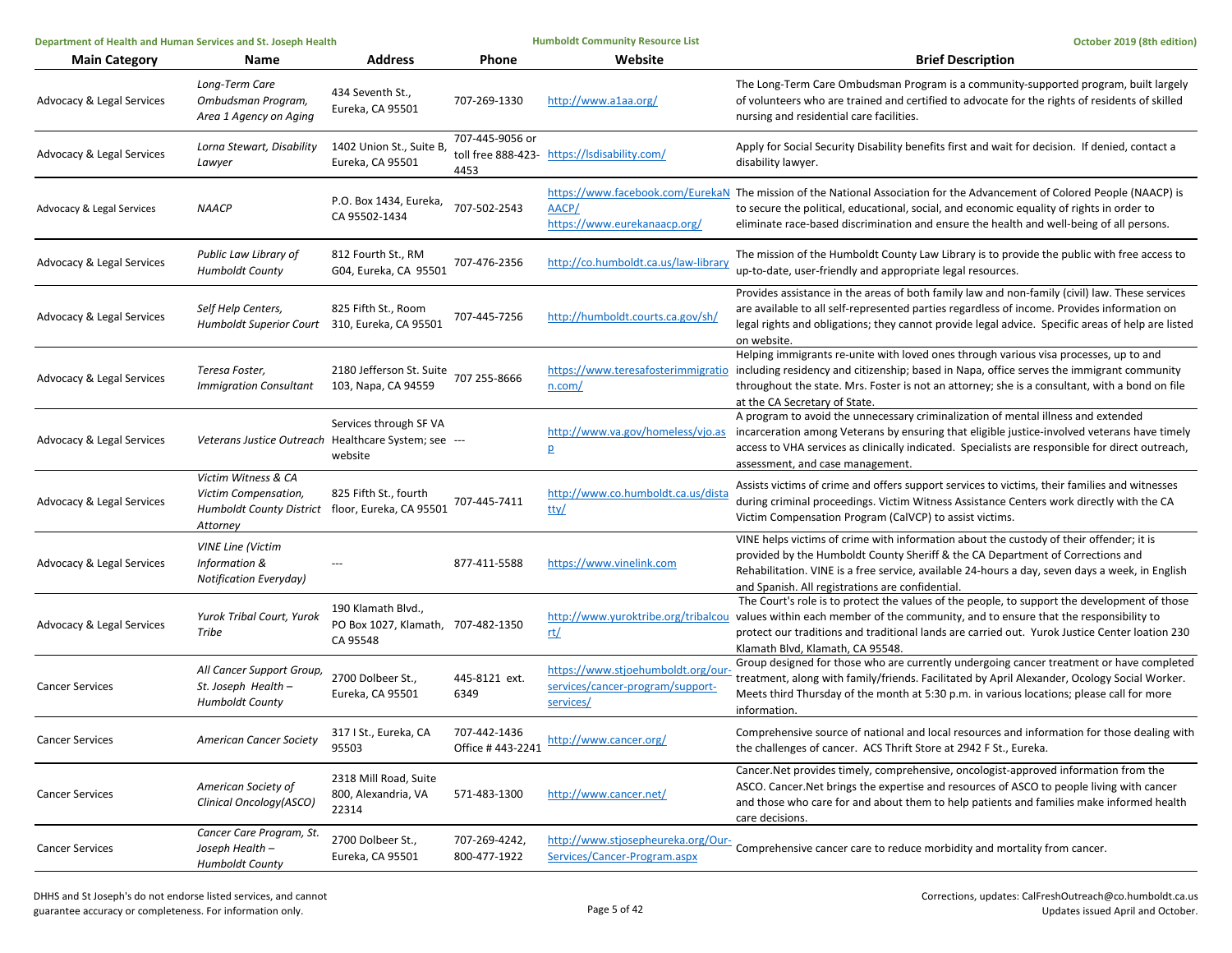| Main Category | Name | Address | Phone | Website | Brief Description |
|---|---|---|---|---|---|
| Advocacy & Legal Services | *Long-Term Care Ombudsman Program, Area 1 Agency on Aging* | 434 Seventh St., Eureka, CA 95501 | 707-269-1330 | http://www.a1aa.org/ | The Long-Term Care Ombudsman Program is a community-supported program, built largely of volunteers who are trained and certified to advocate for the rights of residents of skilled nursing and residential care facilities. |
| Advocacy & Legal Services | *Lorna Stewart, Disability Lawyer* | 1402 Union St., Suite B, Eureka, CA 95501 | 707-445-9056 or toll free 888-423-4453 | https://lsdisability.com/ | Apply for Social Security Disability benefits first and wait for decision. If denied, contact a disability lawyer. |
| Advocacy & Legal Services | *NAACP* | P.O. Box 1434, Eureka, CA 95502-1434 | 707-502-2543 | https://www.facebook.com/EurekaNAACP/ https://www.eurekanaacp.org/ | The mission of the National Association for the Advancement of Colored People (NAACP) is to secure the political, educational, social, and economic equality of rights in order to eliminate race-based discrimination and ensure the health and well-being of all persons. |
| Advocacy & Legal Services | *Public Law Library of Humboldt County* | 812 Fourth St., RM G04, Eureka, CA 95501 | 707-476-2356 | http://co.humboldt.ca.us/law-library | The mission of the Humboldt County Law Library is to provide the public with free access to up-to-date, user-friendly and appropriate legal resources. |
| Advocacy & Legal Services | *Self Help Centers, Humboldt Superior Court* | 825 Fifth St., Room 310, Eureka, CA 95501 | 707-445-7256 | http://humboldt.courts.ca.gov/sh/ | Provides assistance in the areas of both family law and non-family (civil) law. These services are available to all self-represented parties regardless of income. Provides information on legal rights and obligations; they cannot provide legal advice. Specific areas of help are listed on website. |
| Advocacy & Legal Services | *Teresa Foster, Immigration Consultant* | 2180 Jefferson St. Suite 103, Napa, CA 94559 | 707 255-8666 | https://www.teresafosterimmigration.com/ | Helping immigrants re-unite with loved ones through various visa processes, up to and including residency and citizenship; based in Napa, office serves the immigrant community throughout the state. Mrs. Foster is not an attorney; she is a consultant, with a bond on file at the CA Secretary of State. |
| Advocacy & Legal Services | *Veterans Justice Outreach* | Services through SF VA Healthcare System; see website | --- | http://www.va.gov/homeless/vjo.asp | A program to avoid the unnecessary criminalization of mental illness and extended incarceration among Veterans by ensuring that eligible justice-involved veterans have timely access to VHA services as clinically indicated. Specialists are responsible for direct outreach, assessment, and case management. |
| Advocacy & Legal Services | *Victim Witness & CA Victim Compensation, Humboldt County District Attorney* | 825 Fifth St., fourth floor, Eureka, CA 95501 | 707-445-7411 | http://www.co.humboldt.ca.us/distatty/ | Assists victims of crime and offers support services to victims, their families and witnesses during criminal proceedings. Victim Witness Assistance Centers work directly with the CA Victim Compensation Program (CalVCP) to assist victims. |
| Advocacy & Legal Services | *VINE Line (Victim Information & Notification Everyday)* | --- | 877-411-5588 | https://www.vinelink.com | VINE helps victims of crime with information about the custody of their offender; it is provided by the Humboldt County Sheriff & the CA Department of Corrections and Rehabilitation. VINE is a free service, available 24-hours a day, seven days a week, in English and Spanish. All registrations are confidential. |
| Advocacy & Legal Services | *Yurok Tribal Court, Yurok Tribe* | 190 Klamath Blvd., PO Box 1027, Klamath, CA 95548 | 707-482-1350 | http://www.yuroktribe.org/tribalcourt/ | The Court's role is to protect the values of the people, to support the development of those values within each member of the community, and to ensure that the responsibility to protect our traditions and traditional lands are carried out. Yurok Justice Center loation 230 Klamath Blvd, Klamath, CA 95548. |
| Cancer Services | *All Cancer Support Group, St. Joseph Health – Humboldt County* | 2700 Dolbeer St., Eureka, CA 95501 | 445-8121 ext. 6349 | https://www.stjoehumboldt.org/our-services/cancer-program/support-services/ | Group designed for those who are currently undergoing cancer treatment or have completed treatment, along with family/friends. Facilitated by April Alexander, Ocology Social Worker. Meets third Thursday of the month at 5:30 p.m. in various locations; please call for more information. |
| Cancer Services | *American Cancer Society* | 317 I St., Eureka, CA 95503 | 707-442-1436 Office # 443-2241 | http://www.cancer.org/ | Comprehensive source of national and local resources and information for those dealing with the challenges of cancer. ACS Thrift Store at 2942 F St., Eureka. |
| Cancer Services | *American Society of Clinical Oncology(ASCO)* | 2318 Mill Road, Suite 800, Alexandria, VA 22314 | 571-483-1300 | http://www.cancer.net/ | Cancer.Net provides timely, comprehensive, oncologist-approved information from the ASCO. Cancer.Net brings the expertise and resources of ASCO to people living with cancer and those who care for and about them to help patients and families make informed health care decisions. |
| Cancer Services | *Cancer Care Program, St. Joseph Health – Humboldt County* | 2700 Dolbeer St., Eureka, CA 95501 | 707-269-4242, 800-477-1922 | http://www.stjosepheureka.org/Our-Services/Cancer-Program.aspx | Comprehensive cancer care to reduce morbidity and mortality from cancer. |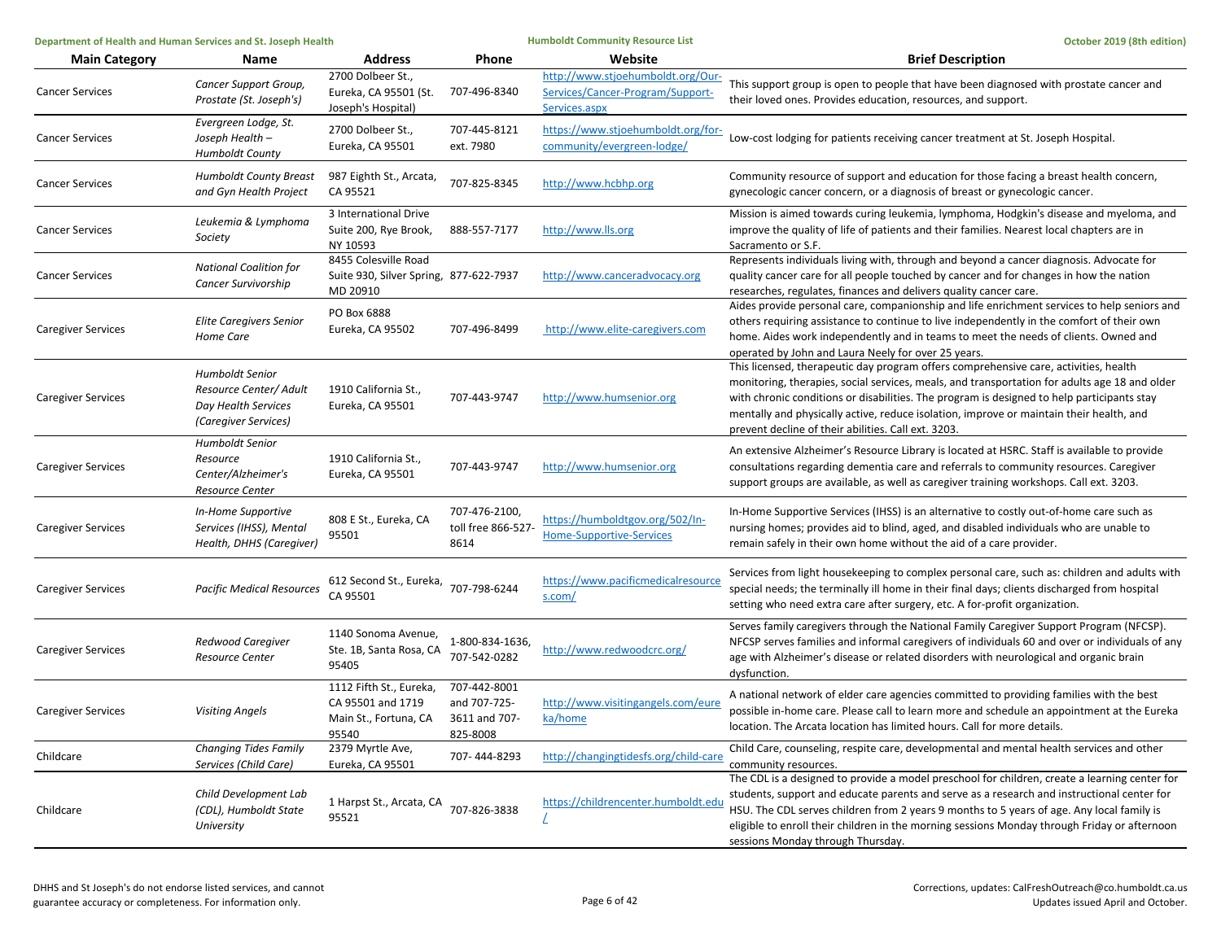| Main Category | Name | Address | Phone | Website | Brief Description |
|---|---|---|---|---|---|
| Cancer Services | *Cancer Support Group, Prostate (St. Joseph's)* | 2700 Dolbeer St., Eureka, CA 95501 (St. Joseph's Hospital) | 707-496-8340 | http://www.stjoehumboldt.org/Our-Services/Cancer-Program/Support-Services.aspx | This support group is open to people that have been diagnosed with prostate cancer and their loved ones. Provides education, resources, and support. |
| Cancer Services | *Evergreen Lodge, St. Joseph Health – Humboldt County* | 2700 Dolbeer St., Eureka, CA 95501 | 707-445-8121 ext. 7980 | https://www.stjoehumboldt.org/for-community/evergreen-lodge/ | Low-cost lodging for patients receiving cancer treatment at St. Joseph Hospital. |
| Cancer Services | *Humboldt County Breast and Gyn Health Project* | 987 Eighth St., Arcata, CA 95521 | 707-825-8345 | http://www.hcbhp.org | Community resource of support and education for those facing a breast health concern, gynecologic cancer concern, or a diagnosis of breast or gynecologic cancer. |
| Cancer Services | *Leukemia & Lymphoma Society* | 3 International Drive Suite 200, Rye Brook, NY 10593 | 888-557-7177 | http://www.lls.org | Mission is aimed towards curing leukemia, lymphoma, Hodgkin's disease and myeloma, and improve the quality of life of patients and their families. Nearest local chapters are in Sacramento or S.F. |
| Cancer Services | *National Coalition for Cancer Survivorship* | 8455 Colesville Road Suite 930, Silver Spring, MD 20910 | 877-622-7937 | http://www.canceradvocacy.org | Represents individuals living with, through and beyond a cancer diagnosis. Advocate for quality cancer care for all people touched by cancer and for changes in how the nation researches, regulates, finances and delivers quality cancer care. |
| Caregiver Services | *Elite Caregivers Senior Home Care* | PO Box 6888 Eureka, CA 95502 | 707-496-8499 | http://www.elite-caregivers.com | Aides provide personal care, companionship and life enrichment services to help seniors and others requiring assistance to continue to live independently in the comfort of their own home. Aides work independently and in teams to meet the needs of clients. Owned and operated by John and Laura Neely for over 25 years. |
| Caregiver Services | *Humboldt Senior Resource Center/ Adult Day Health Services (Caregiver Services)* | 1910 California St., Eureka, CA 95501 | 707-443-9747 | http://www.humsenior.org | This licensed, therapeutic day program offers comprehensive care, activities, health monitoring, therapies, social services, meals, and transportation for adults age 18 and older with chronic conditions or disabilities. The program is designed to help participants stay mentally and physically active, reduce isolation, improve or maintain their health, and prevent decline of their abilities. Call ext. 3203. |
| Caregiver Services | *Humboldt Senior Resource Center/Alzheimer's Resource Center* | 1910 California St., Eureka, CA 95501 | 707-443-9747 | http://www.humsenior.org | An extensive Alzheimer's Resource Library is located at HSRC. Staff is available to provide consultations regarding dementia care and referrals to community resources. Caregiver support groups are available, as well as caregiver training workshops. Call ext. 3203. |
| Caregiver Services | *In-Home Supportive Services (IHSS), Mental Health, DHHS (Caregiver)* | 808 E St., Eureka, CA 95501 | 707-476-2100, toll free 866-527-8614 | https://humboldtgov.org/502/In-Home-Supportive-Services | In-Home Supportive Services (IHSS) is an alternative to costly out-of-home care such as nursing homes; provides aid to blind, aged, and disabled individuals who are unable to remain safely in their own home without the aid of a care provider. |
| Caregiver Services | *Pacific Medical Resources* | 612 Second St., Eureka, CA 95501 | 707-798-6244 | https://www.pacificmedicalresources.com/ | Services from light housekeeping to complex personal care, such as: children and adults with special needs; the terminally ill home in their final days; clients discharged from hospital setting who need extra care after surgery, etc. A for-profit organization. |
| Caregiver Services | *Redwood Caregiver Resource Center* | 1140 Sonoma Avenue, Ste. 1B, Santa Rosa, CA 95405 | 1-800-834-1636, 707-542-0282 | http://www.redwoodcrc.org/ | Serves family caregivers through the National Family Caregiver Support Program (NFCSP). NFCSP serves families and informal caregivers of individuals 60 and over or individuals of any age with Alzheimer's disease or related disorders with neurological and organic brain dysfunction. |
| Caregiver Services | *Visiting Angels* | 1112 Fifth St., Eureka, CA 95501 and 1719 Main St., Fortuna, CA 95540 | 707-442-8001 and 707-725-3611 and 707-825-8008 | http://www.visitingangels.com/eureka/home | A national network of elder care agencies committed to providing families with the best possible in-home care. Please call to learn more and schedule an appointment at the Eureka location. The Arcata location has limited hours. Call for more details. |
| Childcare | *Changing Tides Family Services (Child Care)* | 2379 Myrtle Ave, Eureka, CA 95501 | 707- 444-8293 | http://changingtidesfs.org/child-care | Child Care, counseling, respite care, developmental and mental health services and other community resources. |
| Childcare | *Child Development Lab (CDL), Humboldt State University* | 1 Harpst St., Arcata, CA 95521 | 707-826-3838 | https://childrencenter.humboldt.edu/ | The CDL is a designed to provide a model preschool for children, create a learning center for students, support and educate parents and serve as a research and instructional center for HSU. The CDL serves children from 2 years 9 months to 5 years of age. Any local family is eligible to enroll their children in the morning sessions Monday through Friday or afternoon sessions Monday through Thursday. |

DHHS and St Joseph's do not endorse listed services, and cannot guarantee accuracy or completeness. For information only.

Corrections, updates: CalFreshOutreach@co.humboldt.ca.us
Updates issued April and October.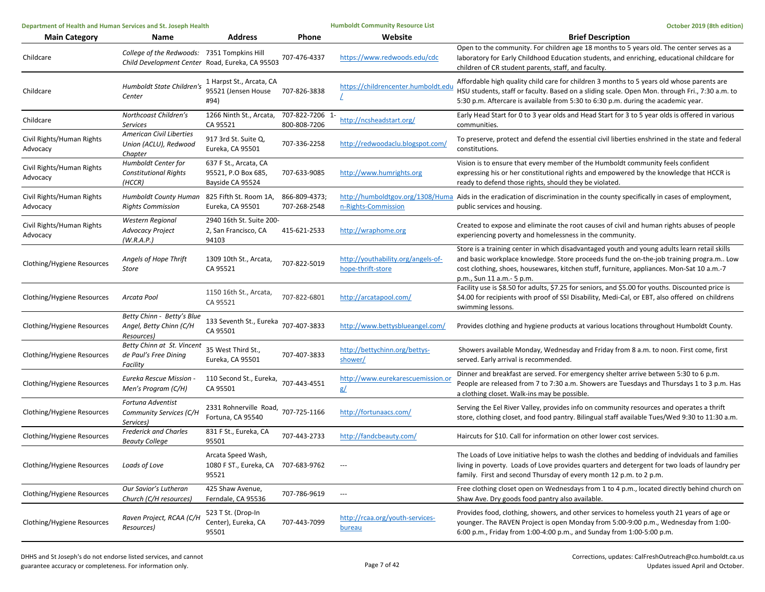| Main Category | Name | Address | Phone | Website | Brief Description |
|---|---|---|---|---|---|
| Childcare | *College of the Redwoods: Child Development Center* | 7351 Tompkins Hill Road, Eureka, CA 95503 | 707-476-4337 | https://www.redwoods.edu/cdc | Open to the community. For children age 18 months to 5 years old. The center serves as a laboratory for Early Childhood Education students, and enriching, educational childcare for children of CR student parents, staff, and faculty. |
| Childcare | *Humboldt State Children's Center* | 1 Harpst St., Arcata, CA 95521 (Jensen House #94) | 707-826-3838 | https://childrencenter.humboldt.edu/ | Affordable high quality child care for children 3 months to 5 years old whose parents are HSU students, staff or faculty. Based on a sliding scale. Open Mon. through Fri., 7:30 a.m. to 5:30 p.m. Aftercare is available from 5:30 to 6:30 p.m. during the academic year. |
| Childcare | *Northcoast Children's Services* | 1266 Ninth St., Arcata, CA 95521 | 707-822-7206 1-800-808-7206 | http://ncsheadstart.org/ | Early Head Start for 0 to 3 year olds and Head Start for 3 to 5 year olds is offered in various communities. |
| Civil Rights/Human Rights Advocacy | *American Civil Liberties Union (ACLU), Redwood Chapter* | 917 3rd St. Suite Q, Eureka, CA 95501 | 707-336-2258 | http://redwoodaclu.blogspot.com/ | To preserve, protect and defend the essential civil liberties enshrined in the state and federal constitutions. |
| Civil Rights/Human Rights Advocacy | *Humboldt Center for Constitutional Rights (HCCR)* | 637 F St., Arcata, CA 95521, P.O Box 685, Bayside CA 95524 | 707-633-9085 | http://www.humrights.org | Vision is to ensure that every member of the Humboldt community feels confident expressing his or her constitutional rights and empowered by the knowledge that HCCR is ready to defend those rights, should they be violated. |
| Civil Rights/Human Rights Advocacy | *Humboldt County Human Rights Commission* | 825 Fifth St. Room 1A, Eureka, CA 95501 | 866-809-4373; 707-268-2548 | http://humboldtgov.org/1308/Human-Rights-Commission | Aids in the eradication of discrimination in the county specifically in cases of employment, public services and housing. |
| Civil Rights/Human Rights Advocacy | *Western Regional Advocacy Project (W.R.A.P.)* | 2940 16th St. Suite 200-2, San Francisco, CA 94103 | 415-621-2533 | http://wraphome.org | Created to expose and eliminate the root causes of civil and human rights abuses of people experiencing poverty and homelessness in the community. |
| Clothing/Hygiene Resources | *Angels of Hope Thrift Store* | 1309 10th St., Arcata, CA 95521 | 707-822-5019 | http://youthability.org/angels-of-hope-thrift-store | Store is a training center in which disadvantaged youth and young adults learn retail skills and basic workplace knowledge. Store proceeds fund the on-the-job training progra m.. Low cost clothing, shoes, housewares, kitchen stuff, furniture, appliances. Mon-Sat 10 a.m.-7 p.m., Sun 11 a.m.- 5 p.m. |
| Clothing/Hygiene Resources | *Arcata Pool* | 1150 16th St., Arcata, CA 95521 | 707-822-6801 | http://arcatapool.com/ | Facility use is $8.50 for adults, $7.25 for seniors, and $5.00 for youths. Discounted price is $4.00 for recipients with proof of SSI Disability, Medi-Cal, or EBT, also offered on childrens swimming lessons. |
| Clothing/Hygiene Resources | *Betty Chinn - Betty's Blue Angel, Betty Chinn (C/H Resources)* | 133 Seventh St., Eureka CA 95501 | 707-407-3833 | http://www.bettysblueangel.com/ | Provides clothing and hygiene products at various locations throughout Humboldt County. |
| Clothing/Hygiene Resources | *Betty Chinn at St. Vincent de Paul's Free Dining Facility* | 35 West Third St., Eureka, CA 95501 | 707-407-3833 | http://bettychinn.org/bettys-shower/ | Showers available Monday, Wednesday and Friday from 8 a.m. to noon. First come, first served. Early arrival is recommended. |
| Clothing/Hygiene Resources | *Eureka Rescue Mission - Men's Program (C/H)* | 110 Second St., Eureka, CA 95501 | 707-443-4551 | http://www.eurekarescuemission.org/ | Dinner and breakfast are served. For emergency shelter arrive between 5:30 to 6 p.m. People are released from 7 to 7:30 a.m. Showers are Tuesdays and Thursdays 1 to 3 p.m. Has a clothing closet. Walk-ins may be possible. |
| Clothing/Hygiene Resources | *Fortuna Adventist Community Services (C/H Services)* | 2331 Rohnerville Road, Fortuna, CA 95540 | 707-725-1166 | http://fortunaacs.com/ | Serving the Eel River Valley, provides info on community resources and operates a thrift store, clothing closet, and food pantry. Bilingual staff available Tues/Wed 9:30 to 11:30 a.m. |
| Clothing/Hygiene Resources | *Frederick and Charles Beauty College* | 831 F St., Eureka, CA 95501 | 707-443-2733 | http://fandcbeauty.com/ | Haircuts for $10. Call for information on other lower cost services. |
| Clothing/Hygiene Resources | *Loads of Love* | Arcata Speed Wash, 1080 F ST., Eureka, CA 95521 | 707-683-9762 | --- | The Loads of Love initiative helps to wash the clothes and bedding of indviduals and families living in poverty. Loads of Love provides quarters and detergent for two loads of laundry per family. First and second Thursday of every month 12 p.m. to 2 p.m. |
| Clothing/Hygiene Resources | *Our Savior's Lutheran Church (C/H resources)* | 425 Shaw Avenue, Ferndale, CA 95536 | 707-786-9619 | --- | Free clothing closet open on Wednesdays from 1 to 4 p.m., located directly behind church on Shaw Ave. Dry goods food pantry also available. |
| Clothing/Hygiene Resources | *Raven Project, RCAA (C/H Resources)* | 523 T St. (Drop-In Center), Eureka, CA 95501 | 707-443-7099 | http://rcaa.org/youth-services-bureau | Provides food, clothing, showers, and other services to homeless youth 21 years of age or younger. The RAVEN Project is open Monday from 5:00-9:00 p.m., Wednesday from 1:00-6:00 p.m., Friday from 1:00-4:00 p.m., and Sunday from 1:00-5:00 p.m. |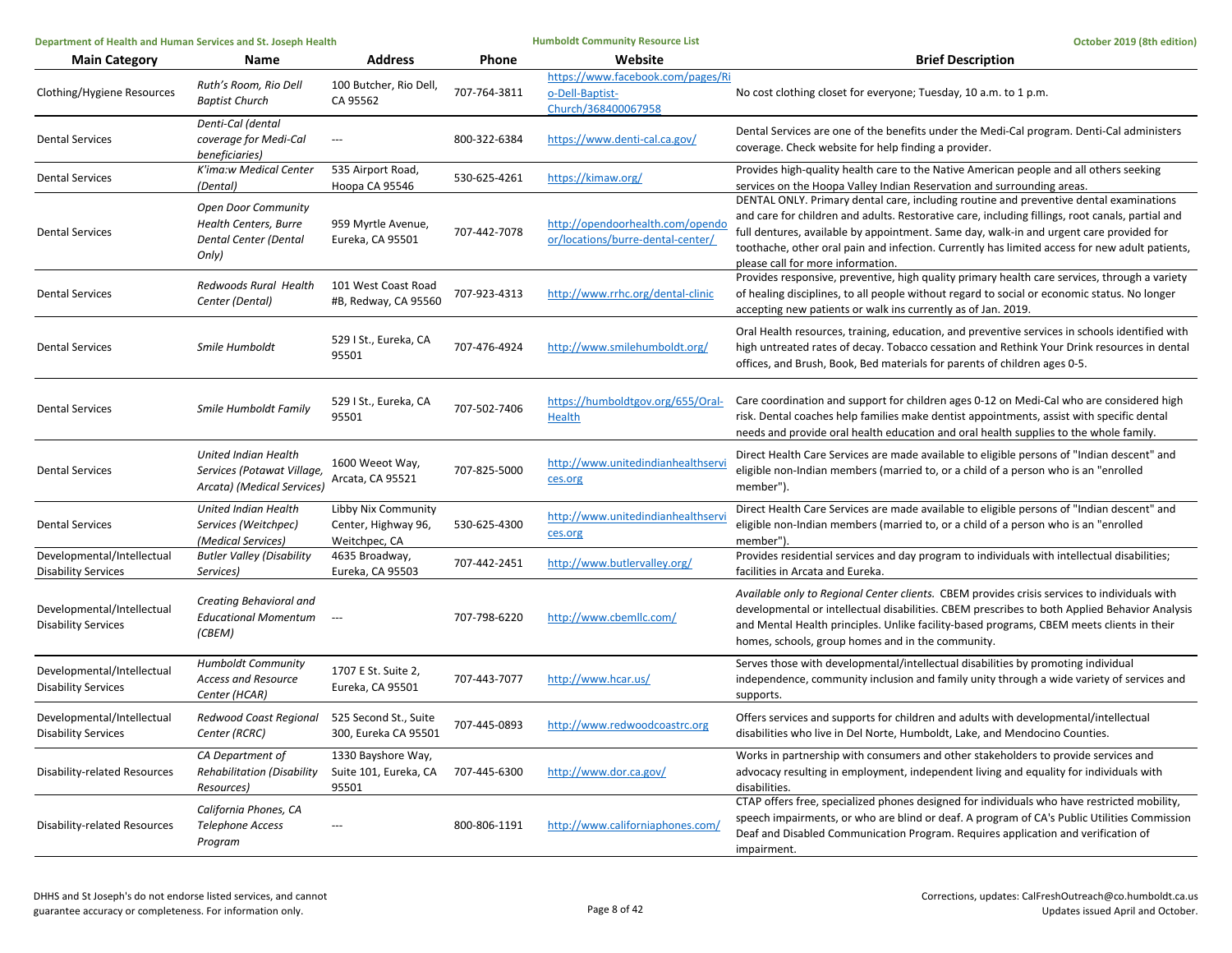| Main Category | Name | Address | Phone | Website | Brief Description |
|---|---|---|---|---|---|
| Clothing/Hygiene Resources | *Ruth's Room, Rio Dell Baptist Church* | 100 Butcher, Rio Dell, CA 95562 | 707-764-3811 | https://www.facebook.com/pages/Rio-Dell-Baptist-Church/368400067958 | No cost clothing closet for everyone; Tuesday, 10 a.m. to 1 p.m. |
| Dental Services | *Denti-Cal (dental coverage for Medi-Cal beneficiaries)* | --- | 800-322-6384 | https://www.denti-cal.ca.gov/ | Dental Services are one of the benefits under the Medi-Cal program. Denti-Cal administers coverage. Check website for help finding a provider. |
| Dental Services | *K'ima:w Medical Center (Dental)* | 535 Airport Road, Hoopa CA 95546 | 530-625-4261 | https://kimaw.org/ | Provides high-quality health care to the Native American people and all others seeking services on the Hoopa Valley Indian Reservation and surrounding areas. |
| Dental Services | *Open Door Community Health Centers, Burre Dental Center (Dental Only)* | 959 Myrtle Avenue, Eureka, CA 95501 | 707-442-7078 | http://opendoorhealth.com/opendoor/locations/burre-dental-center/ | DENTAL ONLY. Primary dental care, including routine and preventive dental examinations and care for children and adults. Restorative care, including fillings, root canals, partial and full dentures, available by appointment. Same day, walk-in and urgent care provided for toothache, other oral pain and infection. Currently has limited access for new adult patients, please call for more information. |
| Dental Services | *Redwoods Rural Health Center (Dental)* | 101 West Coast Road #B, Redway, CA 95560 | 707-923-4313 | http://www.rrhc.org/dental-clinic | Provides responsive, preventive, high quality primary health care services, through a variety of healing disciplines, to all people without regard to social or economic status. No longer accepting new patients or walk ins currently as of Jan. 2019. |
| Dental Services | *Smile Humboldt* | 529 I St., Eureka, CA 95501 | 707-476-4924 | http://www.smilehumboldt.org/ | Oral Health resources, training, education, and preventive services in schools identified with high untreated rates of decay. Tobacco cessation and Rethink Your Drink resources in dental offices, and Brush, Book, Bed materials for parents of children ages 0-5. |
| Dental Services | *Smile Humboldt Family* | 529 I St., Eureka, CA 95501 | 707-502-7406 | https://humboldtgov.org/655/Oral-Health | Care coordination and support for children ages 0-12 on Medi-Cal who are considered high risk. Dental coaches help families make dentist appointments, assist with specific dental needs and provide oral health education and oral health supplies to the whole family. |
| Dental Services | *United Indian Health Services (Potawat Village, Arcata) (Medical Services)* | 1600 Weeot Way, Arcata, CA 95521 | 707-825-5000 | http://www.unitedindianhealthservices.org | Direct Health Care Services are made available to eligible persons of "Indian descent" and eligible non-Indian members (married to, or a child of a person who is an "enrolled member"). |
| Dental Services | *United Indian Health Services (Weitchpec) (Medical Services)* | Libby Nix Community Center, Highway 96, Weitchpec, CA | 530-625-4300 | http://www.unitedindianhealthservices.org | Direct Health Care Services are made available to eligible persons of "Indian descent" and eligible non-Indian members (married to, or a child of a person who is an "enrolled member"). |
| Developmental/Intellectual Disability Services | *Butler Valley (Disability Services)* | 4635 Broadway, Eureka, CA 95503 | 707-442-2451 | http://www.butlervalley.org/ | Provides residential services and day program to individuals with intellectual disabilities; facilities in Arcata and Eureka. |
| Developmental/Intellectual Disability Services | *Creating Behavioral and Educational Momentum (CBEM)* | --- | 707-798-6220 | http://www.cbemllc.com/ | *Available only to Regional Center clients.* CBEM provides crisis services to individuals with developmental or intellectual disabilities. CBEM prescribes to both Applied Behavior Analysis and Mental Health principles. Unlike facility-based programs, CBEM meets clients in their homes, schools, group homes and in the community. |
| Developmental/Intellectual Disability Services | *Humboldt Community Access and Resource Center (HCAR)* | 1707 E St. Suite 2, Eureka, CA 95501 | 707-443-7077 | http://www.hcar.us/ | Serves those with developmental/intellectual disabilities by promoting individual independence, community inclusion and family unity through a wide variety of services and supports. |
| Developmental/Intellectual Disability Services | *Redwood Coast Regional Center (RCRC)* | 525 Second St., Suite 300, Eureka CA 95501 | 707-445-0893 | http://www.redwoodcoastrc.org | Offers services and supports for children and adults with developmental/intellectual disabilities who live in Del Norte, Humboldt, Lake, and Mendocino Counties. |
| Disability-related Resources | *CA Department of Rehabilitation (Disability Resources)* | 1330 Bayshore Way, Suite 101, Eureka, CA 95501 | 707-445-6300 | http://www.dor.ca.gov/ | Works in partnership with consumers and other stakeholders to provide services and advocacy resulting in employment, independent living and equality for individuals with disabilities. |
| Disability-related Resources | *California Phones, CA Telephone Access Program* | --- | 800-806-1191 | http://www.californiaphones.com/ | CTAP offers free, specialized phones designed for individuals who have restricted mobility, speech impairments, or who are blind or deaf. A program of CA's Public Utilities Commission Deaf and Disabled Communication Program. Requires application and verification of impairment. |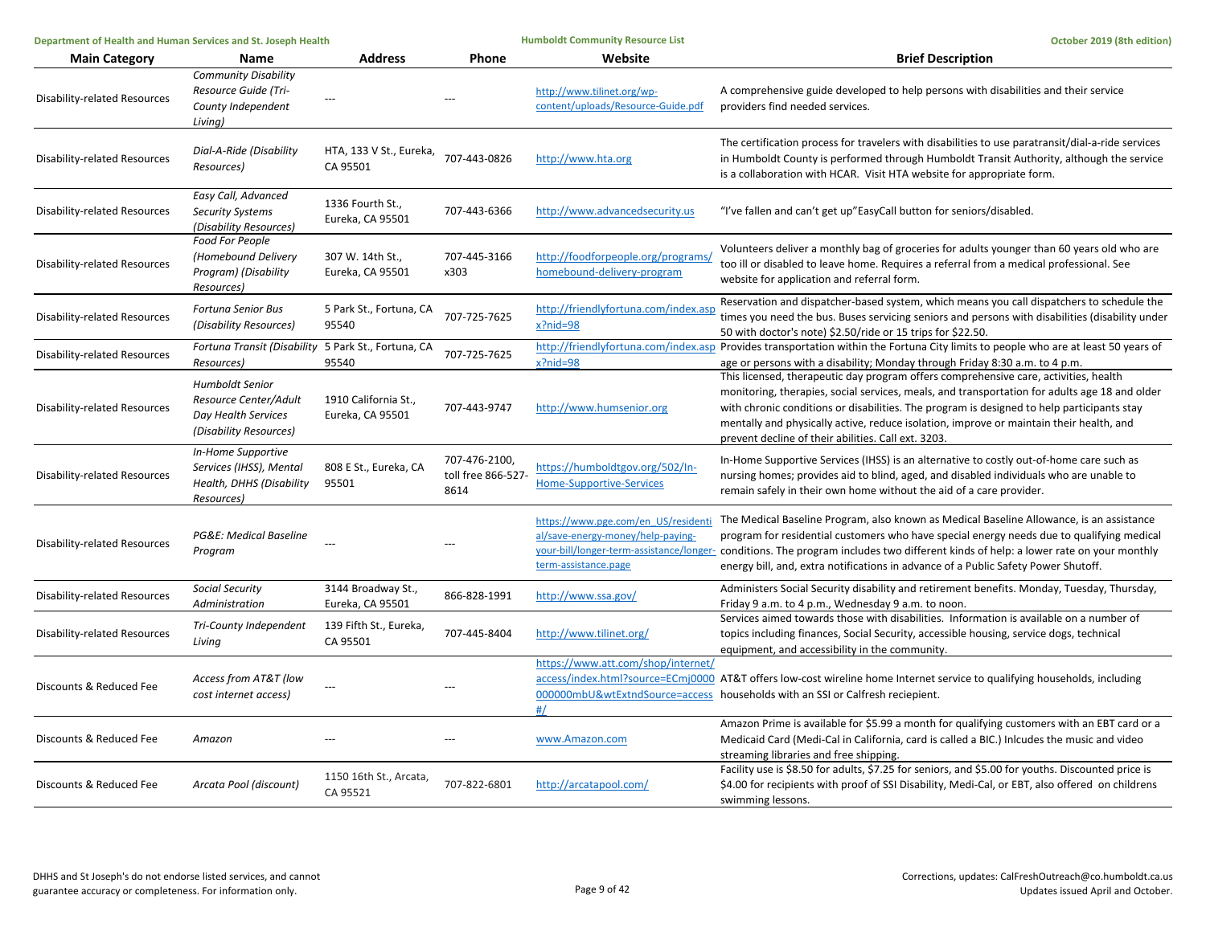| Main Category | Name | Address | Phone | Website | Brief Description |
| --- | --- | --- | --- | --- | --- |
| Disability-related Resources | *Community Disability Resource Guide (Tri-County Independent Living)* | --- | --- | http://www.tilinet.org/wp-content/uploads/Resource-Guide.pdf | A comprehensive guide developed to help persons with disabilities and their service providers find needed services. |
| Disability-related Resources | *Dial-A-Ride (Disability Resources)* | HTA, 133 V St., Eureka, CA 95501 | 707-443-0826 | http://www.hta.org | The certification process for travelers with disabilities to use paratransit/dial-a-ride services in Humboldt County is performed through Humboldt Transit Authority, although the service is a collaboration with HCAR. Visit HTA website for appropriate form. |
| Disability-related Resources | *Easy Call, Advanced Security Systems (Disability Resources)* | 1336 Fourth St., Eureka, CA 95501 | 707-443-6366 | http://www.advancedsecurity.us | "I've fallen and can't get up"EasyCall button for seniors/disabled. |
| Disability-related Resources | *Food For People (Homebound Delivery Program) (Disability Resources)* | 307 W. 14th St., Eureka, CA 95501 | 707-445-3166 x303 | http://foodforpeople.org/programs/homebound-delivery-program | Volunteers deliver a monthly bag of groceries for adults younger than 60 years old who are too ill or disabled to leave home. Requires a referral from a medical professional. See website for application and referral form. |
| Disability-related Resources | *Fortuna Senior Bus (Disability Resources)* | 5 Park St., Fortuna, CA 95540 | 707-725-7625 | http://friendlyfortuna.com/index.aspx?nid=98 | Reservation and dispatcher-based system, which means you call dispatchers to schedule the times you need the bus. Buses servicing seniors and persons with disabilities (disability under 50 with doctor's note) $2.50/ride or 15 trips for $22.50. |
| Disability-related Resources | *Fortuna Transit (Disability Resources)* | 5 Park St., Fortuna, CA 95540 | 707-725-7625 | http://friendlyfortuna.com/index.aspx?nid=98 | Provides transportation within the Fortuna City limits to people who are at least 50 years of age or persons with a disability; Monday through Friday 8:30 a.m. to 4 p.m. |
| Disability-related Resources | *Humboldt Senior Resource Center/Adult Day Health Services (Disability Resources)* | 1910 California St., Eureka, CA 95501 | 707-443-9747 | http://www.humsenior.org | This licensed, therapeutic day program offers comprehensive care, activities, health monitoring, therapies, social services, meals, and transportation for adults age 18 and older with chronic conditions or disabilities. The program is designed to help participants stay mentally and physically active, reduce isolation, improve or maintain their health, and prevent decline of their abilities. Call ext. 3203. |
| Disability-related Resources | *In-Home Supportive Services (IHSS), Mental Health, DHHS (Disability Resources)* | 808 E St., Eureka, CA 95501 | 707-476-2100, toll free 866-527-8614 | https://humboldtgov.org/502/In-Home-Supportive-Services | In-Home Supportive Services (IHSS) is an alternative to costly out-of-home care such as nursing homes; provides aid to blind, aged, and disabled individuals who are unable to remain safely in their own home without the aid of a care provider. |
| Disability-related Resources | *PG&E: Medical Baseline Program* | --- | --- | https://www.pge.com/en_US/residential/save-energy-money/help-paying-your-bill/longer-term-assistance/longer-term-assistance.page | The Medical Baseline Program, also known as Medical Baseline Allowance, is an assistance program for residential customers who have special energy needs due to qualifying medical conditions. The program includes two different kinds of help: a lower rate on your monthly energy bill, and, extra notifications in advance of a Public Safety Power Shutoff. |
| Disability-related Resources | *Social Security Administration* | 3144 Broadway St., Eureka, CA 95501 | 866-828-1991 | http://www.ssa.gov/ | Administers Social Security disability and retirement benefits. Monday, Tuesday, Thursday, Friday 9 a.m. to 4 p.m., Wednesday 9 a.m. to noon. |
| Disability-related Resources | *Tri-County Independent Living* | 139 Fifth St., Eureka, CA 95501 | 707-445-8404 | http://www.tilinet.org/ | Services aimed towards those with disabilities. Information is available on a number of topics including finances, Social Security, accessible housing, service dogs, technical equipment, and accessibility in the community. |
| Discounts & Reduced Fee | *Access from AT&T (low cost internet access)* | --- | --- | https://www.att.com/shop/internet/access/index.html?source=ECmj0000000000mbU&wtExtndSource=access#/ | AT&T offers low-cost wireline home Internet service to qualifying households, including households with an SSI or Calfresh reciepient. |
| Discounts & Reduced Fee | *Amazon* | --- | --- | www.Amazon.com | Amazon Prime is available for $5.99 a month for qualifying customers with an EBT card or a Medicaid Card (Medi-Cal in California, card is called a BIC.) Inlcudes the music and video streaming libraries and free shipping. |
| Discounts & Reduced Fee | *Arcata Pool (discount)* | 1150 16th St., Arcata, CA 95521 | 707-822-6801 | http://arcatapool.com/ | Facility use is $8.50 for adults, $7.25 for seniors, and $5.00 for youths. Discounted price is $4.00 for recipients with proof of SSI Disability, Medi-Cal, or EBT, also offered on childrens swimming lessons. |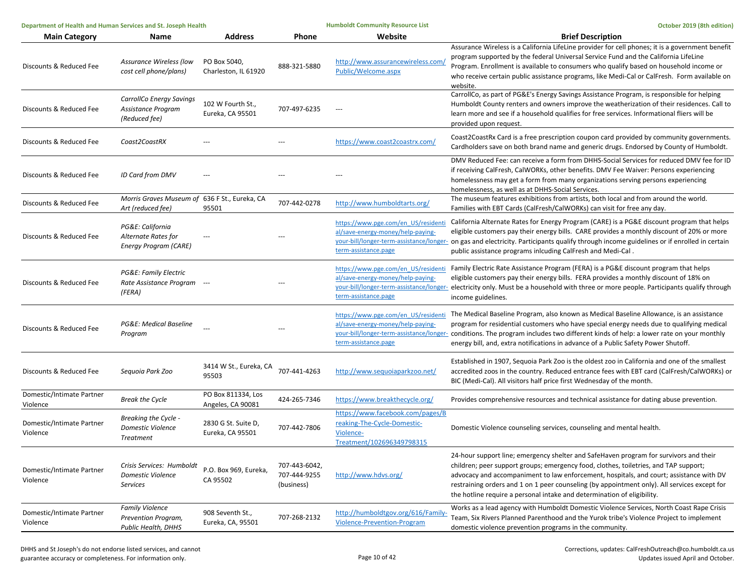| Main Category | Name | Address | Phone | Website | Brief Description |
|---|---|---|---|---|---|
| Discounts & Reduced Fee | *Assurance Wireless (low cost cell phone/plans)* | PO Box 5040, Charleston, IL 61920 | 888-321-5880 | http://www.assurancewireless.com/Public/Welcome.aspx | Assurance Wireless is a California LifeLine provider for cell phones; it is a government benefit program supported by the federal Universal Service Fund and the California LifeLine Program. Enrollment is available to consumers who qualify based on household income or who receive certain public assistance programs, like Medi-Cal or CalFresh. Form available on website. |
| Discounts & Reduced Fee | *CarrollCo Energy Savings Assistance Program (Reduced fee)* | 102 W Fourth St., Eureka, CA 95501 | 707-497-6235 | --- | CarrollCo, as part of PG&E's Energy Savings Assistance Program, is responsible for helping Humboldt County renters and owners improve the weatherization of their residences. Call to learn more and see if a household qualifies for free services. Informational fliers will be provided upon request. |
| Discounts & Reduced Fee | *Coast2CoastRX* | --- | --- | https://www.coast2coastrx.com/ | Coast2CoastRx Card is a free prescription coupon card provided by community governments. Cardholders save on both brand name and generic drugs. Endorsed by County of Humboldt. |
| Discounts & Reduced Fee | *ID Card from DMV* | --- | --- | --- | DMV Reduced Fee: can receive a form from DHHS-Social Services for reduced DMV fee for ID if receiving CalFresh, CalWORKs, other benefits. DMV Fee Waiver: Persons experiencing homelessness may get a form from many organizations serving persons experiencing homelessness, as well as at DHHS-Social Services. |
| Discounts & Reduced Fee | *Morris Graves Museum of Art (reduced fee)* | 636 F St., Eureka, CA 95501 | 707-442-0278 | http://www.humboldtarts.org/ | The museum features exhibitions from artists, both local and from around the world. Families with EBT Cards (CalFresh/CalWORKs) can visit for free any day. |
| Discounts & Reduced Fee | *PG&E: California Alternate Rates for Energy Program (CARE)* | --- | --- | https://www.pge.com/en_US/residential/save-energy-money/help-paying-your-bill/longer-term-assistance/longer-term-assistance.page | California Alternate Rates for Energy Program (CARE) is a PG&E discount program that helps eligible customers pay their energy bills. CARE provides a monthly discount of 20% or more on gas and electricity. Participants qualify through income guidelines or if enrolled in certain public assistance programs inlcuding CalFresh and Medi-Cal . |
| Discounts & Reduced Fee | *PG&E: Family Electric Rate Assistance Program (FERA)* | --- | --- | https://www.pge.com/en_US/residential/save-energy-money/help-paying-your-bill/longer-term-assistance/longer-term-assistance.page | Family Electric Rate Assistance Program (FERA) is a PG&E discount program that helps eligible customers pay their energy bills. FERA provides a monthly discount of 18% on electricity only. Must be a household with three or more people. Participants qualify through income guidelines. |
| Discounts & Reduced Fee | *PG&E: Medical Baseline Program* | --- | --- | https://www.pge.com/en_US/residential/save-energy-money/help-paying-your-bill/longer-term-assistance/longer-term-assistance.page | The Medical Baseline Program, also known as Medical Baseline Allowance, is an assistance program for residential customers who have special energy needs due to qualifying medical conditions. The program includes two different kinds of help: a lower rate on your monthly energy bill, and, extra notifications in advance of a Public Safety Power Shutoff. |
| Discounts & Reduced Fee | *Sequoia Park Zoo* | 3414 W St., Eureka, CA 95503 | 707-441-4263 | http://www.sequoiaparkzoo.net/ | Established in 1907, Sequoia Park Zoo is the oldest zoo in California and one of the smallest accredited zoos in the country. Reduced entrance fees with EBT card (CalFresh/CalWORKs) or BIC (Medi-Cal). All visitors half price first Wednesday of the month. |
| Domestic/Intimate Partner Violence | *Break the Cycle* | PO Box 811334, Los Angeles, CA 90081 | 424-265-7346 | https://www.breakthecycle.org/ | Provides comprehensive resources and technical assistance for dating abuse prevention. |
| Domestic/Intimate Partner Violence | *Breaking the Cycle - Domestic Violence Treatment* | 2830 G St. Suite D, Eureka, CA 95501 | 707-442-7806 | https://www.facebook.com/pages/Breaking-The-Cycle-Domestic-Violence-Treatment/102696349798315 | Domestic Violence counseling services, counseling and mental health. |
| Domestic/Intimate Partner Violence | *Crisis Services: Humboldt Domestic Violence Services* | P.O. Box 969, Eureka, CA 95502 | 707-443-6042, 707-444-9255 (business) | http://www.hdvs.org/ | 24-hour support line; emergency shelter and SafeHaven program for survivors and their children; peer support groups; emergency food, clothes, toiletries, and TAP support; advocacy and accompaniment to law enforcement, hospitals, and court; assistance with DV restraining orders and 1 on 1 peer counseling (by appointment only). All services except for the hotline require a personal intake and determination of eligibility. |
| Domestic/Intimate Partner Violence | *Family Violence Prevention Program, Public Health, DHHS* | 908 Seventh St., Eureka, CA, 95501 | 707-268-2132 | http://humboldtgov.org/616/Family-Violence-Prevention-Program | Works as a lead agency with Humboldt Domestic Violence Services, North Coast Rape Crisis Team, Six Rivers Planned Parenthood and the Yurok tribe's Violence Project to implement domestic violence prevention programs in the community. |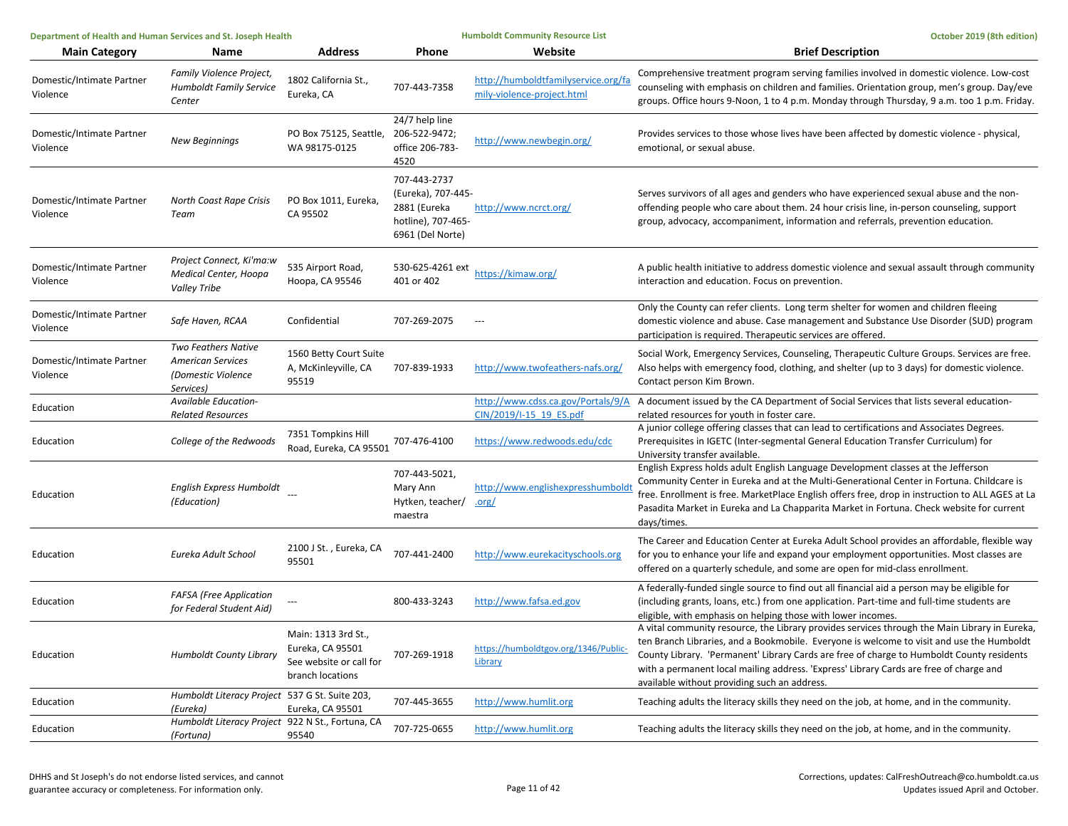| Main Category | Name | Address | Phone | Website | Brief Description |
|---|---|---|---|---|---|
| Domestic/Intimate Partner Violence | *Family Violence Project, Humboldt Family Service Center* | 1802 California St., Eureka, CA | 707-443-7358 | http://humboldtfamilyservice.org/family-violence-project.html | Comprehensive treatment program serving families involved in domestic violence. Low-cost counseling with emphasis on children and families. Orientation group, men's group. Day/eve groups. Office hours 9-Noon, 1 to 4 p.m. Monday through Thursday, 9 a.m. too 1 p.m. Friday. |
| Domestic/Intimate Partner Violence | *New Beginnings* | PO Box 75125, Seattle, WA 98175-0125 | 24/7 help line 206-522-9472; office 206-783-4520 | http://www.newbegin.org/ | Provides services to those whose lives have been affected by domestic violence - physical, emotional, or sexual abuse. |
| Domestic/Intimate Partner Violence | *North Coast Rape Crisis Team* | PO Box 1011, Eureka, CA 95502 | 707-443-2737 (Eureka), 707-445-2881 (Eureka hotline), 707-465-6961 (Del Norte) | http://www.ncrct.org/ | Serves survivors of all ages and genders who have experienced sexual abuse and the non-offending people who care about them. 24 hour crisis line, in-person counseling, support group, advocacy, accompaniment, information and referrals, prevention education. |
| Domestic/Intimate Partner Violence | *Project Connect, Ki'ma:w Medical Center, Hoopa Valley Tribe* | 535 Airport Road, Hoopa, CA 95546 | 530-625-4261 ext 401 or 402 | https://kimaw.org/ | A public health initiative to address domestic violence and sexual assault through community interaction and education. Focus on prevention. |
| Domestic/Intimate Partner Violence | *Safe Haven, RCAA* | Confidential | 707-269-2075 | --- | Only the County can refer clients. Long term shelter for women and children fleeing domestic violence and abuse. Case management and Substance Use Disorder (SUD) program participation is required. Therapeutic services are offered. |
| Domestic/Intimate Partner Violence | *Two Feathers Native American Services (Domestic Violence Services)* | 1560 Betty Court Suite A, McKinleyville, CA 95519 | 707-839-1933 | http://www.twofeathers-nafs.org/ | Social Work, Emergency Services, Counseling, Therapeutic Culture Groups. Services are free. Also helps with emergency food, clothing, and shelter (up to 3 days) for domestic violence. Contact person Kim Brown. |
| Education | *Available Education-Related Resources* | | | http://www.cdss.ca.gov/Portals/9/ACIN/2019/I-15_19_ES.pdf | A document issued by the CA Department of Social Services that lists several education-related resources for youth in foster care. |
| Education | *College of the Redwoods* | 7351 Tompkins Hill Road, Eureka, CA 95501 | 707-476-4100 | https://www.redwoods.edu/cdc | A junior college offering classes that can lead to certifications and Associates Degrees. Prerequisites in IGETC (Inter-segmental General Education Transfer Curriculum) for University transfer available. |
| Education | *English Express Humboldt (Education)* | --- | 707-443-5021, Mary Ann Hytken, teacher/ maestra | http://www.englishexpresshumboldt.org/ | English Express holds adult English Language Development classes at the Jefferson Community Center in Eureka and at the Multi-Generational Center in Fortuna. Childcare is free. Enrollment is free. MarketPlace English offers free, drop in instruction to ALL AGES at La Pasadita Market in Eureka and La Chapparita Market in Fortuna. Check website for current days/times. |
| Education | *Eureka Adult School* | 2100 J St. , Eureka, CA 95501 | 707-441-2400 | http://www.eurekacityschools.org | The Career and Education Center at Eureka Adult School provides an affordable, flexible way for you to enhance your life and expand your employment opportunities. Most classes are offered on a quarterly schedule, and some are open for mid-class enrollment. |
| Education | *FAFSA (Free Application for Federal Student Aid)* | --- | 800-433-3243 | http://www.fafsa.ed.gov | A federally-funded single source to find out all financial aid a person may be eligible for (including grants, loans, etc.) from one application. Part-time and full-time students are eligible, with emphasis on helping those with lower incomes. |
| Education | *Humboldt County Library* | Main: 1313 3rd St., Eureka, CA 95501 See website or call for branch locations | 707-269-1918 | https://humboldtgov.org/1346/Public-Library | A vital community resource, the Library provides services through the Main Library in Eureka, ten Branch Libraries, and a Bookmobile. Everyone is welcome to visit and use the Humboldt County Library. 'Permanent' Library Cards are free of charge to Humboldt County residents with a permanent local mailing address. 'Express' Library Cards are free of charge and available without providing such an address. |
| Education | *Humboldt Literacy Project (Eureka)* | 537 G St. Suite 203, Eureka, CA 95501 | 707-445-3655 | http://www.humlit.org | Teaching adults the literacy skills they need on the job, at home, and in the community. |
| Education | *Humboldt Literacy Project (Fortuna)* | 922 N St., Fortuna, CA 95540 | 707-725-0655 | http://www.humlit.org | Teaching adults the literacy skills they need on the job, at home, and in the community. |

DHHS and St Joseph's do not endorse listed services, and cannot guarantee accuracy or completeness. For information only.

Corrections, updates: CalFreshOutreach@co.humboldt.ca.us
Updates issued April and October.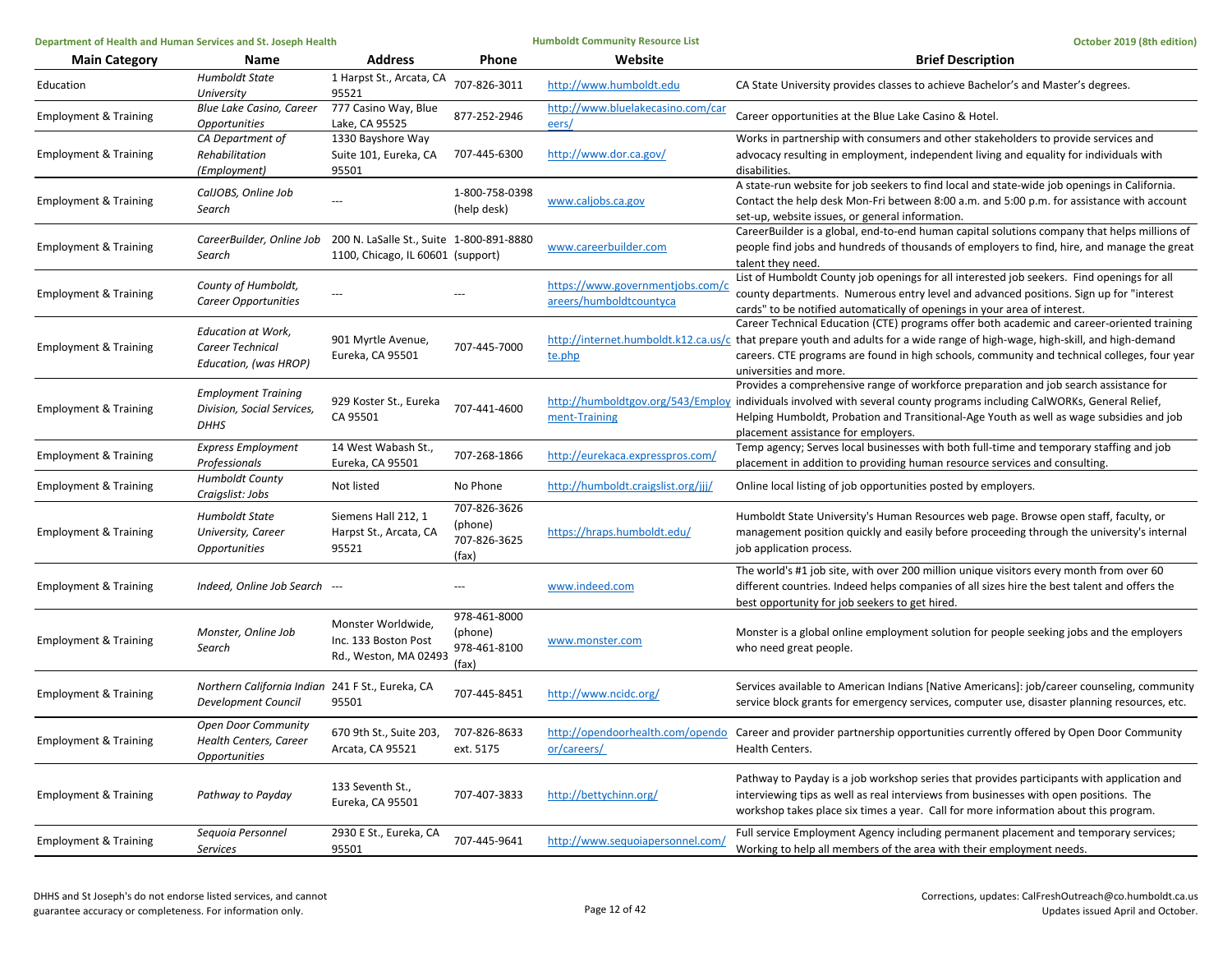| Main Category | Name | Address | Phone | Website | Brief Description |
|---|---|---|---|---|---|
| Education | *Humboldt State University* | 1 Harpst St., Arcata, CA 95521 | 707-826-3011 | http://www.humboldt.edu | CA State University provides classes to achieve Bachelor's and Master's degrees. |
| Employment & Training | *Blue Lake Casino, Career Opportunities* | 777 Casino Way, Blue Lake, CA 95525 | 877-252-2946 | http://www.bluelakecasino.com/careers/ | Career opportunities at the Blue Lake Casino & Hotel. |
| Employment & Training | *CA Department of Rehabilitation (Employment)* | 1330 Bayshore Way Suite 101, Eureka, CA 95501 | 707-445-6300 | http://www.dor.ca.gov/ | Works in partnership with consumers and other stakeholders to provide services and advocacy resulting in employment, independent living and equality for individuals with disabilities. |
| Employment & Training | *CalJOBS, Online Job Search* | --- | 1-800-758-0398 (help desk) | www.caljobs.ca.gov | A state-run website for job seekers to find local and state-wide job openings in California. Contact the help desk Mon-Fri between 8:00 a.m. and 5:00 p.m. for assistance with account set-up, website issues, or general information. |
| Employment & Training | *CareerBuilder, Online Job Search* | 200 N. LaSalle St., Suite 1100, Chicago, IL 60601 | 1-800-891-8880 (support) | www.careerbuilder.com | CareerBuilder is a global, end-to-end human capital solutions company that helps millions of people find jobs and hundreds of thousands of employers to find, hire, and manage the great talent they need. |
| Employment & Training | *County of Humboldt, Career Opportunities* | --- | --- | https://www.governmentjobs.com/careers/humboldtcountyca | List of Humboldt County job openings for all interested job seekers. Find openings for all county departments. Numerous entry level and advanced positions. Sign up for "interest cards" to be notified automatically of openings in your area of interest. |
| Employment & Training | *Education at Work, Career Technical Education, (was HROP)* | 901 Myrtle Avenue, Eureka, CA 95501 | 707-445-7000 | http://internet.humboldt.k12.ca.us/cte.php | Career Technical Education (CTE) programs offer both academic and career-oriented training that prepare youth and adults for a wide range of high-wage, high-skill, and high-demand careers. CTE programs are found in high schools, community and technical colleges, four year universities and more. |
| Employment & Training | *Employment Training Division, Social Services, DHHS* | 929 Koster St., Eureka CA 95501 | 707-441-4600 | http://humboldtgov.org/543/Employment-Training | Provides a comprehensive range of workforce preparation and job search assistance for individuals involved with several county programs including CalWORKs, General Relief, Helping Humboldt, Probation and Transitional-Age Youth as well as wage subsidies and job placement assistance for employers. |
| Employment & Training | *Express Employment Professionals* | 14 West Wabash St., Eureka, CA 95501 | 707-268-1866 | http://eurekaca.expresspros.com/ | Temp agency; Serves local businesses with both full-time and temporary staffing and job placement in addition to providing human resource services and consulting. |
| Employment & Training | *Humboldt County Craigslist: Jobs* | Not listed | No Phone | http://humboldt.craigslist.org/jjj/ | Online local listing of job opportunities posted by employers. |
| Employment & Training | *Humboldt State University, Career Opportunities* | Siemens Hall 212, 1 Harpst St., Arcata, CA 95521 | 707-826-3626 (phone) 707-826-3625 (fax) | https://hraps.humboldt.edu/ | Humboldt State University's Human Resources web page. Browse open staff, faculty, or management position quickly and easily before proceeding through the university's internal job application process. |
| Employment & Training | *Indeed, Online Job Search* | --- | --- | www.indeed.com | The world's #1 job site, with over 200 million unique visitors every month from over 60 different countries. Indeed helps companies of all sizes hire the best talent and offers the best opportunity for job seekers to get hired. |
| Employment & Training | *Monster, Online Job Search* | Monster Worldwide, Inc. 133 Boston Post Rd., Weston, MA 02493 | 978-461-8000 (phone) 978-461-8100 (fax) | www.monster.com | Monster is a global online employment solution for people seeking jobs and the employers who need great people. |
| Employment & Training | *Northern California Indian Development Council* | 241 F St., Eureka, CA 95501 | 707-445-8451 | http://www.ncidc.org/ | Services available to American Indians [Native Americans]: job/career counseling, community service block grants for emergency services, computer use, disaster planning resources, etc. |
| Employment & Training | *Open Door Community Health Centers, Career Opportunities* | 670 9th St., Suite 203, Arcata, CA 95521 | 707-826-8633 ext. 5175 | http://opendoorhealth.com/opendoor/careers/ | Career and provider partnership opportunities currently offered by Open Door Community Health Centers. |
| Employment & Training | *Pathway to Payday* | 133 Seventh St., Eureka, CA 95501 | 707-407-3833 | http://bettychinn.org/ | Pathway to Payday is a job workshop series that provides participants with application and interviewing tips as well as real interviews from businesses with open positions. The workshop takes place six times a year. Call for more information about this program. |
| Employment & Training | *Sequoia Personnel Services* | 2930 E St., Eureka, CA 95501 | 707-445-9641 | http://www.sequoiapersonnel.com/ | Full service Employment Agency including permanent placement and temporary services; Working to help all members of the area with their employment needs. |

DHHS and St Joseph's do not endorse listed services, and cannot guarantee accuracy or completeness. For information only.

Corrections, updates: CalFreshOutreach@co.humboldt.ca.us
Updates issued April and October.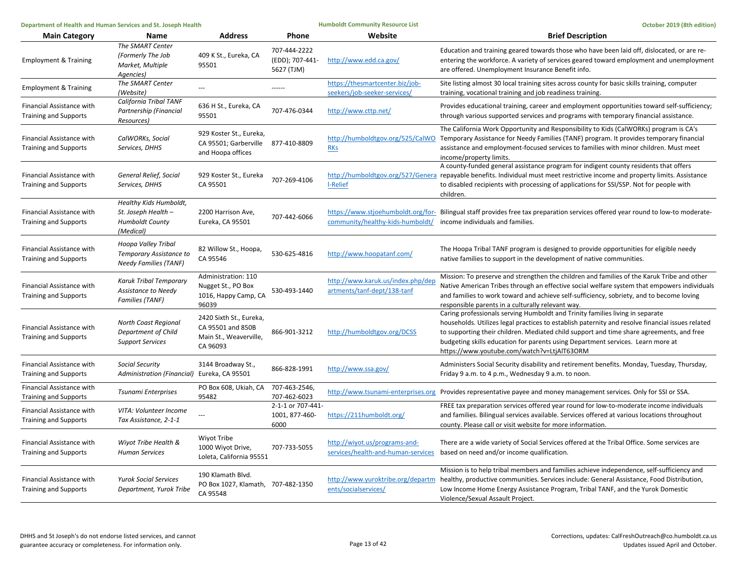| Main Category | Name | Address | Phone | Website | Brief Description |
|---|---|---|---|---|---|
| Employment & Training | *The SMART Center (Formerly The Job Market, Multiple Agencies)* | 409 K St., Eureka, CA 95501 | 707-444-2222 (EDD); 707-441-5627 (TJM) | http://www.edd.ca.gov/ | Education and training geared towards those who have been laid off, dislocated, or are re-entering the workforce. A variety of services geared toward employment and unemployment are offered. Unemployment Insurance Benefit info. |
| Employment & Training | *The SMART Center (Website)* | --- | ------ | https://thesmartcenter.biz/job-seekers/job-seeker-services/ | Site listing almost 30 local training sites across county for basic skills training, computer training, vocational training and job readiness training. |
| Financial Assistance with Training and Supports | *California Tribal TANF Partnership (Financial Resources)* | 636 H St., Eureka, CA 95501 | 707-476-0344 | http://www.cttp.net/ | Provides educational training, career and employment opportunities toward self-sufficiency; through various supported services and programs with temporary financial assistance. |
| Financial Assistance with Training and Supports | *CalWORKs, Social Services, DHHS* | 929 Koster St., Eureka, CA 95501; Garberville and Hoopa offices | 877-410-8809 | http://humboldtgov.org/525/CalWORKs | The California Work Opportunity and Responsibility to Kids (CalWORKs) program is CA's Temporary Assistance for Needy Families (TANF) program. It provides temporary financial assistance and employment-focused services to families with minor children. Must meet income/property limits. |
| Financial Assistance with Training and Supports | *General Relief, Social Services, DHHS* | 929 Koster St., Eureka CA 95501 | 707-269-4106 | http://humboldtgov.org/527/General-Relief | A county-funded general assistance program for indigent county residents that offers repayable benefits. Individual must meet restrictive income and property limits. Assistance to disabled recipients with processing of applications for SSI/SSP. Not for people with children. |
| Financial Assistance with Training and Supports | *Healthy Kids Humboldt, St. Joseph Health – Humboldt County (Medical)* | 2200 Harrison Ave, Eureka, CA 95501 | 707-442-6066 | https://www.stjoehumboldt.org/for-community/healthy-kids-humboldt/ | Bilingual staff provides free tax preparation services offered year round to low-to moderate-income individuals and families. |
| Financial Assistance with Training and Supports | *Hoopa Valley Tribal Temporary Assistance to Needy Families (TANF)* | 82 Willow St., Hoopa, CA 95546 | 530-625-4816 | http://www.hoopatanf.com/ | The Hoopa Tribal TANF program is designed to provide opportunities for eligible needy native families to support in the development of native communities. |
| Financial Assistance with Training and Supports | *Karuk Tribal Temporary Assistance to Needy Families (TANF)* | Administration: 110 Nugget St., PO Box 1016, Happy Camp, CA 96039 | 530-493-1440 | http://www.karuk.us/index.php/departments/tanf-dept/138-tanf | Mission: To preserve and strengthen the children and families of the Karuk Tribe and other Native American Tribes through an effective social welfare system that empowers individuals and families to work toward and achieve self-sufficiency, sobriety, and to become loving responsible parents in a culturally relevant way. |
| Financial Assistance with Training and Supports | *North Coast Regional Department of Child Support Services* | 2420 Sixth St., Eureka, CA 95501 and 850B Main St., Weaverville, CA 96093 | 866-901-3212 | http://humboldtgov.org/DCSS | Caring professionals serving Humboldt and Trinity families living in separate households. Utilizes legal practices to establish paternity and resolve financial issues related to supporting their children. Mediated child support and time share agreements, and free budgeting skills education for parents using Department services. Learn more at https://www.youtube.com/watch?v=LtjAlT63ORM |
| Financial Assistance with Training and Supports | *Social Security Administration (Financial)* | 3144 Broadway St., Eureka, CA 95501 | 866-828-1991 | http://www.ssa.gov/ | Administers Social Security disability and retirement benefits. Monday, Tuesday, Thursday, Friday 9 a.m. to 4 p.m., Wednesday 9 a.m. to noon. |
| Financial Assistance with Training and Supports | *Tsunami Enterprises* | PO Box 608, Ukiah, CA 95482 | 707-463-2546, 707-462-6023 | http://www.tsunami-enterprises.org | Provides representative payee and money management services. Only for SSI or SSA. |
| Financial Assistance with Training and Supports | *VITA: Volunteer Income Tax Assistance, 2-1-1* | --- | 2-1-1 or 707-441-1001, 877-460-6000 | https://211humboldt.org/ | FREE tax preparation services offered year round for low-to-moderate income individuals and families. Bilingual services available. Services offered at various locations throughout county. Please call or visit website for more information. |
| Financial Assistance with Training and Supports | *Wiyot Tribe Health & Human Services* | Wiyot Tribe 1000 Wiyot Drive, Loleta, California 95551 | 707-733-5055 | http://wiyot.us/programs-and-services/health-and-human-services | There are a wide variety of Social Services offered at the Tribal Office. Some services are based on need and/or income qualification. |
| Financial Assistance with Training and Supports | *Yurok Social Services Department, Yurok Tribe* | 190 Klamath Blvd. PO Box 1027, Klamath, CA 95548 | 707-482-1350 | http://www.yuroktribe.org/departments/socialservices/ | Mission is to help tribal members and families achieve independence, self-sufficiency and healthy, productive communities. Services include: General Assistance, Food Distribution, Low Income Home Energy Assistance Program, Tribal TANF, and the Yurok Domestic Violence/Sexual Assault Project. |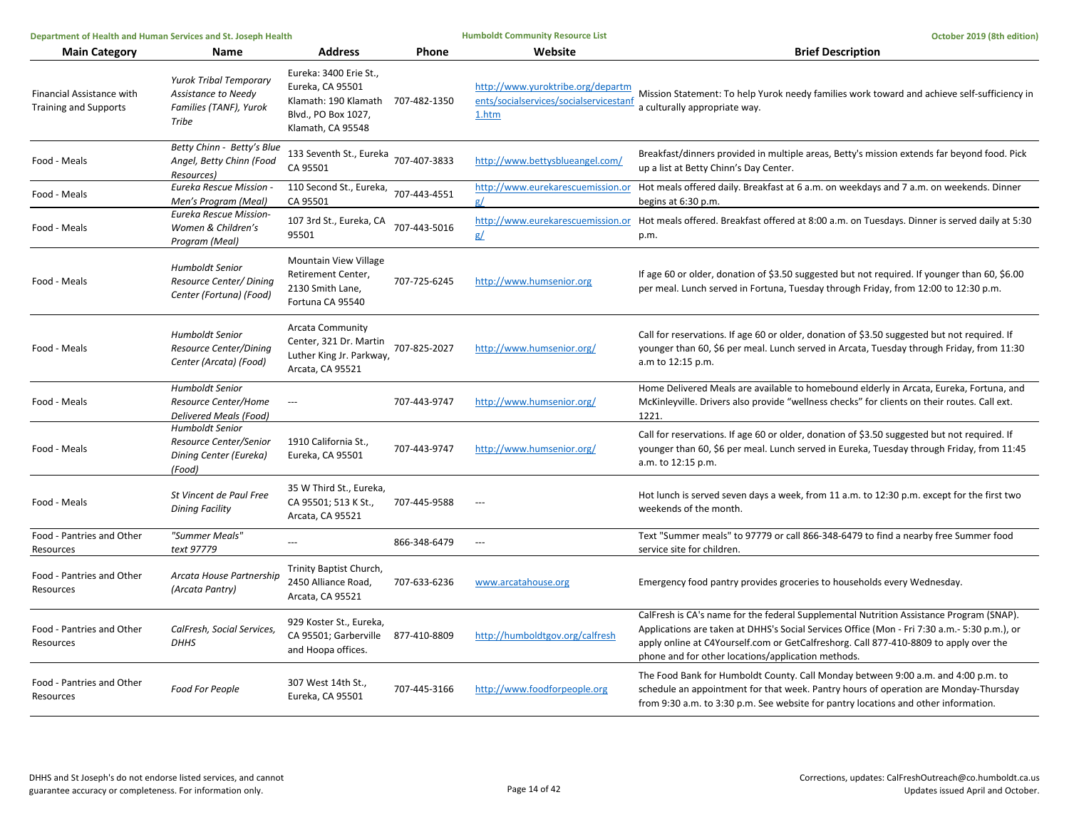| Main Category | Name | Address | Phone | Website | Brief Description |
|---|---|---|---|---|---|
| Financial Assistance with Training and Supports | *Yurok Tribal Temporary Assistance to Needy Families (TANF), Yurok Tribe* | Eureka: 3400 Erie St., Eureka, CA 95501 Klamath: 190 Klamath Blvd., PO Box 1027, Klamath, CA 95548 | 707-482-1350 | http://www.yuroktribe.org/departments/socialservices/socialservicestanf1.htm | Mission Statement: To help Yurok needy families work toward and achieve self-sufficiency in a culturally appropriate way. |
| Food - Meals | *Betty Chinn - Betty's Blue Angel, Betty Chinn (Food Resources)* | 133 Seventh St., Eureka CA 95501 | 707-407-3833 | http://www.bettysblueangel.com/ | Breakfast/dinners provided in multiple areas, Betty's mission extends far beyond food. Pick up a list at Betty Chinn's Day Center. |
| Food - Meals | *Eureka Rescue Mission - Men's Program (Meal)* | 110 Second St., Eureka, CA 95501 | 707-443-4551 | http://www.eurekarescuemission.org/ | Hot meals offered daily. Breakfast at 6 a.m. on weekdays and 7 a.m. on weekends. Dinner begins at 6:30 p.m. |
| Food - Meals | *Eureka Rescue Mission- Women & Children's Program (Meal)* | 107 3rd St., Eureka, CA 95501 | 707-443-5016 | http://www.eurekarescuemission.org/ | Hot meals offered. Breakfast offered at 8:00 a.m. on Tuesdays. Dinner is served daily at 5:30 p.m. |
| Food - Meals | *Humboldt Senior Resource Center/ Dining Center (Fortuna) (Food)* | Mountain View Village Retirement Center, 2130 Smith Lane, Fortuna CA 95540 | 707-725-6245 | http://www.humsenior.org | If age 60 or older, donation of $3.50 suggested but not required. If younger than 60, $6.00 per meal. Lunch served in Fortuna, Tuesday through Friday, from 12:00 to 12:30 p.m. |
| Food - Meals | *Humboldt Senior Resource Center/Dining Center (Arcata) (Food)* | Arcata Community Center, 321 Dr. Martin Luther King Jr. Parkway, Arcata, CA 95521 | 707-825-2027 | http://www.humsenior.org/ | Call for reservations. If age 60 or older, donation of $3.50 suggested but not required. If younger than 60, $6 per meal. Lunch served in Arcata, Tuesday through Friday, from 11:30 a.m to 12:15 p.m. |
| Food - Meals | *Humboldt Senior Resource Center/Home Delivered Meals (Food)* | --- | 707-443-9747 | http://www.humsenior.org/ | Home Delivered Meals are available to homebound elderly in Arcata, Eureka, Fortuna, and McKinleyville. Drivers also provide "wellness checks" for clients on their routes. Call ext. 1221. |
| Food - Meals | *Humboldt Senior Resource Center/Senior Dining Center (Eureka) (Food)* | 1910 California St., Eureka, CA 95501 | 707-443-9747 | http://www.humsenior.org/ | Call for reservations. If age 60 or older, donation of $3.50 suggested but not required. If younger than 60, $6 per meal. Lunch served in Eureka, Tuesday through Friday, from 11:45 a.m. to 12:15 p.m. |
| Food - Meals | *St Vincent de Paul Free Dining Facility* | 35 W Third St., Eureka, CA 95501; 513 K St., Arcata, CA 95521 | 707-445-9588 | --- | Hot lunch is served seven days a week, from 11 a.m. to 12:30 p.m. except for the first two weekends of the month. |
| Food - Pantries and Other Resources | *"Summer Meals" text 97779* | --- | 866-348-6479 | --- | Text "Summer meals" to 97779 or call 866-348-6479 to find a nearby free Summer food service site for children. |
| Food - Pantries and Other Resources | *Arcata House Partnership (Arcata Pantry)* | Trinity Baptist Church, 2450 Alliance Road, Arcata, CA 95521 | 707-633-6236 | www.arcatahouse.org | Emergency food pantry provides groceries to households every Wednesday. |
| Food - Pantries and Other Resources | *CalFresh, Social Services, DHHS* | 929 Koster St., Eureka, CA 95501; Garberville and Hoopa offices. | 877-410-8809 | http://humboldtgov.org/calfresh | CalFresh is CA's name for the federal Supplemental Nutrition Assistance Program (SNAP). Applications are taken at DHHS's Social Services Office (Mon - Fri 7:30 a.m.- 5:30 p.m.), or apply online at C4Yourself.com or GetCalfreshorg. Call 877-410-8809 to apply over the phone and for other locations/application methods. |
| Food - Pantries and Other Resources | *Food For People* | 307 West 14th St., Eureka, CA 95501 | 707-445-3166 | http://www.foodforpeople.org | The Food Bank for Humboldt County. Call Monday between 9:00 a.m. and 4:00 p.m. to schedule an appointment for that week. Pantry hours of operation are Monday-Thursday from 9:30 a.m. to 3:30 p.m. See website for pantry locations and other information. |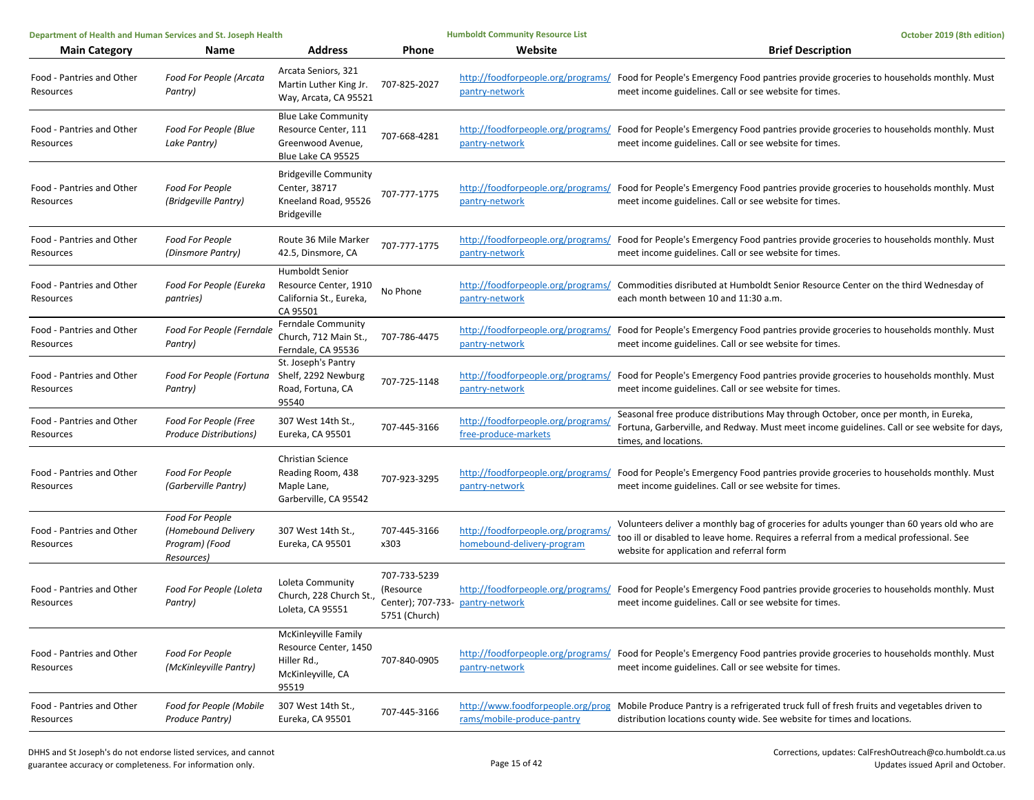| Main Category | Name | Address | Phone | Website | Brief Description |
|---|---|---|---|---|---|
| Food - Pantries and Other Resources | *Food For People (Arcata Pantry)* | Arcata Seniors, 321 Martin Luther King Jr. Way, Arcata, CA 95521 | 707-825-2027 | http://foodforpeople.org/programs/pantry-network | Food for People's Emergency Food pantries provide groceries to households monthly. Must meet income guidelines. Call or see website for times. |
| Food - Pantries and Other Resources | *Food For People (Blue Lake Pantry)* | Blue Lake Community Resource Center, 111 Greenwood Avenue, Blue Lake CA 95525 | 707-668-4281 | http://foodforpeople.org/programs/pantry-network | Food for People's Emergency Food pantries provide groceries to households monthly. Must meet income guidelines. Call or see website for times. |
| Food - Pantries and Other Resources | *Food For People (Bridgeville Pantry)* | Bridgeville Community Center, 38717 Kneeland Road, 95526 Bridgeville | 707-777-1775 | http://foodforpeople.org/programs/pantry-network | Food for People's Emergency Food pantries provide groceries to households monthly. Must meet income guidelines. Call or see website for times. |
| Food - Pantries and Other Resources | *Food For People (Dinsmore Pantry)* | Route 36 Mile Marker 42.5, Dinsmore, CA | 707-777-1775 | http://foodforpeople.org/programs/pantry-network | Food for People's Emergency Food pantries provide groceries to households monthly. Must meet income guidelines. Call or see website for times. |
| Food - Pantries and Other Resources | *Food For People (Eureka pantries)* | Humboldt Senior Resource Center, 1910 California St., Eureka, CA 95501 | No Phone | http://foodforpeople.org/programs/pantry-network | Commodities disributed at Humboldt Senior Resource Center on the third Wednesday of each month between 10 and 11:30 a.m. |
| Food - Pantries and Other Resources | *Food For People (Ferndale Pantry)* | Ferndale Community Church, 712 Main St., Ferndale, CA 95536 | 707-786-4475 | http://foodforpeople.org/programs/pantry-network | Food for People's Emergency Food pantries provide groceries to households monthly. Must meet income guidelines. Call or see website for times. |
| Food - Pantries and Other Resources | *Food For People (Fortuna Pantry)* | St. Joseph's Pantry Shelf, 2292 Newburg Road, Fortuna, CA 95540 | 707-725-1148 | http://foodforpeople.org/programs/pantry-network | Food for People's Emergency Food pantries provide groceries to households monthly. Must meet income guidelines. Call or see website for times. |
| Food - Pantries and Other Resources | *Food For People (Free Produce Distributions)* | 307 West 14th St., Eureka, CA 95501 | 707-445-3166 | http://foodforpeople.org/programs/free-produce-markets | Seasonal free produce distributions May through October, once per month, in Eureka, Fortuna, Garberville, and Redway. Must meet income guidelines. Call or see website for days, times, and locations. |
| Food - Pantries and Other Resources | *Food For People (Garberville Pantry)* | Christian Science Reading Room, 438 Maple Lane, Garberville, CA 95542 | 707-923-3295 | http://foodforpeople.org/programs/pantry-network | Food for People's Emergency Food pantries provide groceries to households monthly. Must meet income guidelines. Call or see website for times. |
| Food - Pantries and Other Resources | *Food For People (Homebound Delivery Program) (Food Resources)* | 307 West 14th St., Eureka, CA 95501 | 707-445-3166 x303 | http://foodforpeople.org/programs/homebound-delivery-program | Volunteers deliver a monthly bag of groceries for adults younger than 60 years old who are too ill or disabled to leave home. Requires a referral from a medical professional. See website for application and referral form |
| Food - Pantries and Other Resources | *Food For People (Loleta Pantry)* | Loleta Community Church, 228 Church St., Loleta, CA 95551 | 707-733-5239 (Resource Center); 707-733-5751 (Church) | http://foodforpeople.org/programs/pantry-network | Food for People's Emergency Food pantries provide groceries to households monthly. Must meet income guidelines. Call or see website for times. |
| Food - Pantries and Other Resources | *Food For People (McKinleyville Pantry)* | McKinleyville Family Resource Center, 1450 Hiller Rd., McKinleyville, CA 95519 | 707-840-0905 | http://foodforpeople.org/programs/pantry-network | Food for People's Emergency Food pantries provide groceries to households monthly. Must meet income guidelines. Call or see website for times. |
| Food - Pantries and Other Resources | *Food for People (Mobile Produce Pantry)* | 307 West 14th St., Eureka, CA 95501 | 707-445-3166 | http://www.foodforpeople.org/programs/mobile-produce-pantry | Mobile Produce Pantry is a refrigerated truck full of fresh fruits and vegetables driven to distribution locations county wide. See website for times and locations. |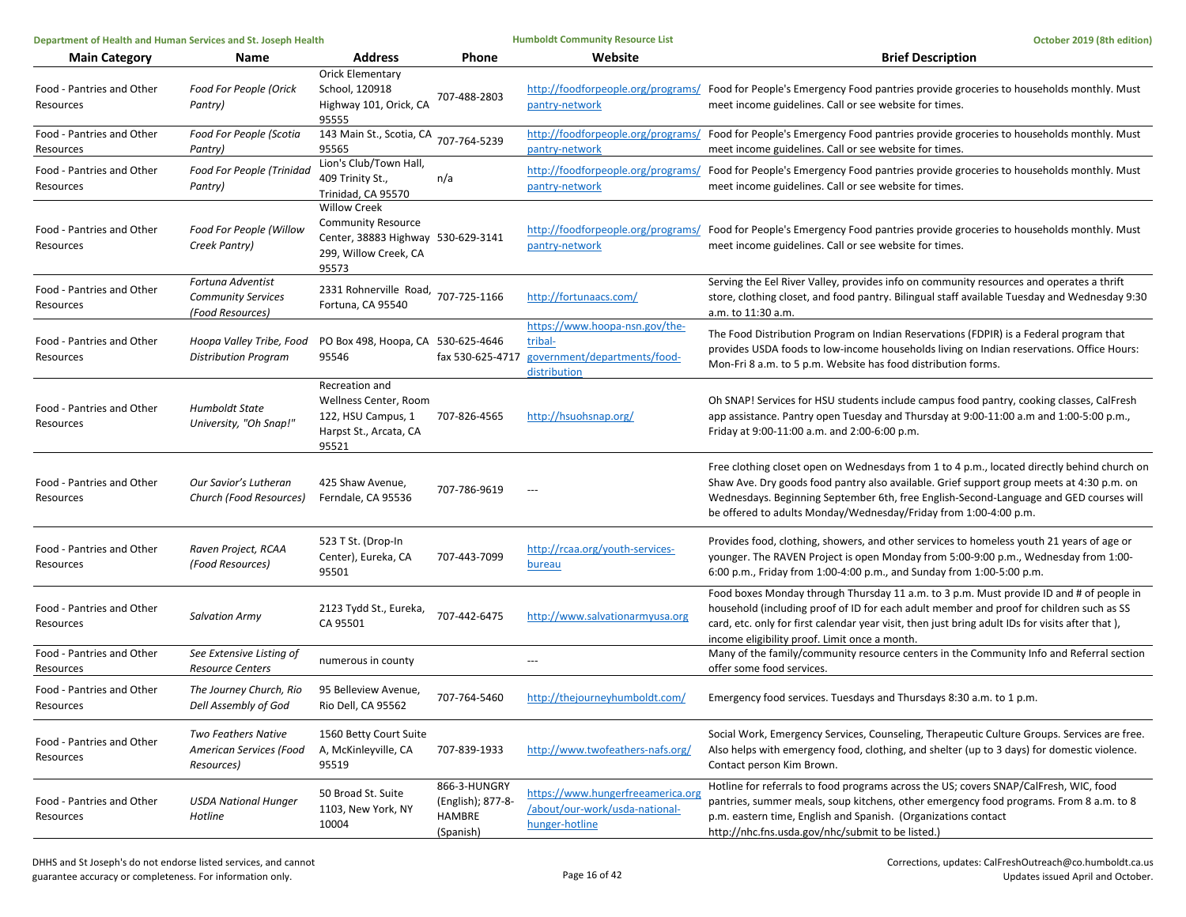| Main Category | Name | Address | Phone | Website | Brief Description |
|---|---|---|---|---|---|
| Food - Pantries and Other Resources | *Food For People (Orick Pantry)* | Orick Elementary School, 120918 Highway 101, Orick, CA 95555 | 707-488-2803 | http://foodforpeople.org/programs/pantry-network | Food for People's Emergency Food pantries provide groceries to households monthly. Must meet income guidelines. Call or see website for times. |
| Food - Pantries and Other Resources | *Food For People (Scotia Pantry)* | 143 Main St., Scotia, CA 95565 | 707-764-5239 | http://foodforpeople.org/programs/pantry-network | Food for People's Emergency Food pantries provide groceries to households monthly. Must meet income guidelines. Call or see website for times. |
| Food - Pantries and Other Resources | *Food For People (Trinidad Pantry)* | Lion's Club/Town Hall, 409 Trinity St., Trinidad, CA 95570 | n/a | http://foodforpeople.org/programs/pantry-network | Food for People's Emergency Food pantries provide groceries to households monthly. Must meet income guidelines. Call or see website for times. |
| Food - Pantries and Other Resources | *Food For People (Willow Creek Pantry)* | Willow Creek Community Resource Center, 38883 Highway 299, Willow Creek, CA 95573 | 530-629-3141 | http://foodforpeople.org/programs/pantry-network | Food for People's Emergency Food pantries provide groceries to households monthly. Must meet income guidelines. Call or see website for times. |
| Food - Pantries and Other Resources | *Fortuna Adventist Community Services (Food Resources)* | 2331 Rohnerville Road, Fortuna, CA 95540 | 707-725-1166 | http://fortunaacs.com/ | Serving the Eel River Valley, provides info on community resources and operates a thrift store, clothing closet, and food pantry. Bilingual staff available Tuesday and Wednesday 9:30 a.m. to 11:30 a.m. |
| Food - Pantries and Other Resources | *Hoopa Valley Tribe, Food Distribution Program* | PO Box 498, Hoopa, CA 95546 | 530-625-4646 fax 530-625-4717 | https://www.hoopa-nsn.gov/the-tribal-government/departments/food-distribution | The Food Distribution Program on Indian Reservations (FDPIR) is a Federal program that provides USDA foods to low-income households living on Indian reservations. Office Hours: Mon-Fri 8 a.m. to 5 p.m. Website has food distribution forms. |
| Food - Pantries and Other Resources | *Humboldt State University, "Oh Snap!"* | Recreation and Wellness Center, Room 122, HSU Campus, 1 Harpst St., Arcata, CA 95521 | 707-826-4565 | http://hsuohsnap.org/ | Oh SNAP! Services for HSU students include campus food pantry, cooking classes, CalFresh app assistance. Pantry open Tuesday and Thursday at 9:00-11:00 a.m and 1:00-5:00 p.m., Friday at 9:00-11:00 a.m. and 2:00-6:00 p.m. |
| Food - Pantries and Other Resources | *Our Savior's Lutheran Church (Food Resources)* | 425 Shaw Avenue, Ferndale, CA 95536 | 707-786-9619 | --- | Free clothing closet open on Wednesdays from 1 to 4 p.m., located directly behind church on Shaw Ave. Dry goods food pantry also available. Grief support group meets at 4:30 p.m. on Wednesdays. Beginning September 6th, free English-Second-Language and GED courses will be offered to adults Monday/Wednesday/Friday from 1:00-4:00 p.m. |
| Food - Pantries and Other Resources | *Raven Project, RCAA (Food Resources)* | 523 T St. (Drop-In Center), Eureka, CA 95501 | 707-443-7099 | http://rcaa.org/youth-services-bureau | Provides food, clothing, showers, and other services to homeless youth 21 years of age or younger. The RAVEN Project is open Monday from 5:00-9:00 p.m., Wednesday from 1:00-6:00 p.m., Friday from 1:00-4:00 p.m., and Sunday from 1:00-5:00 p.m. |
| Food - Pantries and Other Resources | *Salvation Army* | 2123 Tydd St., Eureka, CA 95501 | 707-442-6475 | http://www.salvationarmyusa.org | Food boxes Monday through Thursday 11 a.m. to 3 p.m. Must provide ID and # of people in household (including proof of ID for each adult member and proof for children such as SS card, etc. only for first calendar year visit, then just bring adult IDs for visits after that ), income eligibility proof. Limit once a month. |
| Food - Pantries and Other Resources | *See Extensive Listing of Resource Centers* | numerous in county | | --- | Many of the family/community resource centers in the Community Info and Referral section offer some food services. |
| Food - Pantries and Other Resources | *The Journey Church, Rio Dell Assembly of God* | 95 Belleview Avenue, Rio Dell, CA 95562 | 707-764-5460 | http://thejourneyhumboldt.com/ | Emergency food services. Tuesdays and Thursdays 8:30 a.m. to 1 p.m. |
| Food - Pantries and Other Resources | *Two Feathers Native American Services (Food Resources)* | 1560 Betty Court Suite A, McKinleyville, CA 95519 | 707-839-1933 | http://www.twofeathers-nafs.org/ | Social Work, Emergency Services, Counseling, Therapeutic Culture Groups. Services are free. Also helps with emergency food, clothing, and shelter (up to 3 days) for domestic violence. Contact person Kim Brown. |
| Food - Pantries and Other Resources | *USDA National Hunger Hotline* | 50 Broad St. Suite 1103, New York, NY 10004 | 866-3-HUNGRY (English); 877-8-HAMBRE (Spanish) | https://www.hungerfreeamerica.org/about/our-work/usda-national-hunger-hotline | Hotline for referrals to food programs across the US; covers SNAP/CalFresh, WIC, food pantries, summer meals, soup kitchens, other emergency food programs. From 8 a.m. to 8 p.m. eastern time, English and Spanish. (Organizations contact http://nhc.fns.usda.gov/nhc/submit to be listed.) |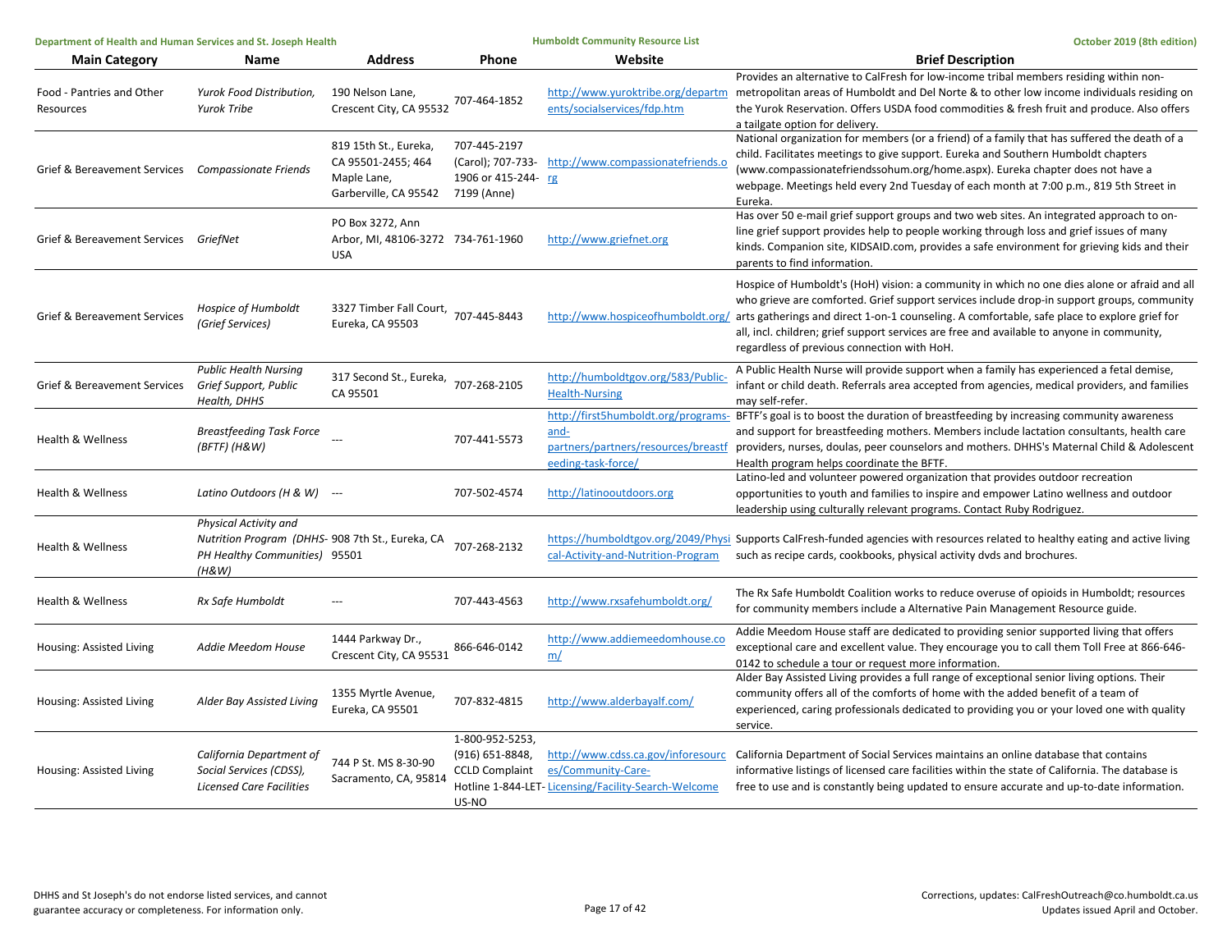| Main Category | Name | Address | Phone | Website | Brief Description |
|---|---|---|---|---|---|
| Food - Pantries and Other Resources | *Yurok Food Distribution, Yurok Tribe* | 190 Nelson Lane, Crescent City, CA 95532 | 707-464-1852 | http://www.yuroktribe.org/departments/socialservices/fdp.htm | Provides an alternative to CalFresh for low-income tribal members residing within non-metropolitan areas of Humboldt and Del Norte & to other low income individuals residing on the Yurok Reservation. Offers USDA food commodities & fresh fruit and produce. Also offers a tailgate option for delivery. |
| Grief & Bereavement Services | *Compassionate Friends* | 819 15th St., Eureka, CA 95501-2455; 464 Maple Lane, Garberville, CA 95542 | 707-445-2197 (Carol); 707-733-1906 or 415-244-7199 (Anne) | http://www.compassionatefriends.org | National organization for members (or a friend) of a family that has suffered the death of a child. Facilitates meetings to give support. Eureka and Southern Humboldt chapters (www.compassionatefriendssohum.org/home.aspx). Eureka chapter does not have a webpage. Meetings held every 2nd Tuesday of each month at 7:00 p.m., 819 5th Street in Eureka. |
| Grief & Bereavement Services | *GriefNet* | PO Box 3272, Ann Arbor, MI, 48106-3272 USA | 734-761-1960 | http://www.griefnet.org | Has over 50 e-mail grief support groups and two web sites. An integrated approach to on-line grief support provides help to people working through loss and grief issues of many kinds. Companion site, KIDSAID.com, provides a safe environment for grieving kids and their parents to find information. |
| Grief & Bereavement Services | *Hospice of Humboldt (Grief Services)* | 3327 Timber Fall Court, Eureka, CA 95503 | 707-445-8443 | http://www.hospiceofhumboldt.org/ | Hospice of Humboldt's (HoH) vision: a community in which no one dies alone or afraid and all who grieve are comforted. Grief support services include drop-in support groups, community arts gatherings and direct 1-on-1 counseling. A comfortable, safe place to explore grief for all, incl. children; grief support services are free and available to anyone in community, regardless of previous connection with HoH. |
| Grief & Bereavement Services | *Public Health Nursing Grief Support, Public Health, DHHS* | 317 Second St., Eureka, CA 95501 | 707-268-2105 | http://humboldtgov.org/583/Public-Health-Nursing | A Public Health Nurse will provide support when a family has experienced a fetal demise, infant or child death. Referrals area accepted from agencies, medical providers, and families may self-refer. |
| Health & Wellness | *Breastfeeding Task Force (BFTF) (H&W)* | --- | 707-441-5573 | http://first5humboldt.org/programs-and-partners/partners/resources/breastfeeding-task-force/ | BFTF's goal is to boost the duration of breastfeeding by increasing community awareness and support for breastfeeding mothers. Members include lactation consultants, health care providers, nurses, doulas, peer counselors and mothers. DHHS's Maternal Child & Adolescent Health program helps coordinate the BFTF. |
| Health & Wellness | *Latino Outdoors (H & W)* | --- | 707-502-4574 | http://latinooutdoors.org | Latino-led and volunteer powered organization that provides outdoor recreation opportunities to youth and families to inspire and empower Latino wellness and outdoor leadership using culturally relevant programs. Contact Ruby Rodriguez. |
| Health & Wellness | *Physical Activity and Nutrition Program (DHHS-PH Healthy Communities) (H&W)* | 908 7th St., Eureka, CA 95501 | 707-268-2132 | https://humboldtgov.org/2049/Physical-Activity-and-Nutrition-Program | Supports CalFresh-funded agencies with resources related to healthy eating and active living such as recipe cards, cookbooks, physical activity dvds and brochures. |
| Health & Wellness | *Rx Safe Humboldt* | --- | 707-443-4563 | http://www.rxsafehumboldt.org/ | The Rx Safe Humboldt Coalition works to reduce overuse of opioids in Humboldt; resources for community members include a Alternative Pain Management Resource guide. |
| Housing: Assisted Living | *Addie Meedom House* | 1444 Parkway Dr., Crescent City, CA 95531 | 866-646-0142 | http://www.addiemeedomhouse.com/ | Addie Meedom House staff are dedicated to providing senior supported living that offers exceptional care and excellent value. They encourage you to call them Toll Free at 866-646-0142 to schedule a tour or request more information. |
| Housing: Assisted Living | *Alder Bay Assisted Living* | 1355 Myrtle Avenue, Eureka, CA 95501 | 707-832-4815 | http://www.alderbayalf.com/ | Alder Bay Assisted Living provides a full range of exceptional senior living options. Their community offers all of the comforts of home with the added benefit of a team of experienced, caring professionals dedicated to providing you or your loved one with quality service. |
| Housing: Assisted Living | *California Department of Social Services (CDSS), Licensed Care Facilities* | 744 P St. MS 8-30-90 Sacramento, CA, 95814 | 1-800-952-5253, (916) 651-8848, CCLD Complaint Hotline 1-844-LET-US-NO | http://www.cdss.ca.gov/inforesources/Community-Care-Licensing/Facility-Search-Welcome | California Department of Social Services maintains an online database that contains informative listings of licensed care facilities within the state of California. The database is free to use and is constantly being updated to ensure accurate and up-to-date information. |

DHHS and St Joseph's do not endorse listed services, and cannot guarantee accuracy or completeness. For information only.

Corrections, updates: CalFreshOutreach@co.humboldt.ca.us
Updates issued April and October.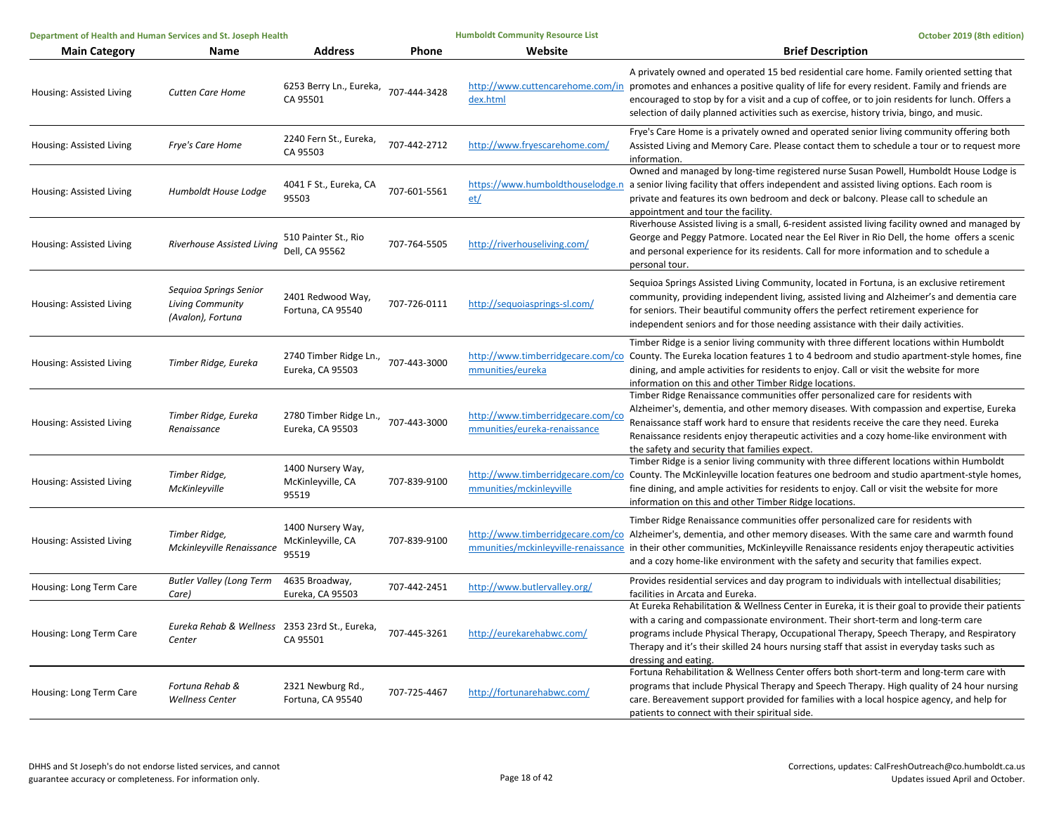| Main Category | Name | Address | Phone | Website | Brief Description |
|---|---|---|---|---|---|
| Housing: Assisted Living | *Cutten Care Home* | 6253 Berry Ln., Eureka, CA 95501 | 707-444-3428 | http://www.cuttencarehome.com/index.html | A privately owned and operated 15 bed residential care home. Family oriented setting that promotes and enhances a positive quality of life for every resident. Family and friends are encouraged to stop by for a visit and a cup of coffee, or to join residents for lunch. Offers a selection of daily planned activities such as exercise, history trivia, bingo, and music. |
| Housing: Assisted Living | *Frye's Care Home* | 2240 Fern St., Eureka, CA 95503 | 707-442-2712 | http://www.fryescarehome.com/ | Frye's Care Home is a privately owned and operated senior living community offering both Assisted Living and Memory Care. Please contact them to schedule a tour or to request more information. |
| Housing: Assisted Living | *Humboldt House Lodge* | 4041 F St., Eureka, CA 95503 | 707-601-5561 | https://www.humboldthouselodge.net/ | Owned and managed by long-time registered nurse Susan Powell, Humboldt House Lodge is a senior living facility that offers independent and assisted living options. Each room is private and features its own bedroom and deck or balcony. Please call to schedule an appointment and tour the facility. |
| Housing: Assisted Living | *Riverhouse Assisted Living* | 510 Painter St., Rio Dell, CA 95562 | 707-764-5505 | http://riverhouseliving.com/ | Riverhouse Assisted living is a small, 6-resident assisted living facility owned and managed by George and Peggy Patmore. Located near the Eel River in Rio Dell, the home offers a scenic and personal experience for its residents. Call for more information and to schedule a personal tour. |
| Housing: Assisted Living | *Sequioa Springs Senior Living Community (Avalon), Fortuna* | 2401 Redwood Way, Fortuna, CA 95540 | 707-726-0111 | http://sequoiasprings-sl.com/ | Sequioa Springs Assisted Living Community, located in Fortuna, is an exclusive retirement community, providing independent living, assisted living and Alzheimer's and dementia care for seniors. Their beautiful community offers the perfect retirement experience for independent seniors and for those needing assistance with their daily activities. |
| Housing: Assisted Living | *Timber Ridge, Eureka* | 2740 Timber Ridge Ln., Eureka, CA 95503 | 707-443-3000 | http://www.timberridgecare.com/communities/eureka | Timber Ridge is a senior living community with three different locations within Humboldt County. The Eureka location features 1 to 4 bedroom and studio apartment-style homes, fine dining, and ample activities for residents to enjoy. Call or visit the website for more information on this and other Timber Ridge locations. |
| Housing: Assisted Living | *Timber Ridge, Eureka Renaissance* | 2780 Timber Ridge Ln., Eureka, CA 95503 | 707-443-3000 | http://www.timberridgecare.com/communities/eureka-renaissance | Timber Ridge Renaissance communities offer personalized care for residents with Alzheimer's, dementia, and other memory diseases. With compassion and expertise, Eureka Renaissance staff work hard to ensure that residents receive the care they need. Eureka Renaissance residents enjoy therapeutic activities and a cozy home-like environment with the safety and security that families expect. |
| Housing: Assisted Living | *Timber Ridge, McKinleyville* | 1400 Nursery Way, McKinleyville, CA 95519 | 707-839-9100 | http://www.timberridgecare.com/communities/mckinleyville | Timber Ridge is a senior living community with three different locations within Humboldt County. The McKinleyville location features one bedroom and studio apartment-style homes, fine dining, and ample activities for residents to enjoy. Call or visit the website for more information on this and other Timber Ridge locations. |
| Housing: Assisted Living | *Timber Ridge, Mckinleyville Renaissance* | 1400 Nursery Way, McKinleyville, CA 95519 | 707-839-9100 | http://www.timberridgecare.com/communities/mckinleyville-renaissance | Timber Ridge Renaissance communities offer personalized care for residents with Alzheimer's, dementia, and other memory diseases. With the same care and warmth found in their other communities, McKinleyville Renaissance residents enjoy therapeutic activities and a cozy home-like environment with the safety and security that families expect. |
| Housing: Long Term Care | *Butler Valley (Long Term Care)* | 4635 Broadway, Eureka, CA 95503 | 707-442-2451 | http://www.butlervalley.org/ | Provides residential services and day program to individuals with intellectual disabilities; facilities in Arcata and Eureka. |
| Housing: Long Term Care | *Eureka Rehab & Wellness Center* | 2353 23rd St., Eureka, CA 95501 | 707-445-3261 | http://eurekarehabwc.com/ | At Eureka Rehabilitation & Wellness Center in Eureka, it is their goal to provide their patients with a caring and compassionate environment. Their short-term and long-term care programs include Physical Therapy, Occupational Therapy, Speech Therapy, and Respiratory Therapy and it's their skilled 24 hours nursing staff that assist in everyday tasks such as dressing and eating. |
| Housing: Long Term Care | *Fortuna Rehab & Wellness Center* | 2321 Newburg Rd., Fortuna, CA 95540 | 707-725-4467 | http://fortunarehabwc.com/ | Fortuna Rehabilitation & Wellness Center offers both short-term and long-term care with programs that include Physical Therapy and Speech Therapy. High quality of 24 hour nursing care. Bereavement support provided for families with a local hospice agency, and help for patients to connect with their spiritual side. |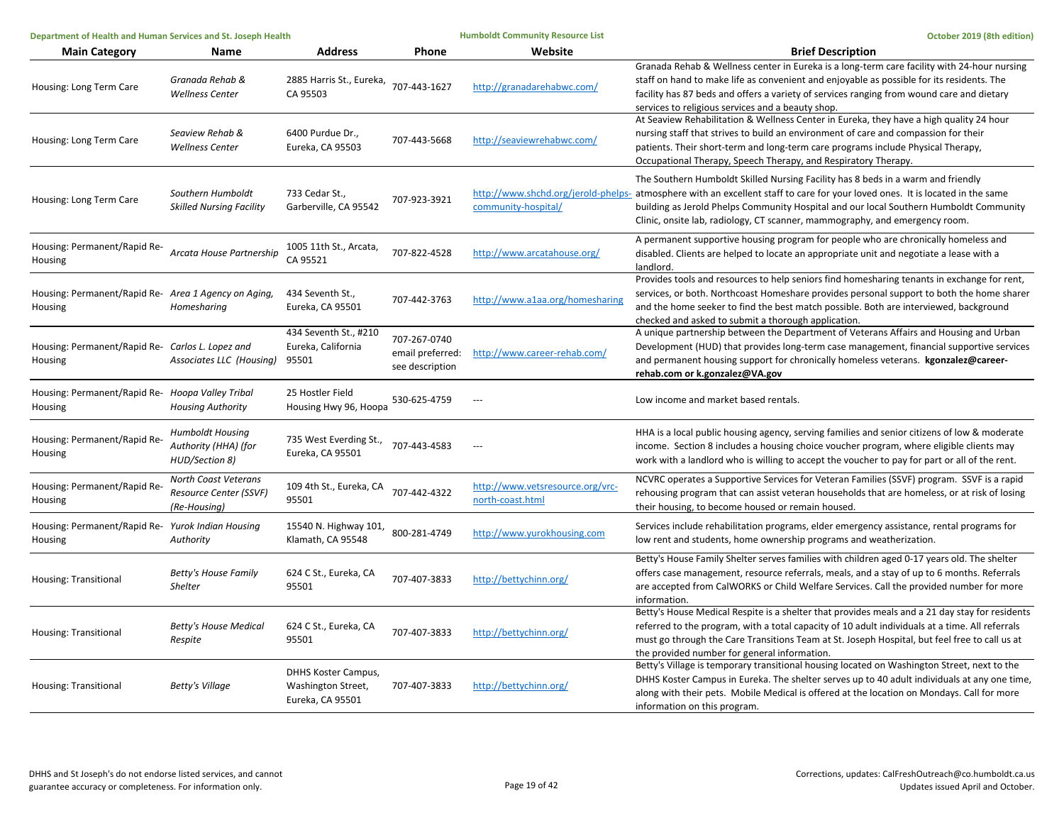| Main Category | Name | Address | Phone | Website | Brief Description |
|---|---|---|---|---|---|
| Housing: Long Term Care | *Granada Rehab & Wellness Center* | 2885 Harris St., Eureka, CA 95503 | 707-443-1627 | http://granadarehabwc.com/ | Granada Rehab & Wellness center in Eureka is a long-term care facility with 24-hour nursing staff on hand to make life as convenient and enjoyable as possible for its residents. The facility has 87 beds and offers a variety of services ranging from wound care and dietary services to religious services and a beauty shop. |
| Housing: Long Term Care | *Seaview Rehab & Wellness Center* | 6400 Purdue Dr., Eureka, CA 95503 | 707-443-5668 | http://seaviewrehabwc.com/ | At Seaview Rehabilitation & Wellness Center in Eureka, they have a high quality 24 hour nursing staff that strives to build an environment of care and compassion for their patients. Their short-term and long-term care programs include Physical Therapy, Occupational Therapy, Speech Therapy, and Respiratory Therapy. |
| Housing: Long Term Care | *Southern Humboldt Skilled Nursing Facility* | 733 Cedar St., Garberville, CA 95542 | 707-923-3921 | http://www.shchd.org/jerold-phelps-community-hospital/ | The Southern Humboldt Skilled Nursing Facility has 8 beds in a warm and friendly atmosphere with an excellent staff to care for your loved ones. It is located in the same building as Jerold Phelps Community Hospital and our local Southern Humboldt Community Clinic, onsite lab, radiology, CT scanner, mammography, and emergency room. |
| Housing: Permanent/Rapid Re-Housing | *Arcata House Partnership* | 1005 11th St., Arcata, CA 95521 | 707-822-4528 | http://www.arcatahouse.org/ | A permanent supportive housing program for people who are chronically homeless and disabled. Clients are helped to locate an appropriate unit and negotiate a lease with a landlord. |
| Housing: Permanent/Rapid Re-Housing | *Area 1 Agency on Aging, Homesharing* | 434 Seventh St., Eureka, CA 95501 | 707-442-3763 | http://www.a1aa.org/homesharing | Provides tools and resources to help seniors find homesharing tenants in exchange for rent, services, or both. Northcoast Homeshare provides personal support to both the home sharer and the home seeker to find the best match possible. Both are interviewed, background checked and asked to submit a thorough application. |
| Housing: Permanent/Rapid Re-Housing | *Carlos L. Lopez and Associates LLC (Housing)* | 434 Seventh St., #210 Eureka, California 95501 | 707-267-0740 email preferred: see description | http://www.career-rehab.com/ | A unique partnership between the Department of Veterans Affairs and Housing and Urban Development (HUD) that provides long-term case management, financial supportive services and permanent housing support for chronically homeless veterans. **kgonzalez@career-rehab.com or k.gonzalez@VA.gov** |
| Housing: Permanent/Rapid Re-Housing | *Hoopa Valley Tribal Housing Authority* | 25 Hostler Field Housing Hwy 96, Hoopa | 530-625-4759 | --- | Low income and market based rentals. |
| Housing: Permanent/Rapid Re-Housing | *Humboldt Housing Authority (HHA) (for HUD/Section 8)* | 735 West Everding St., Eureka, CA 95501 | 707-443-4583 | --- | HHA is a local public housing agency, serving families and senior citizens of low & moderate income. Section 8 includes a housing choice voucher program, where eligible clients may work with a landlord who is willing to accept the voucher to pay for part or all of the rent. |
| Housing: Permanent/Rapid Re-Housing | *North Coast Veterans Resource Center (SSVF) (Re-Housing)* | 109 4th St., Eureka, CA 95501 | 707-442-4322 | http://www.vetsresource.org/vrc-north-coast.html | NCVRC operates a Supportive Services for Veteran Families (SSVF) program. SSVF is a rapid rehousing program that can assist veteran households that are homeless, or at risk of losing their housing, to become housed or remain housed. |
| Housing: Permanent/Rapid Re-Housing | *Yurok Indian Housing Authority* | 15540 N. Highway 101, Klamath, CA 95548 | 800-281-4749 | http://www.yurokhousing.com | Services include rehabilitation programs, elder emergency assistance, rental programs for low rent and students, home ownership programs and weatherization. |
| Housing: Transitional | *Betty's House Family Shelter* | 624 C St., Eureka, CA 95501 | 707-407-3833 | http://bettychinn.org/ | Betty's House Family Shelter serves families with children aged 0-17 years old. The shelter offers case management, resource referrals, meals, and a stay of up to 6 months. Referrals are accepted from CalWORKS or Child Welfare Services. Call the provided number for more information. |
| Housing: Transitional | *Betty's House Medical Respite* | 624 C St., Eureka, CA 95501 | 707-407-3833 | http://bettychinn.org/ | Betty's House Medical Respite is a shelter that provides meals and a 21 day stay for residents referred to the program, with a total capacity of 10 adult individuals at a time. All referrals must go through the Care Transitions Team at St. Joseph Hospital, but feel free to call us at the provided number for general information. |
| Housing: Transitional | *Betty's Village* | DHHS Koster Campus, Washington Street, Eureka, CA 95501 | 707-407-3833 | http://bettychinn.org/ | Betty's Village is temporary transitional housing located on Washington Street, next to the DHHS Koster Campus in Eureka. The shelter serves up to 40 adult individuals at any one time, along with their pets. Mobile Medical is offered at the location on Mondays. Call for more information on this program. |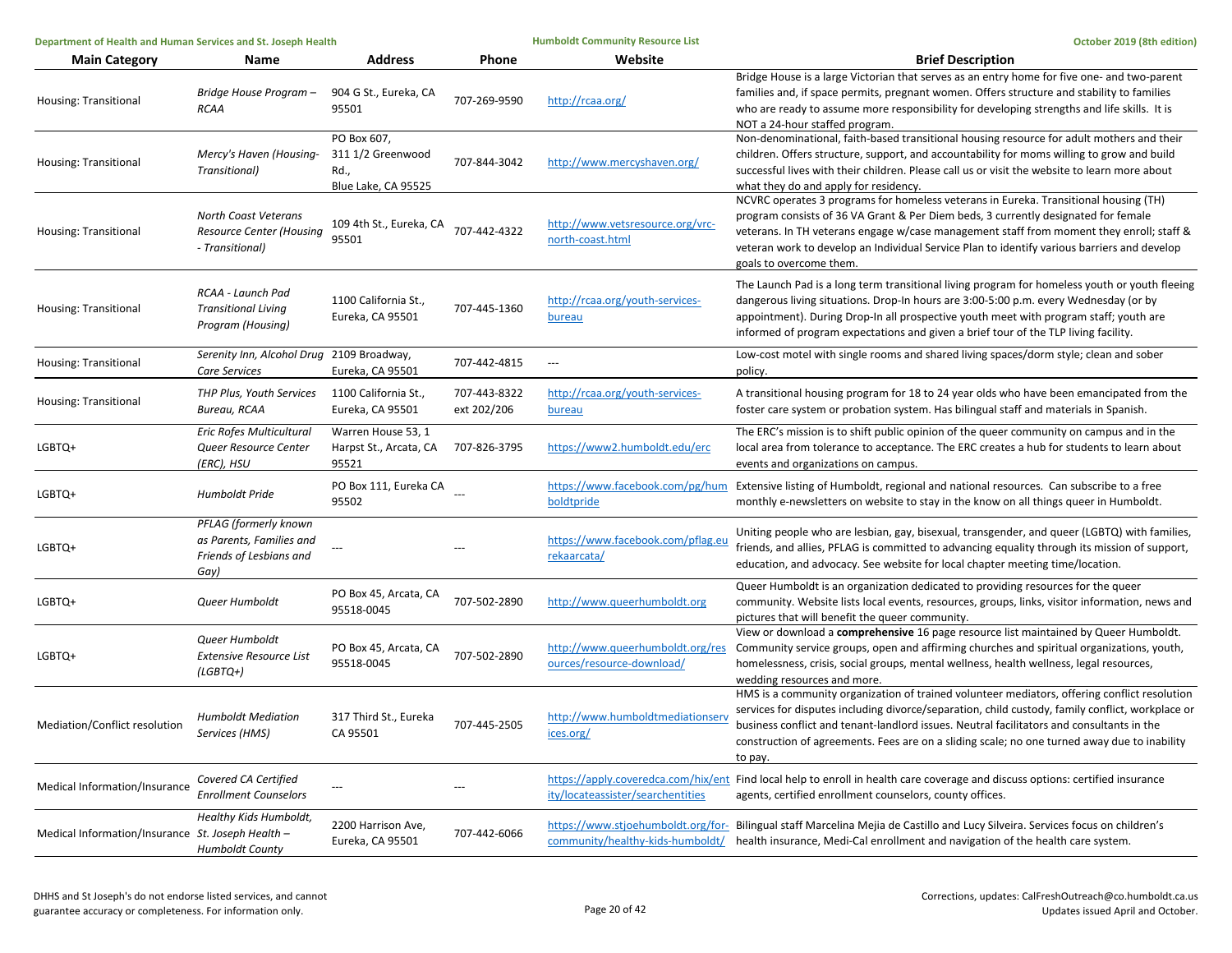| Main Category | Name | Address | Phone | Website | Brief Description |
|---|---|---|---|---|---|
| Housing: Transitional | *Bridge House Program – RCAA* | 904 G St., Eureka, CA 95501 | 707-269-9590 | http://rcaa.org/ | Bridge House is a large Victorian that serves as an entry home for five one- and two-parent families and, if space permits, pregnant women. Offers structure and stability to families who are ready to assume more responsibility for developing strengths and life skills. It is NOT a 24-hour staffed program. |
| Housing: Transitional | *Mercy's Haven (Housing-Transitional)* | PO Box 607, 311 1/2 Greenwood Rd., Blue Lake, CA 95525 | 707-844-3042 | http://www.mercyshaven.org/ | Non-denominational, faith-based transitional housing resource for adult mothers and their children. Offers structure, support, and accountability for moms willing to grow and build successful lives with their children. Please call us or visit the website to learn more about what they do and apply for residency. |
| Housing: Transitional | *North Coast Veterans Resource Center (Housing - Transitional)* | 109 4th St., Eureka, CA 95501 | 707-442-4322 | http://www.vetsresource.org/vrc-north-coast.html | NCVRC operates 3 programs for homeless veterans in Eureka. Transitional housing (TH) program consists of 36 VA Grant & Per Diem beds, 3 currently designated for female veterans. In TH veterans engage w/case management staff from moment they enroll; staff & veteran work to develop an Individual Service Plan to identify various barriers and develop goals to overcome them. |
| Housing: Transitional | *RCAA - Launch Pad Transitional Living Program (Housing)* | 1100 California St., Eureka, CA 95501 | 707-445-1360 | http://rcaa.org/youth-services-bureau | The Launch Pad is a long term transitional living program for homeless youth or youth fleeing dangerous living situations. Drop-In hours are 3:00-5:00 p.m. every Wednesday (or by appointment). During Drop-In all prospective youth meet with program staff; youth are informed of program expectations and given a brief tour of the TLP living facility. |
| Housing: Transitional | *Serenity Inn, Alcohol Drug Care Services* | 2109 Broadway, Eureka, CA 95501 | 707-442-4815 | --- | Low-cost motel with single rooms and shared living spaces/dorm style; clean and sober policy. |
| Housing: Transitional | *THP Plus, Youth Services Bureau, RCAA* | 1100 California St., Eureka, CA 95501 | 707-443-8322 ext 202/206 | http://rcaa.org/youth-services-bureau | A transitional housing program for 18 to 24 year olds who have been emancipated from the foster care system or probation system. Has bilingual staff and materials in Spanish. |
| LGBTQ+ | *Eric Rofes Multicultural Queer Resource Center (ERC), HSU* | Warren House 53, 1 Harpst St., Arcata, CA 95521 | 707-826-3795 | https://www2.humboldt.edu/erc | The ERC's mission is to shift public opinion of the queer community on campus and in the local area from tolerance to acceptance. The ERC creates a hub for students to learn about events and organizations on campus. |
| LGBTQ+ | *Humboldt Pride* | PO Box 111, Eureka CA 95502 | --- | https://www.facebook.com/pg/humboldtpride | Extensive listing of Humboldt, regional and national resources. Can subscribe to a free monthly e-newsletters on website to stay in the know on all things queer in Humboldt. |
| LGBTQ+ | *PFLAG (formerly known as Parents, Families and Friends of Lesbians and Gay)* | --- | --- | https://www.facebook.com/pflag.eurekaarcata/ | Uniting people who are lesbian, gay, bisexual, transgender, and queer (LGBTQ) with families, friends, and allies, PFLAG is committed to advancing equality through its mission of support, education, and advocacy. See website for local chapter meeting time/location. |
| LGBTQ+ | *Queer Humboldt* | PO Box 45, Arcata, CA 95518-0045 | 707-502-2890 | http://www.queerhumboldt.org | Queer Humboldt is an organization dedicated to providing resources for the queer community. Website lists local events, resources, groups, links, visitor information, news and pictures that will benefit the queer community. |
| LGBTQ+ | *Queer Humboldt Extensive Resource List (LGBTQ+)* | PO Box 45, Arcata, CA 95518-0045 | 707-502-2890 | http://www.queerhumboldt.org/resources/resource-download/ | View or download a **comprehensive** 16 page resource list maintained by Queer Humboldt. Community service groups, open and affirming churches and spiritual organizations, youth, homelessness, crisis, social groups, mental wellness, health wellness, legal resources, wedding resources and more. |
| Mediation/Conflict resolution | *Humboldt Mediation Services (HMS)* | 317 Third St., Eureka CA 95501 | 707-445-2505 | http://www.humboldtmediationservices.org/ | HMS is a community organization of trained volunteer mediators, offering conflict resolution services for disputes including divorce/separation, child custody, family conflict, workplace or business conflict and tenant-landlord issues. Neutral facilitators and consultants in the construction of agreements. Fees are on a sliding scale; no one turned away due to inability to pay. |
| Medical Information/Insurance | *Covered CA Certified Enrollment Counselors* | --- | --- | https://apply.coveredca.com/hix/entity/locateassister/searchentities | Find local help to enroll in health care coverage and discuss options: certified insurance agents, certified enrollment counselors, county offices. |
| Medical Information/Insurance | *Healthy Kids Humboldt, St. Joseph Health – Humboldt County* | 2200 Harrison Ave, Eureka, CA 95501 | 707-442-6066 | https://www.stjoehumboldt.org/for-community/healthy-kids-humboldt/ | Bilingual staff Marcelina Mejia de Castillo and Lucy Silveira. Services focus on children's health insurance, Medi-Cal enrollment and navigation of the health care system. |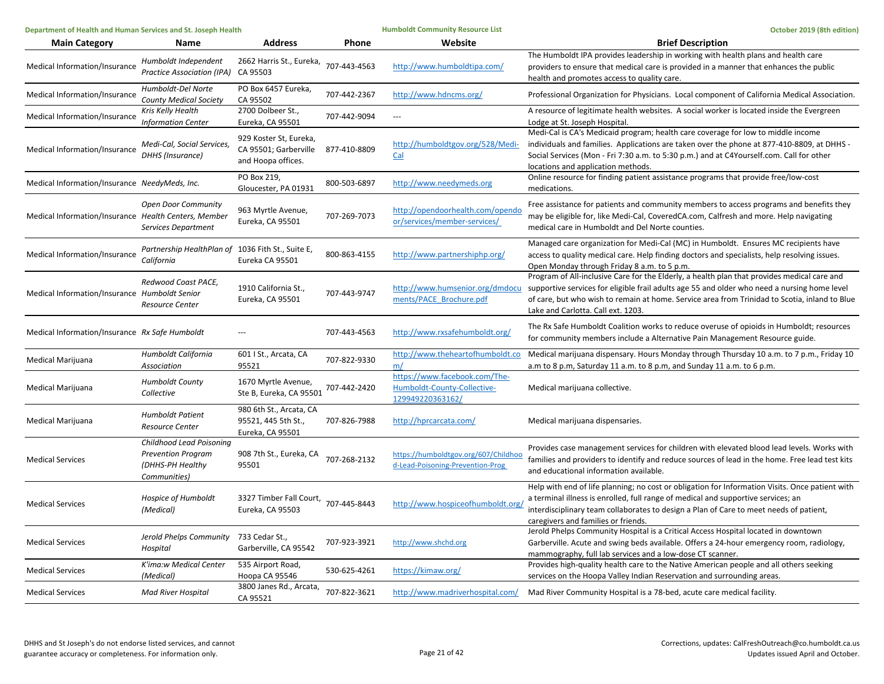| Main Category | Name | Address | Phone | Website | Brief Description |
|---|---|---|---|---|---|
| Medical Information/Insurance | *Humboldt Independent Practice Association (IPA)* | 2662 Harris St., Eureka, CA 95503 | 707-443-4563 | http://www.humboldtipa.com/ | The Humboldt IPA provides leadership in working with health plans and health care providers to ensure that medical care is provided in a manner that enhances the public health and promotes access to quality care. |
| Medical Information/Insurance | *Humboldt-Del Norte County Medical Society* | PO Box 6457 Eureka, CA 95502 | 707-442-2367 | http://www.hdncms.org/ | Professional Organization for Physicians. Local component of California Medical Association. |
| Medical Information/Insurance | *Kris Kelly Health Information Center* | 2700 Dolbeer St., Eureka, CA 95501 | 707-442-9094 | --- | A resource of legitimate health websites. A social worker is located inside the Evergreen Lodge at St. Joseph Hospital. |
| Medical Information/Insurance | *Medi-Cal, Social Services, DHHS (Insurance)* | 929 Koster St, Eureka, CA 95501; Garberville and Hoopa offices. | 877-410-8809 | http://humboldtgov.org/528/Medi-Cal | Medi-Cal is CA's Medicaid program; health care coverage for low to middle income individuals and families. Applications are taken over the phone at 877-410-8809, at DHHS - Social Services (Mon - Fri 7:30 a.m. to 5:30 p.m.) and at C4Yourself.com. Call for other locations and application methods. |
| Medical Information/Insurance | *NeedyMeds, Inc.* | PO Box 219, Gloucester, PA 01931 | 800-503-6897 | http://www.needymeds.org | Online resource for finding patient assistance programs that provide free/low-cost medications. |
| Medical Information/Insurance | *Open Door Community Health Centers, Member Services Department* | 963 Myrtle Avenue, Eureka, CA 95501 | 707-269-7073 | http://opendoorhealth.com/opendoor/services/member-services/ | Free assistance for patients and community members to access programs and benefits they may be eligible for, like Medi-Cal, CoveredCA.com, Calfresh and more. Help navigating medical care in Humboldt and Del Norte counties. |
| Medical Information/Insurance | *Partnership HealthPlan of California* | 1036 Fith St., Suite E, Eureka CA 95501 | 800-863-4155 | http://www.partnershiphp.org/ | Managed care organization for Medi-Cal (MC) in Humboldt. Ensures MC recipients have access to quality medical care. Help finding doctors and specialists, help resolving issues. Open Monday through Friday 8 a.m. to 5 p.m. |
| Medical Information/Insurance | *Redwood Coast PACE, Humboldt Senior Resource Center* | 1910 California St., Eureka, CA 95501 | 707-443-9747 | http://www.humsenior.org/dmdocuments/PACE_Brochure.pdf | Program of All-inclusive Care for the Elderly, a health plan that provides medical care and supportive services for eligible frail adults age 55 and older who need a nursing home level of care, but who wish to remain at home. Service area from Trinidad to Scotia, inland to Blue Lake and Carlotta. Call ext. 1203. |
| Medical Information/Insurance | *Rx Safe Humboldt* | --- | 707-443-4563 | http://www.rxsafehumboldt.org/ | The Rx Safe Humboldt Coalition works to reduce overuse of opioids in Humboldt; resources for community members include a Alternative Pain Management Resource guide. |
| Medical Marijuana | *Humboldt California Association* | 601 I St., Arcata, CA 95521 | 707-822-9330 | http://www.theheartofhumboldt.com/ | Medical marijuana dispensary. Hours Monday through Thursday 10 a.m. to 7 p.m., Friday 10 a.m to 8 p.m, Saturday 11 a.m. to 8 p.m, and Sunday 11 a.m. to 6 p.m. |
| Medical Marijuana | *Humboldt County Collective* | 1670 Myrtle Avenue, Ste B, Eureka, CA 95501 | 707-442-2420 | https://www.facebook.com/The-Humboldt-County-Collective-129949220363162/ | Medical marijuana collective. |
| Medical Marijuana | *Humboldt Patient Resource Center* | 980 6th St., Arcata, CA 95521, 445 5th St., Eureka, CA 95501 | 707-826-7988 | http://hprcarcata.com/ | Medical marijuana dispensaries. |
| Medical Services | *Childhood Lead Poisoning Prevention Program (DHHS-PH Healthy Communities)* | 908 7th St., Eureka, CA 95501 | 707-268-2132 | https://humboldtgov.org/607/Childhood-Lead-Poisoning-Prevention-Prog | Provides case management services for children with elevated blood lead levels. Works with families and providers to identify and reduce sources of lead in the home. Free lead test kits and educational information available. |
| Medical Services | *Hospice of Humboldt (Medical)* | 3327 Timber Fall Court, Eureka, CA 95503 | 707-445-8443 | http://www.hospiceofhumboldt.org/ | Help with end of life planning; no cost or obligation for Information Visits. Once patient with a terminal illness is enrolled, full range of medical and supportive services; an interdisciplinary team collaborates to design a Plan of Care to meet needs of patient, caregivers and families or friends. |
| Medical Services | *Jerold Phelps Community Hospital* | 733 Cedar St., Garberville, CA 95542 | 707-923-3921 | http://www.shchd.org | Jerold Phelps Community Hospital is a Critical Access Hospital located in downtown Garberville. Acute and swing beds available. Offers a 24-hour emergency room, radiology, mammography, full lab services and a low-dose CT scanner. |
| Medical Services | *K'ima:w Medical Center (Medical)* | 535 Airport Road, Hoopa CA 95546 | 530-625-4261 | https://kimaw.org/ | Provides high-quality health care to the Native American people and all others seeking services on the Hoopa Valley Indian Reservation and surrounding areas. |
| Medical Services | *Mad River Hospital* | 3800 Janes Rd., Arcata, CA 95521 | 707-822-3621 | http://www.madriverhospital.com/ | Mad River Community Hospital is a 78-bed, acute care medical facility. |

DHHS and St Joseph's do not endorse listed services, and cannot guarantee accuracy or completeness. For information only.

Corrections, updates: CalFreshOutreach@co.humboldt.ca.us
Updates issued April and October.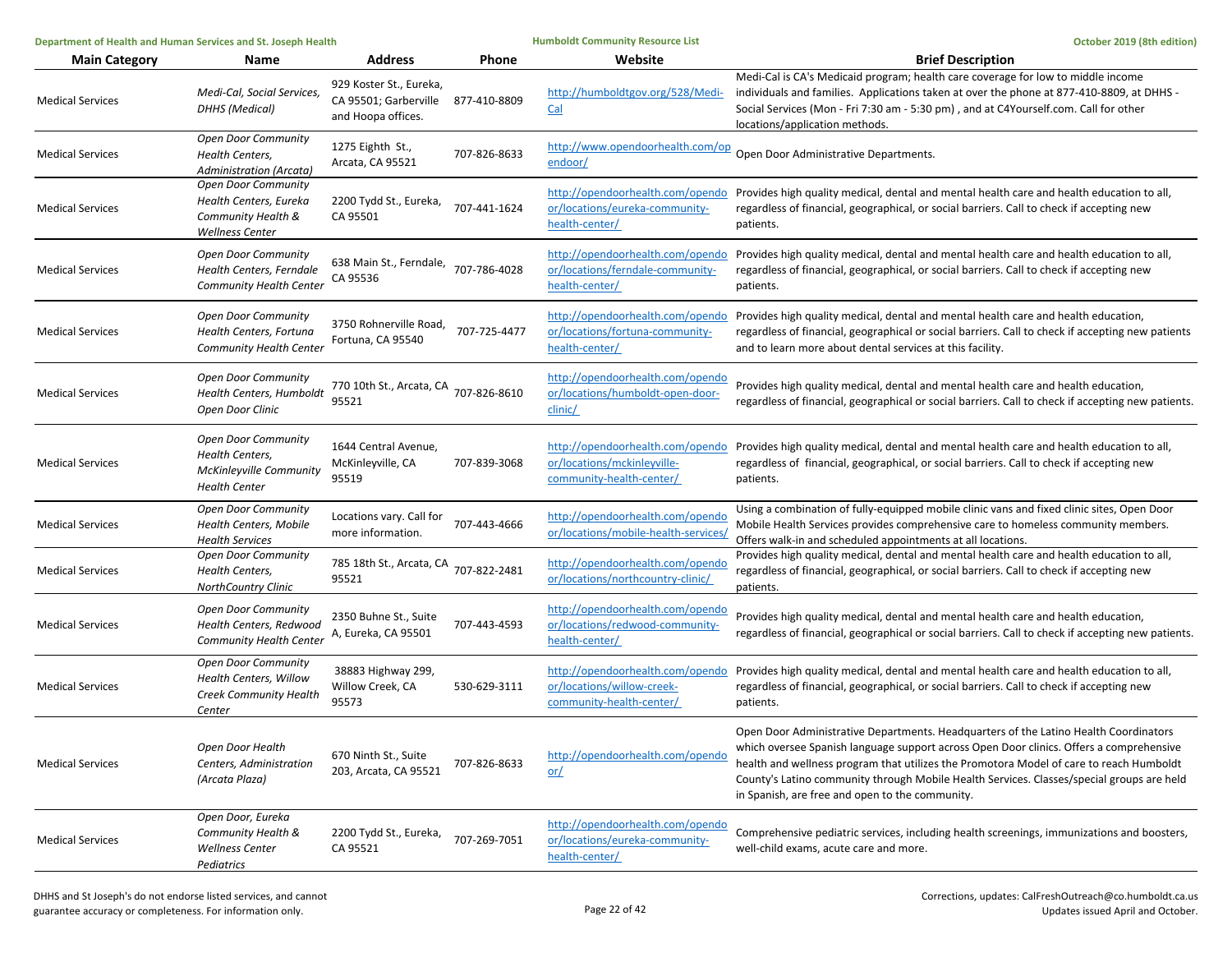| Main Category | Name | Address | Phone | Website | Brief Description |
|---|---|---|---|---|---|
| Medical Services | *Medi-Cal, Social Services, DHHS (Medical)* | 929 Koster St., Eureka, CA 95501; Garberville and Hoopa offices. | 877-410-8809 | http://humboldtgov.org/528/Medi-Cal | Medi-Cal is CA's Medicaid program; health care coverage for low to middle income individuals and families. Applications taken at over the phone at 877-410-8809, at DHHS - Social Services (Mon - Fri 7:30 am - 5:30 pm) , and at C4Yourself.com. Call for other locations/application methods. |
| Medical Services | *Open Door Community Health Centers, Administration (Arcata)* | 1275 Eighth St., Arcata, CA 95521 | 707-826-8633 | http://www.opendoorhealth.com/opendoor/ | Open Door Administrative Departments. |
| Medical Services | *Open Door Community Health Centers, Eureka Community Health & Wellness Center* | 2200 Tydd St., Eureka, CA 95501 | 707-441-1624 | http://opendoorhealth.com/opendoor/locations/eureka-community-health-center/ | Provides high quality medical, dental and mental health care and health education to all, regardless of financial, geographical, or social barriers. Call to check if accepting new patients. |
| Medical Services | *Open Door Community Health Centers, Ferndale Community Health Center* | 638 Main St., Ferndale, CA 95536 | 707-786-4028 | http://opendoorhealth.com/opendoor/locations/ferndale-community-health-center/ | Provides high quality medical, dental and mental health care and health education to all, regardless of financial, geographical, or social barriers. Call to check if accepting new patients. |
| Medical Services | *Open Door Community Health Centers, Fortuna Community Health Center* | 3750 Rohnerville Road, Fortuna, CA 95540 | 707-725-4477 | http://opendoorhealth.com/opendoor/locations/fortuna-community-health-center/ | Provides high quality medical, dental and mental health care and health education, regardless of financial, geographical or social barriers. Call to check if accepting new patients and to learn more about dental services at this facility. |
| Medical Services | *Open Door Community Health Centers, Humboldt Open Door Clinic* | 770 10th St., Arcata, CA 95521 | 707-826-8610 | http://opendoorhealth.com/opendoor/locations/humboldt-open-door-clinic/ | Provides high quality medical, dental and mental health care and health education, regardless of financial, geographical or social barriers. Call to check if accepting new patients. |
| Medical Services | *Open Door Community Health Centers, McKinleyville Community Health Center* | 1644 Central Avenue, McKinleyville, CA 95519 | 707-839-3068 | http://opendoorhealth.com/opendoor/locations/mckinleyville-community-health-center/ | Provides high quality medical, dental and mental health care and health education to all, regardless of financial, geographical, or social barriers. Call to check if accepting new patients. |
| Medical Services | *Open Door Community Health Centers, Mobile Health Services* | Locations vary. Call for more information. | 707-443-4666 | http://opendoorhealth.com/opendoor/locations/mobile-health-services/ | Using a combination of fully-equipped mobile clinic vans and fixed clinic sites, Open Door Mobile Health Services provides comprehensive care to homeless community members. Offers walk-in and scheduled appointments at all locations. |
| Medical Services | *Open Door Community Health Centers, NorthCountry Clinic* | 785 18th St., Arcata, CA 95521 | 707-822-2481 | http://opendoorhealth.com/opendoor/locations/northcountry-clinic/ | Provides high quality medical, dental and mental health care and health education to all, regardless of financial, geographical, or social barriers. Call to check if accepting new patients. |
| Medical Services | *Open Door Community Health Centers, Redwood Community Health Center* | 2350 Buhne St., Suite A, Eureka, CA 95501 | 707-443-4593 | http://opendoorhealth.com/opendoor/locations/redwood-community-health-center/ | Provides high quality medical, dental and mental health care and health education, regardless of financial, geographical or social barriers. Call to check if accepting new patients. |
| Medical Services | *Open Door Community Health Centers, Willow Creek Community Health Center* | 38883 Highway 299, Willow Creek, CA 95573 | 530-629-3111 | http://opendoorhealth.com/opendoor/locations/willow-creek-community-health-center/ | Provides high quality medical, dental and mental health care and health education to all, regardless of financial, geographical, or social barriers. Call to check if accepting new patients. |
| Medical Services | *Open Door Health Centers, Administration (Arcata Plaza)* | 670 Ninth St., Suite 203, Arcata, CA 95521 | 707-826-8633 | http://opendoorhealth.com/opendoor/ | Open Door Administrative Departments. Headquarters of the Latino Health Coordinators which oversee Spanish language support across Open Door clinics. Offers a comprehensive health and wellness program that utilizes the Promotora Model of care to reach Humboldt County's Latino community through Mobile Health Services. Classes/special groups are held in Spanish, are free and open to the community. |
| Medical Services | *Open Door, Eureka Community Health & Wellness Center Pediatrics* | 2200 Tydd St., Eureka, CA 95521 | 707-269-7051 | http://opendoorhealth.com/opendoor/locations/eureka-community-health-center/ | Comprehensive pediatric services, including health screenings, immunizations and boosters, well-child exams, acute care and more. |

DHHS and St Joseph's do not endorse listed services, and cannot guarantee accuracy or completeness. For information only.

Corrections, updates: CalFreshOutreach@co.humboldt.ca.us
Updates issued April and October.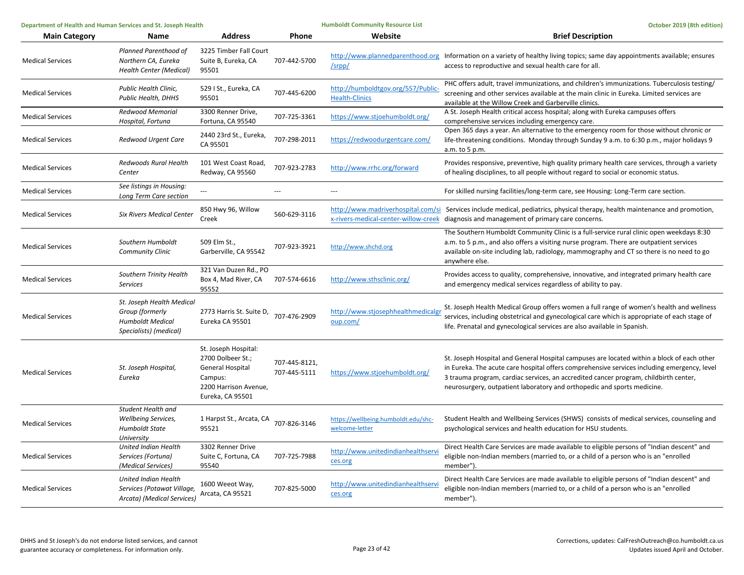| Main Category | Name | Address | Phone | Website | Brief Description |
|---|---|---|---|---|---|
| Medical Services | *Planned Parenthood of Northern CA, Eureka Health Center (Medical)* | 3225 Timber Fall Court Suite B, Eureka, CA 95501 | 707-442-5700 | http://www.plannedparenthood.org/srpp/ | Information on a variety of healthy living topics; same day appointments available; ensures access to reproductive and sexual health care for all. |
| Medical Services | *Public Health Clinic, Public Health, DHHS* | 529 I St., Eureka, CA 95501 | 707-445-6200 | http://humboldtgov.org/557/Public-Health-Clinics | PHC offers adult, travel immunizations, and children's immunizations. Tuberculosis testing/ screening and other services available at the main clinic in Eureka. Limited services are available at the Willow Creek and Garberville clinics. |
| Medical Services | *Redwood Memorial Hospital, Fortuna* | 3300 Renner Drive, Fortuna, CA 95540 | 707-725-3361 | https://www.stjoehumboldt.org/ | A St. Joseph Health critical access hospital; along with Eureka campuses offers comprehensive services including emergency care. |
| Medical Services | *Redwood Urgent Care* | 2440 23rd St., Eureka, CA 95501 | 707-298-2011 | https://redwoodurgentcare.com/ | Open 365 days a year. An alternative to the emergency room for those without chronic or life-threatening conditions. Monday through Sunday 9 a.m. to 6:30 p.m., major holidays 9 a.m. to 5 p.m. |
| Medical Services | *Redwoods Rural Health Center* | 101 West Coast Road, Redway, CA 95560 | 707-923-2783 | http://www.rrhc.org/forward | Provides responsive, preventive, high quality primary health care services, through a variety of healing disciplines, to all people without regard to social or economic status. |
| Medical Services | *See listings in Housing: Long Term Care section* | --- | --- | --- | For skilled nursing facilities/long-term care, see Housing: Long-Term care section. |
| Medical Services | *Six Rivers Medical Center* | 850 Hwy 96, Willow Creek | 560-629-3116 | http://www.madriverhospital.com/six-rivers-medical-center-willow-creek | Services include medical, pediatrics, physical therapy, health maintenance and promotion, diagnosis and management of primary care concerns. |
| Medical Services | *Southern Humboldt Community Clinic* | 509 Elm St., Garberville, CA 95542 | 707-923-3921 | http://www.shchd.org | The Southern Humboldt Community Clinic is a full-service rural clinic open weekdays 8:30 a.m. to 5 p.m., and also offers a visiting nurse program. There are outpatient services available on-site including lab, radiology, mammography and CT so there is no need to go anywhere else. |
| Medical Services | *Southern Trinity Health Services* | 321 Van Duzen Rd., PO Box 4, Mad River, CA 95552 | 707-574-6616 | http://www.sthsclinic.org/ | Provides access to quality, comprehensive, innovative, and integrated primary health care and emergency medical services regardless of ability to pay. |
| Medical Services | *St. Joseph Health Medical Group (formerly Humboldt Medical Specialists) (medical)* | 2773 Harris St. Suite D, Eureka CA 95501 | 707-476-2909 | http://www.stjosephhealthmedicalgroup.com/ | St. Joseph Health Medical Group offers women a full range of women's health and wellness services, including obstetrical and gynecological care which is appropriate of each stage of life. Prenatal and gynecological services are also available in Spanish. |
| Medical Services | *St. Joseph Hospital, Eureka* | St. Joseph Hospital: 2700 Dolbeer St.; General Hospital Campus: 2200 Harrison Avenue, Eureka, CA 95501 | 707-445-8121, 707-445-5111 | https://www.stjoehumboldt.org/ | St. Joseph Hospital and General Hospital campuses are located within a block of each other in Eureka. The acute care hospital offers comprehensive services including emergency, level 3 trauma program, cardiac services, an accredited cancer program, childbirth center, neurosurgery, outpatient laboratory and orthopedic and sports medicine. |
| Medical Services | *Student Health and Wellbeing Services, Humboldt State University* | 1 Harpst St., Arcata, CA 95521 | 707-826-3146 | https://wellbeing.humboldt.edu/shc-welcome-letter | Student Health and Wellbeing Services (SHWS) consists of medical services, counseling and psychological services and health education for HSU students. |
| Medical Services | *United Indian Health Services (Fortuna) (Medical Services)* | 3302 Renner Drive Suite C, Fortuna, CA 95540 | 707-725-7988 | http://www.unitedindianhealthservices.org | Direct Health Care Services are made available to eligible persons of "Indian descent" and eligible non-Indian members (married to, or a child of a person who is an "enrolled member"). |
| Medical Services | *United Indian Health Services (Potawat Village, Arcata) (Medical Services)* | 1600 Weeot Way, Arcata, CA 95521 | 707-825-5000 | http://www.unitedindianhealthservices.org | Direct Health Care Services are made available to eligible persons of "Indian descent" and eligible non-Indian members (married to, or a child of a person who is an "enrolled member"). |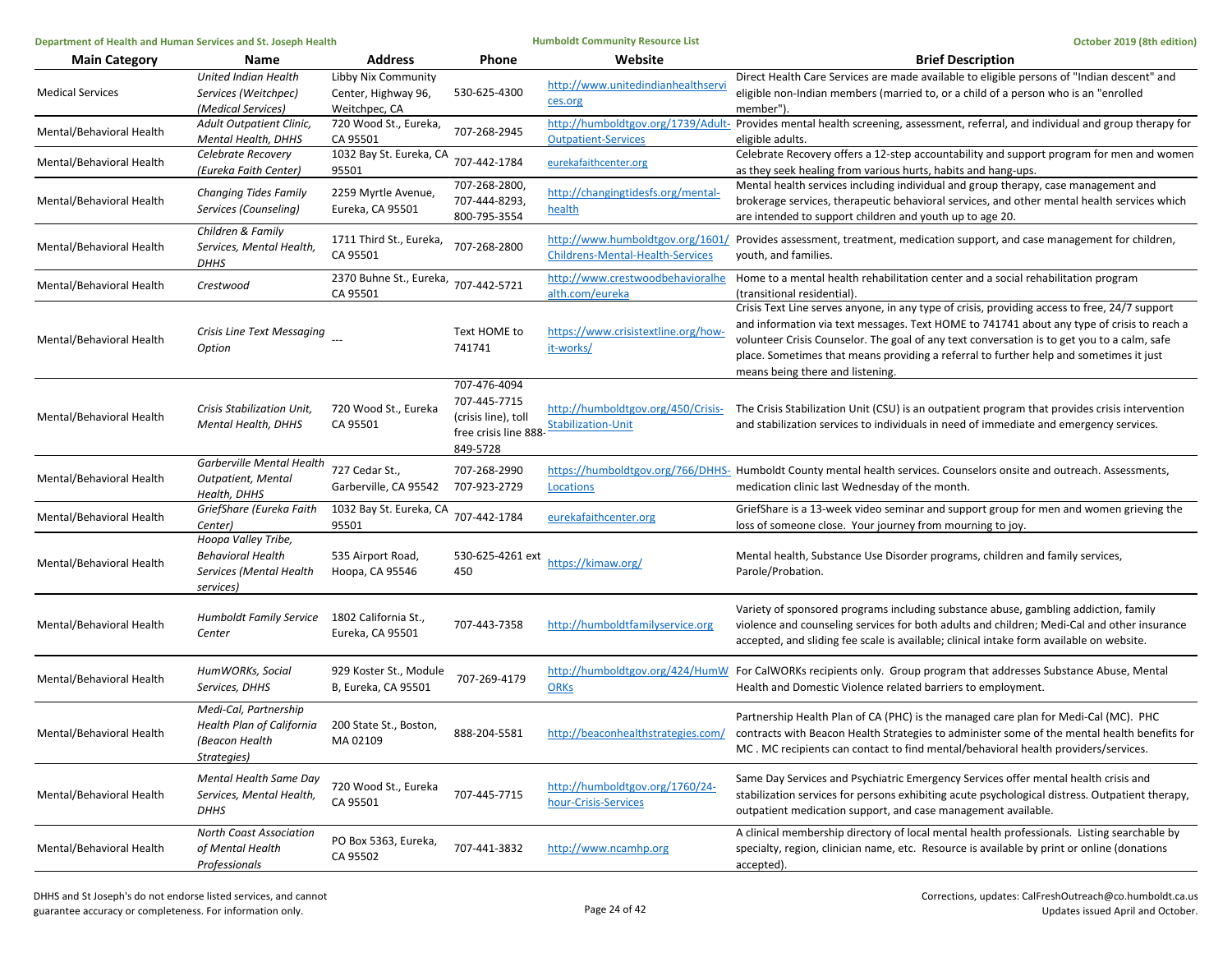| Main Category | Name | Address | Phone | Website | Brief Description |
|---|---|---|---|---|---|
| Medical Services | *United Indian Health Services (Weitchpec) (Medical Services)* | Libby Nix Community Center, Highway 96, Weitchpec, CA | 530-625-4300 | http://www.unitedindianhealthservices.org | Direct Health Care Services are made available to eligible persons of "Indian descent" and eligible non-Indian members (married to, or a child of a person who is an "enrolled member"). |
| Mental/Behavioral Health | *Adult Outpatient Clinic, Mental Health, DHHS* | 720 Wood St., Eureka, CA 95501 | 707-268-2945 | http://humboldtgov.org/1739/Adult-Outpatient-Services | Provides mental health screening, assessment, referral, and individual and group therapy for eligible adults. |
| Mental/Behavioral Health | *Celebrate Recovery (Eureka Faith Center)* | 1032 Bay St. Eureka, CA 95501 | 707-442-1784 | eurekafaithcenter.org | Celebrate Recovery offers a 12-step accountability and support program for men and women as they seek healing from various hurts, habits and hang-ups. |
| Mental/Behavioral Health | *Changing Tides Family Services (Counseling)* | 2259 Myrtle Avenue, Eureka, CA 95501 | 707-268-2800, 707-444-8293, 800-795-3554 | http://changingtidesfs.org/mental-health | Mental health services including individual and group therapy, case management and brokerage services, therapeutic behavioral services, and other mental health services which are intended to support children and youth up to age 20. |
| Mental/Behavioral Health | *Children & Family Services, Mental Health, DHHS* | 1711 Third St., Eureka, CA 95501 | 707-268-2800 | http://www.humboldtgov.org/1601/Childrens-Mental-Health-Services | Provides assessment, treatment, medication support, and case management for children, youth, and families. |
| Mental/Behavioral Health | *Crestwood* | 2370 Buhne St., Eureka, CA 95501 | 707-442-5721 | http://www.crestwoodbehavioralhealth.com/eureka | Home to a mental health rehabilitation center and a social rehabilitation program (transitional residential). |
| Mental/Behavioral Health | *Crisis Line Text Messaging Option* | --- | Text HOME to 741741 | https://www.crisistextline.org/how-it-works/ | Crisis Text Line serves anyone, in any type of crisis, providing access to free, 24/7 support and information via text messages. Text HOME to 741741 about any type of crisis to reach a volunteer Crisis Counselor. The goal of any text conversation is to get you to a calm, safe place. Sometimes that means providing a referral to further help and sometimes it just means being there and listening. |
| Mental/Behavioral Health | *Crisis Stabilization Unit, Mental Health, DHHS* | 720 Wood St., Eureka CA 95501 | 707-476-4094 707-445-7715 (crisis line), toll free crisis line 888-849-5728 | http://humboldtgov.org/450/Crisis-Stabilization-Unit | The Crisis Stabilization Unit (CSU) is an outpatient program that provides crisis intervention and stabilization services to individuals in need of immediate and emergency services. |
| Mental/Behavioral Health | *Garberville Mental Health Outpatient, Mental Health, DHHS* | 727 Cedar St., Garberville, CA 95542 | 707-268-2990 707-923-2729 | https://humboldtgov.org/766/DHHS-Locations | Humboldt County mental health services. Counselors onsite and outreach. Assessments, medication clinic last Wednesday of the month. |
| Mental/Behavioral Health | *GriefShare (Eureka Faith Center)* | 1032 Bay St. Eureka, CA 95501 | 707-442-1784 | eurekafaithcenter.org | GriefShare is a 13-week video seminar and support group for men and women grieving the loss of someone close. Your journey from mourning to joy. |
| Mental/Behavioral Health | *Hoopa Valley Tribe, Behavioral Health Services (Mental Health services)* | 535 Airport Road, Hoopa, CA 95546 | 530-625-4261 ext 450 | https://kimaw.org/ | Mental health, Substance Use Disorder programs, children and family services, Parole/Probation. |
| Mental/Behavioral Health | *Humboldt Family Service Center* | 1802 California St., Eureka, CA 95501 | 707-443-7358 | http://humboldtfamilyservice.org | Variety of sponsored programs including substance abuse, gambling addiction, family violence and counseling services for both adults and children; Medi-Cal and other insurance accepted, and sliding fee scale is available; clinical intake form available on website. |
| Mental/Behavioral Health | *HumWORKs, Social Services, DHHS* | 929 Koster St., Module B, Eureka, CA 95501 | 707-269-4179 | http://humboldtgov.org/424/HumWORKs | For CalWORKs recipients only. Group program that addresses Substance Abuse, Mental Health and Domestic Violence related barriers to employment. |
| Mental/Behavioral Health | *Medi-Cal, Partnership Health Plan of California (Beacon Health Strategies)* | 200 State St., Boston, MA 02109 | 888-204-5581 | http://beaconhealthstrategies.com/ | Partnership Health Plan of CA (PHC) is the managed care plan for Medi-Cal (MC). PHC contracts with Beacon Health Strategies to administer some of the mental health benefits for MC . MC recipients can contact to find mental/behavioral health providers/services. |
| Mental/Behavioral Health | *Mental Health Same Day Services, Mental Health, DHHS* | 720 Wood St., Eureka CA 95501 | 707-445-7715 | http://humboldtgov.org/1760/24-hour-Crisis-Services | Same Day Services and Psychiatric Emergency Services offer mental health crisis and stabilization services for persons exhibiting acute psychological distress. Outpatient therapy, outpatient medication support, and case management available. |
| Mental/Behavioral Health | *North Coast Association of Mental Health Professionals* | PO Box 5363, Eureka, CA 95502 | 707-441-3832 | http://www.ncamhp.org | A clinical membership directory of local mental health professionals. Listing searchable by specialty, region, clinician name, etc. Resource is available by print or online (donations accepted). |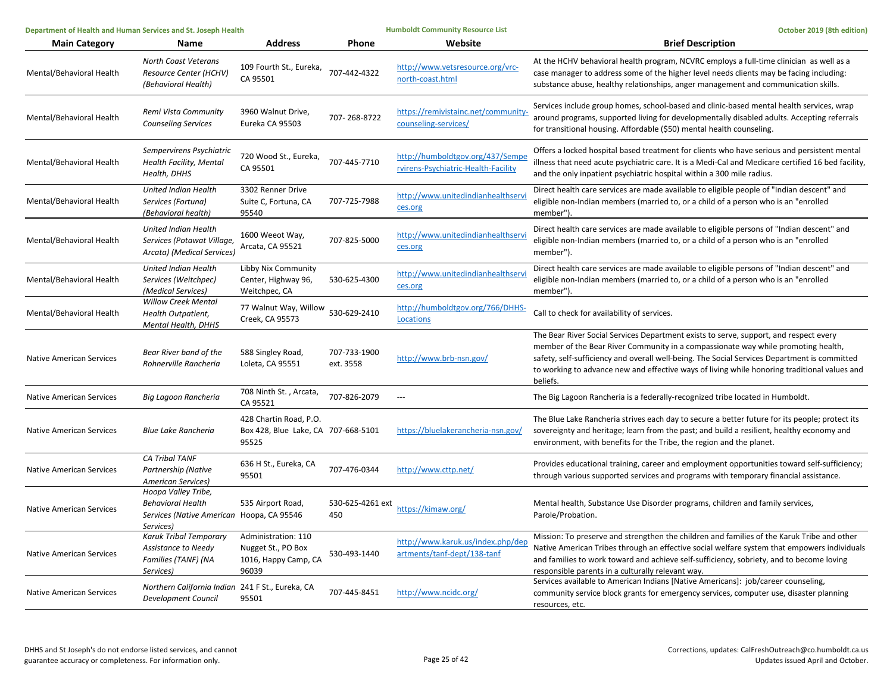| Main Category | Name | Address | Phone | Website | Brief Description |
|---|---|---|---|---|---|
| Mental/Behavioral Health | *North Coast Veterans Resource Center (HCHV) (Behavioral Health)* | 109 Fourth St., Eureka, CA 95501 | 707-442-4322 | http://www.vetsresource.org/vrc-north-coast.html | At the HCHV behavioral health program, NCVRC employs a full-time clinician as well as a case manager to address some of the higher level needs clients may be facing including: substance abuse, healthy relationships, anger management and communication skills. |
| Mental/Behavioral Health | *Remi Vista Community Counseling Services* | 3960 Walnut Drive, Eureka CA 95503 | 707- 268-8722 | https://remivistainc.net/community-counseling-services/ | Services include group homes, school-based and clinic-based mental health services, wrap around programs, supported living for developmentally disabled adults. Accepting referrals for transitional housing. Affordable ($50) mental health counseling. |
| Mental/Behavioral Health | *Sempervirens Psychiatric Health Facility, Mental Health, DHHS* | 720 Wood St., Eureka, CA 95501 | 707-445-7710 | http://humboldtgov.org/437/Sempervirens-Psychiatric-Health-Facility | Offers a locked hospital based treatment for clients who have serious and persistent mental illness that need acute psychiatric care. It is a Medi-Cal and Medicare certified 16 bed facility, and the only inpatient psychiatric hospital within a 300 mile radius. |
| Mental/Behavioral Health | *United Indian Health Services (Fortuna) (Behavioral health)* | 3302 Renner Drive Suite C, Fortuna, CA 95540 | 707-725-7988 | http://www.unitedindianhealthservices.org | Direct health care services are made available to eligible people of "Indian descent" and eligible non-Indian members (married to, or a child of a person who is an "enrolled member"). |
| Mental/Behavioral Health | *United Indian Health Services (Potawat Village, Arcata) (Medical Services)* | 1600 Weeot Way, Arcata, CA 95521 | 707-825-5000 | http://www.unitedindianhealthservices.org | Direct health care services are made available to eligible persons of "Indian descent" and eligible non-Indian members (married to, or a child of a person who is an "enrolled member"). |
| Mental/Behavioral Health | *United Indian Health Services (Weitchpec) (Medical Services)* | Libby Nix Community Center, Highway 96, Weitchpec, CA | 530-625-4300 | http://www.unitedindianhealthservices.org | Direct health care services are made available to eligible persons of "Indian descent" and eligible non-Indian members (married to, or a child of a person who is an "enrolled member"). |
| Mental/Behavioral Health | *Willow Creek Mental Health Outpatient, Mental Health, DHHS* | 77 Walnut Way, Willow Creek, CA 95573 | 530-629-2410 | http://humboldtgov.org/766/DHHS-Locations | Call to check for availability of services. |
| Native American Services | *Bear River band of the Rohnerville Rancheria* | 588 Singley Road, Loleta, CA 95551 | 707-733-1900 ext. 3558 | http://www.brb-nsn.gov/ | The Bear River Social Services Department exists to serve, support, and respect every member of the Bear River Community in a compassionate way while promoting health, safety, self-sufficiency and overall well-being. The Social Services Department is committed to working to advance new and effective ways of living while honoring traditional values and beliefs. |
| Native American Services | *Big Lagoon Rancheria* | 708 Ninth St. , Arcata, CA 95521 | 707-826-2079 | --- | The Big Lagoon Rancheria is a federally-recognized tribe located in Humboldt. |
| Native American Services | *Blue Lake Rancheria* | 428 Chartin Road, P.O. Box 428, Blue Lake, CA 95525 | 707-668-5101 | https://bluelakerancheria-nsn.gov/ | The Blue Lake Rancheria strives each day to secure a better future for its people; protect its sovereignty and heritage; learn from the past; and build a resilient, healthy economy and environment, with benefits for the Tribe, the region and the planet. |
| Native American Services | *CA Tribal TANF Partnership (Native American Services)* | 636 H St., Eureka, CA 95501 | 707-476-0344 | http://www.cttp.net/ | Provides educational training, career and employment opportunities toward self-sufficiency; through various supported services and programs with temporary financial assistance. |
| Native American Services | *Hoopa Valley Tribe, Behavioral Health Services (Native American Services)* | 535 Airport Road, Hoopa, CA 95546 | 530-625-4261 ext 450 | https://kimaw.org/ | Mental health, Substance Use Disorder programs, children and family services, Parole/Probation. |
| Native American Services | *Karuk Tribal Temporary Assistance to Needy Families (TANF) (NA Services)* | Administration: 110 Nugget St., PO Box 1016, Happy Camp, CA 96039 | 530-493-1440 | http://www.karuk.us/index.php/departments/tanf-dept/138-tanf | Mission: To preserve and strengthen the children and families of the Karuk Tribe and other Native American Tribes through an effective social welfare system that empowers individuals and families to work toward and achieve self-sufficiency, sobriety, and to become loving responsible parents in a culturally relevant way. |
| Native American Services | *Northern California Indian Development Council* | 241 F St., Eureka, CA 95501 | 707-445-8451 | http://www.ncidc.org/ | Services available to American Indians [Native Americans]: job/career counseling, community service block grants for emergency services, computer use, disaster planning resources, etc. |

DHHS and St Joseph's do not endorse listed services, and cannot guarantee accuracy or completeness. For information only.

Corrections, updates: CalFreshOutreach@co.humboldt.ca.us
Updates issued April and October.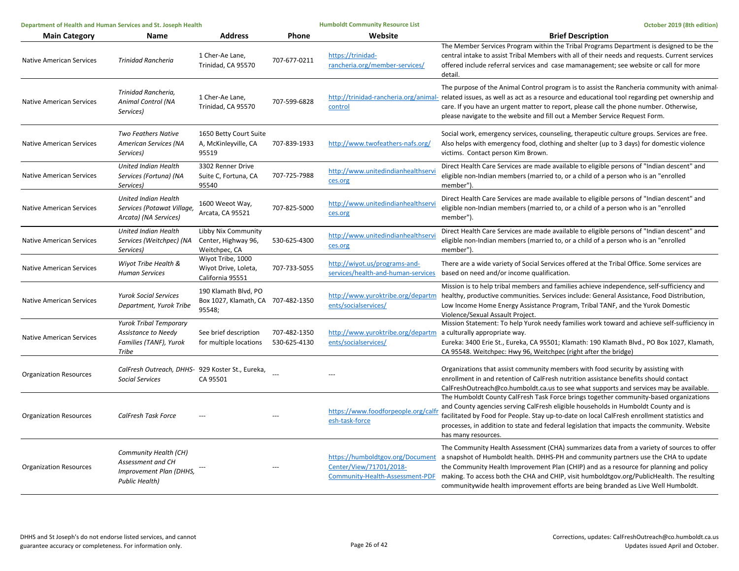| Main Category | Name | Address | Phone | Website | Brief Description |
|---|---|---|---|---|---|
| Native American Services | *Trinidad Rancheria* | 1 Cher-Ae Lane, Trinidad, CA 95570 | 707-677-0211 | https://trinidad-rancheria.org/member-services/ | The Member Services Program within the Tribal Programs Department is designed to be the central intake to assist Tribal Members with all of their needs and requests. Current services offered include referral services and case mamanagement; see website or call for more detail. |
| Native American Services | *Trinidad Rancheria, Animal Control (NA Services)* | 1 Cher-Ae Lane, Trinidad, CA 95570 | 707-599-6828 | http://trinidad-rancheria.org/animal-control | The purpose of the Animal Control program is to assist the Rancheria community with animal-related issues, as well as act as a resource and educational tool regarding pet ownership and care. If you have an urgent matter to report, please call the phone number. Otherwise, please navigate to the website and fill out a Member Service Request Form. |
| Native American Services | *Two Feathers Native American Services (NA Services)* | 1650 Betty Court Suite A, McKinleyville, CA 95519 | 707-839-1933 | http://www.twofeathers-nafs.org/ | Social work, emergency services, counseling, therapeutic culture groups. Services are free. Also helps with emergency food, clothing and shelter (up to 3 days) for domestic violence victims. Contact person Kim Brown. |
| Native American Services | *United Indian Health Services (Fortuna) (NA Services)* | 3302 Renner Drive Suite C, Fortuna, CA 95540 | 707-725-7988 | http://www.unitedindianhealthservices.org | Direct Health Care Services are made available to eligible persons of "Indian descent" and eligible non-Indian members (married to, or a child of a person who is an "enrolled member"). |
| Native American Services | *United Indian Health Services (Potawat Village, Arcata) (NA Services)* | 1600 Weeot Way, Arcata, CA 95521 | 707-825-5000 | http://www.unitedindianhealthservices.org | Direct Health Care Services are made available to eligible persons of "Indian descent" and eligible non-Indian members (married to, or a child of a person who is an "enrolled member"). |
| Native American Services | *United Indian Health Services (Weitchpec) (NA Services)* | Libby Nix Community Center, Highway 96, Weitchpec, CA | 530-625-4300 | http://www.unitedindianhealthservices.org | Direct Health Care Services are made available to eligible persons of "Indian descent" and eligible non-Indian members (married to, or a child of a person who is an "enrolled member"). |
| Native American Services | *Wiyot Tribe Health & Human Services* | Wiyot Tribe, 1000 Wiyot Drive, Loleta, California 95551 | 707-733-5055 | http://wiyot.us/programs-and-services/health-and-human-services | There are a wide variety of Social Services offered at the Tribal Office. Some services are based on need and/or income qualification. |
| Native American Services | *Yurok Social Services Department, Yurok Tribe* | 190 Klamath Blvd, PO Box 1027, Klamath, CA 95548; | 707-482-1350 | http://www.yuroktribe.org/departments/socialservices/ | Mission is to help tribal members and families achieve independence, self-sufficiency and healthy, productive communities. Services include: General Assistance, Food Distribution, Low Income Home Energy Assistance Program, Tribal TANF, and the Yurok Domestic Violence/Sexual Assault Project. |
| Native American Services | *Yurok Tribal Temporary Assistance to Needy Families (TANF), Yurok Tribe* | See brief description for multiple locations | 707-482-1350 530-625-4130 | http://www.yuroktribe.org/departments/socialservices/ | Mission Statement: To help Yurok needy families work toward and achieve self-sufficiency in a culturally appropriate way. Eureka: 3400 Erie St., Eureka, CA 95501; Klamath: 190 Klamath Blvd., PO Box 1027, Klamath, CA 95548. Weitchpec: Hwy 96, Weitchpec (right after the bridge) |
| Organization Resources | *CalFresh Outreach, DHHS-Social Services* | 929 Koster St., Eureka, CA 95501 | --- | --- | Organizations that assist community members with food security by assisting with enrollment in and retention of CalFresh nutrition assistance benefits should contact CalFreshOutreach@co.humboldt.ca.us to see what supports and services may be available. |
| Organization Resources | *CalFresh Task Force* | --- | --- | https://www.foodforpeople.org/calfresh-task-force | The Humboldt County CalFresh Task Force brings together community-based organizations and County agencies serving CalFresh eligible households in Humboldt County and is facilitated by Food for People. Stay up-to-date on local CalFresh enrollment statistics and processes, in addition to state and federal legislation that impacts the community. Website has many resources. |
| Organization Resources | *Community Health (CH) Assessment and CH Improvement Plan (DHHS, Public Health)* | --- | --- | https://humboldtgov.org/DocumentCenter/View/71701/2018-Community-Health-Assessment-PDF | The Community Health Assessment (CHA) summarizes data from a variety of sources to offer a snapshot of Humboldt health. DHHS-PH and community partners use the CHA to update the Community Health Improvement Plan (CHIP) and as a resource for planning and policy making. To access both the CHA and CHIP, visit humboldtgov.org/PublicHealth. The resulting communitywide health improvement efforts are being branded as Live Well Humboldt. |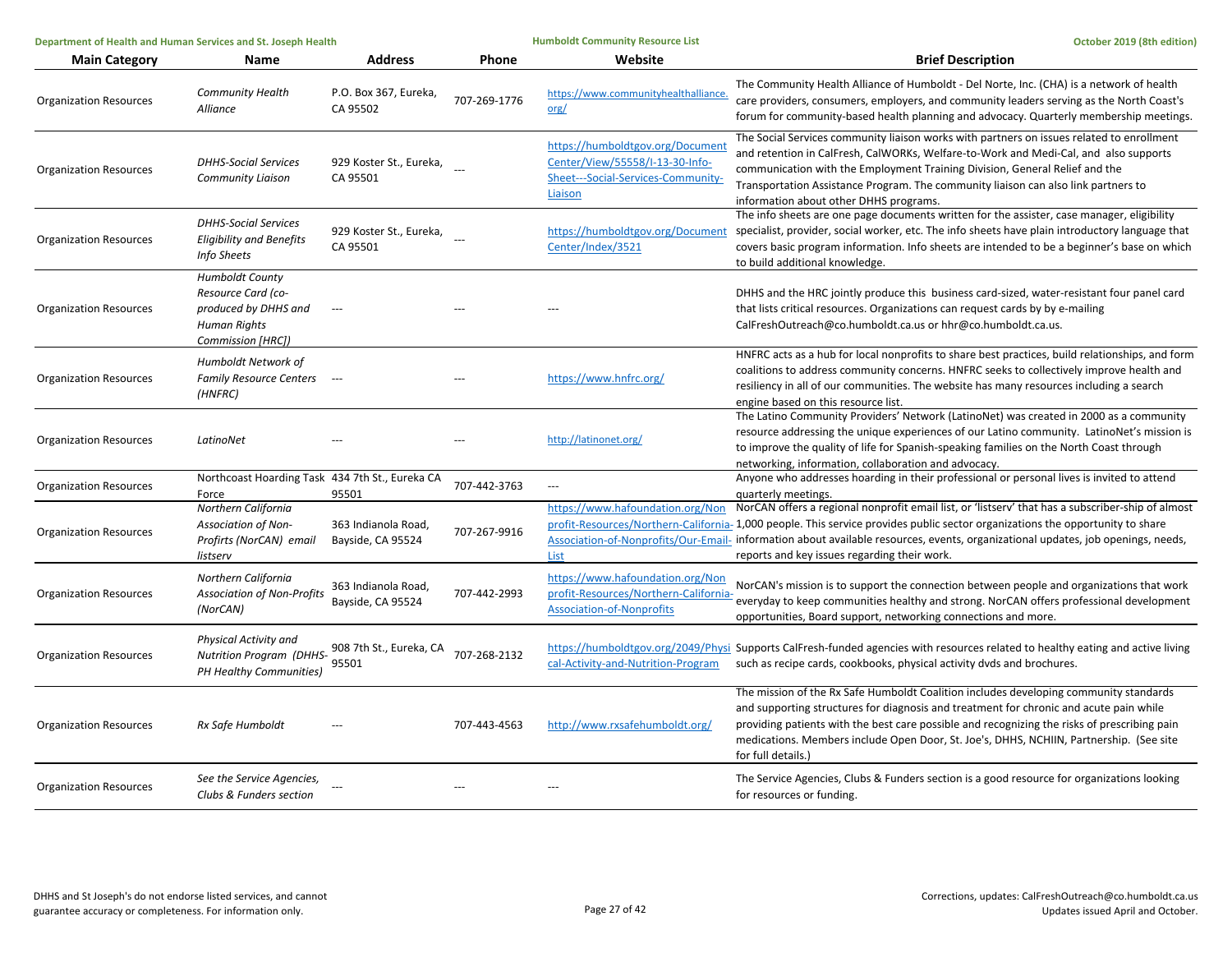| Main Category | Name | Address | Phone | Website | Brief Description |
|---|---|---|---|---|---|
| Organization Resources | *Community Health Alliance* | P.O. Box 367, Eureka, CA 95502 | 707-269-1776 | https://www.communityhealthalliance.org/ | The Community Health Alliance of Humboldt - Del Norte, Inc. (CHA) is a network of health care providers, consumers, employers, and community leaders serving as the North Coast's forum for community-based health planning and advocacy. Quarterly membership meetings. |
| Organization Resources | *DHHS-Social Services Community Liaison* | 929 Koster St., Eureka, CA 95501 | --- | https://humboldtgov.org/DocumentCenter/View/55558/I-13-30-Info-Sheet---Social-Services-Community-Liaison | The Social Services community liaison works with partners on issues related to enrollment and retention in CalFresh, CalWORKs, Welfare-to-Work and Medi-Cal, and also supports communication with the Employment Training Division, General Relief and the Transportation Assistance Program. The community liaison can also link partners to information about other DHHS programs. |
| Organization Resources | *DHHS-Social Services Eligibility and Benefits Info Sheets* | 929 Koster St., Eureka, CA 95501 | --- | https://humboldtgov.org/DocumentCenter/Index/3521 | The info sheets are one page documents written for the assister, case manager, eligibility specialist, provider, social worker, etc. The info sheets have plain introductory language that covers basic program information. Info sheets are intended to be a beginner's base on which to build additional knowledge. |
| Organization Resources | *Humboldt County Resource Card (co-produced by DHHS and Human Rights Commission [HRC])* | --- | --- | --- | DHHS and the HRC jointly produce this business card-sized, water-resistant four panel card that lists critical resources. Organizations can request cards by by e-mailing CalFreshOutreach@co.humboldt.ca.us or hhr@co.humboldt.ca.us. |
| Organization Resources | *Humboldt Network of Family Resource Centers (HNFRC)* | --- | --- | https://www.hnfrc.org/ | HNFRC acts as a hub for local nonprofits to share best practices, build relationships, and form coalitions to address community concerns. HNFRC seeks to collectively improve health and resiliency in all of our communities. The website has many resources including a search engine based on this resource list. |
| Organization Resources | *LatinoNet* | --- | --- | http://latinonet.org/ | The Latino Community Providers' Network (LatinoNet) was created in 2000 as a community resource addressing the unique experiences of our Latino community. LatinoNet's mission is to improve the quality of life for Spanish-speaking families on the North Coast through networking, information, collaboration and advocacy. |
| Organization Resources | Northcoast Hoarding Task Force | 434 7th St., Eureka CA 95501 | 707-442-3763 | --- | Anyone who addresses hoarding in their professional or personal lives is invited to attend quarterly meetings. |
| Organization Resources | *Northern California Association of Non-Profirts (NorCAN) email listserv* | 363 Indianola Road, Bayside, CA 95524 | 707-267-9916 | https://www.hafoundation.org/Nonprofit-Resources/Northern-California-Association-of-Nonprofits/Our-Email-List | NorCAN offers a regional nonprofit email list, or 'listserv' that has a subscriber-ship of almost 1,000 people. This service provides public sector organizations the opportunity to share information about available resources, events, organizational updates, job openings, needs, reports and key issues regarding their work. |
| Organization Resources | *Northern California Association of Non-Profits (NorCAN)* | 363 Indianola Road, Bayside, CA 95524 | 707-442-2993 | https://www.hafoundation.org/Nonprofit-Resources/Northern-California-Association-of-Nonprofits | NorCAN's mission is to support the connection between people and organizations that work everyday to keep communities healthy and strong. NorCAN offers professional development opportunities, Board support, networking connections and more. |
| Organization Resources | *Physical Activity and Nutrition Program (DHHS-PH Healthy Communities)* | 908 7th St., Eureka, CA 95501 | 707-268-2132 | https://humboldtgov.org/2049/Physical-Activity-and-Nutrition-Program | Supports CalFresh-funded agencies with resources related to healthy eating and active living such as recipe cards, cookbooks, physical activity dvds and brochures. |
| Organization Resources | *Rx Safe Humboldt* | --- | 707-443-4563 | http://www.rxsafehumboldt.org/ | The mission of the Rx Safe Humboldt Coalition includes developing community standards and supporting structures for diagnosis and treatment for chronic and acute pain while providing patients with the best care possible and recognizing the risks of prescribing pain medications. Members include Open Door, St. Joe's, DHHS, NCHIIN, Partnership. (See site for full details.) |
| Organization Resources | *See the Service Agencies, Clubs & Funders section* | --- | --- | --- | The Service Agencies, Clubs & Funders section is a good resource for organizations looking for resources or funding. |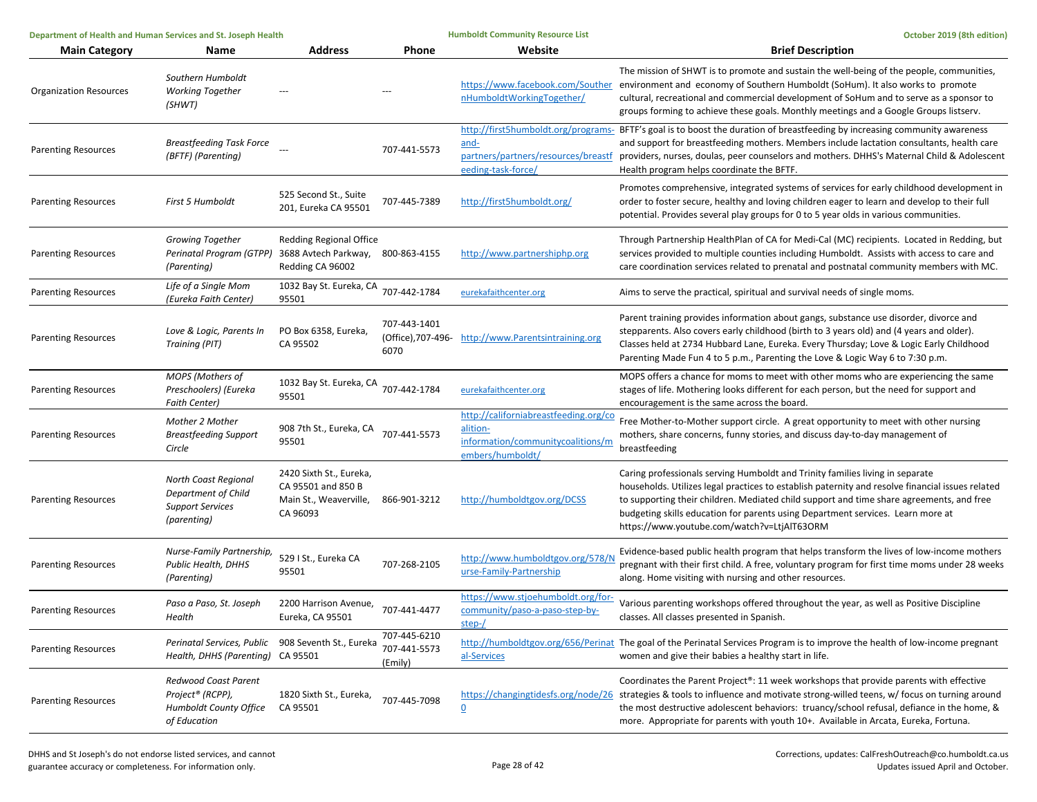| Main Category | Name | Address | Phone | Website | Brief Description |
|---|---|---|---|---|---|
| Organization Resources | *Southern Humboldt Working Together (SHWT)* | --- | --- | https://www.facebook.com/SouthernHumboldtWorkingTogether/ | The mission of SHWT is to promote and sustain the well-being of the people, communities, environment and economy of Southern Humboldt (SoHum). It also works to promote cultural, recreational and commercial development of SoHum and to serve as a sponsor to groups forming to achieve these goals. Monthly meetings and a Google Groups listserv. |
| Parenting Resources | *Breastfeeding Task Force (BFTF) (Parenting)* | --- | 707-441-5573 | http://first5humboldt.org/programs-and-partners/partners/resources/breastfeeding-task-force/ | BFTF's goal is to boost the duration of breastfeeding by increasing community awareness and support for breastfeeding mothers. Members include lactation consultants, health care providers, nurses, doulas, peer counselors and mothers. DHHS's Maternal Child & Adolescent Health program helps coordinate the BFTF. |
| Parenting Resources | *First 5 Humboldt* | 525 Second St., Suite 201, Eureka CA 95501 | 707-445-7389 | http://first5humboldt.org/ | Promotes comprehensive, integrated systems of services for early childhood development in order to foster secure, healthy and loving children eager to learn and develop to their full potential. Provides several play groups for 0 to 5 year olds in various communities. |
| Parenting Resources | *Growing Together Perinatal Program (GTPP) (Parenting)* | Redding Regional Office 3688 Avtech Parkway, Redding CA 96002 | 800-863-4155 | http://www.partnershiphp.org | Through Partnership HealthPlan of CA for Medi-Cal (MC) recipients. Located in Redding, but services provided to multiple counties including Humboldt. Assists with access to care and care coordination services related to prenatal and postnatal community members with MC. |
| Parenting Resources | *Life of a Single Mom (Eureka Faith Center)* | 1032 Bay St. Eureka, CA 95501 | 707-442-1784 | eurekafaithcenter.org | Aims to serve the practical, spiritual and survival needs of single moms. |
| Parenting Resources | *Love & Logic, Parents In Training (PIT)* | PO Box 6358, Eureka, CA 95502 | 707-443-1401 (Office),707-496-6070 | http://www.Parentsintraining.org | Parent training provides information about gangs, substance use disorder, divorce and stepparents. Also covers early childhood (birth to 3 years old) and (4 years and older). Classes held at 2734 Hubbard Lane, Eureka. Every Thursday; Love & Logic Early Childhood Parenting Made Fun 4 to 5 p.m., Parenting the Love & Logic Way 6 to 7:30 p.m. |
| Parenting Resources | *MOPS (Mothers of Preschoolers) (Eureka Faith Center)* | 1032 Bay St. Eureka, CA 95501 | 707-442-1784 | eurekafaithcenter.org | MOPS offers a chance for moms to meet with other moms who are experiencing the same stages of life. Mothering looks different for each person, but the need for support and encouragement is the same across the board. |
| Parenting Resources | *Mother 2 Mother Breastfeeding Support Circle* | 908 7th St., Eureka, CA 95501 | 707-441-5573 | http://californiabreastfeeding.org/coalition-information/communitycoalitions/members/humboldt/ | Free Mother-to-Mother support circle. A great opportunity to meet with other nursing mothers, share concerns, funny stories, and discuss day-to-day management of breastfeeding |
| Parenting Resources | *North Coast Regional Department of Child Support Services (parenting)* | 2420 Sixth St., Eureka, CA 95501 and 850 B Main St., Weaverville, CA 96093 | 866-901-3212 | http://humboldtgov.org/DCSS | Caring professionals serving Humboldt and Trinity families living in separate households. Utilizes legal practices to establish paternity and resolve financial issues related to supporting their children. Mediated child support and time share agreements, and free budgeting skills education for parents using Department services. Learn more at https://www.youtube.com/watch?v=LtjAlT63ORM |
| Parenting Resources | *Nurse-Family Partnership, Public Health, DHHS (Parenting)* | 529 I St., Eureka CA 95501 | 707-268-2105 | http://www.humboldtgov.org/578/Nurse-Family-Partnership | Evidence-based public health program that helps transform the lives of low-income mothers pregnant with their first child. A free, voluntary program for first time moms under 28 weeks along. Home visiting with nursing and other resources. |
| Parenting Resources | *Paso a Paso, St. Joseph Health* | 2200 Harrison Avenue, Eureka, CA 95501 | 707-441-4477 | https://www.stjoehumboldt.org/for-community/paso-a-paso-step-by-step-/ | Various parenting workshops offered throughout the year, as well as Positive Discipline classes. All classes presented in Spanish. |
| Parenting Resources | *Perinatal Services, Public Health, DHHS (Parenting)* | 908 Seventh St., Eureka CA 95501 | 707-445-6210 707-441-5573 (Emily) | http://humboldtgov.org/656/Perinatal-Services | The goal of the Perinatal Services Program is to improve the health of low-income pregnant women and give their babies a healthy start in life. |
| Parenting Resources | *Redwood Coast Parent Project® (RCPP), Humboldt County Office of Education* | 1820 Sixth St., Eureka, CA 95501 | 707-445-7098 | https://changingtidesfs.org/node/260 | Coordinates the Parent Project®: 11 week workshops that provide parents with effective strategies & tools to influence and motivate strong-willed teens, w/ focus on turning around the most destructive adolescent behaviors: truancy/school refusal, defiance in the home, & more. Appropriate for parents with youth 10+. Available in Arcata, Eureka, Fortuna. |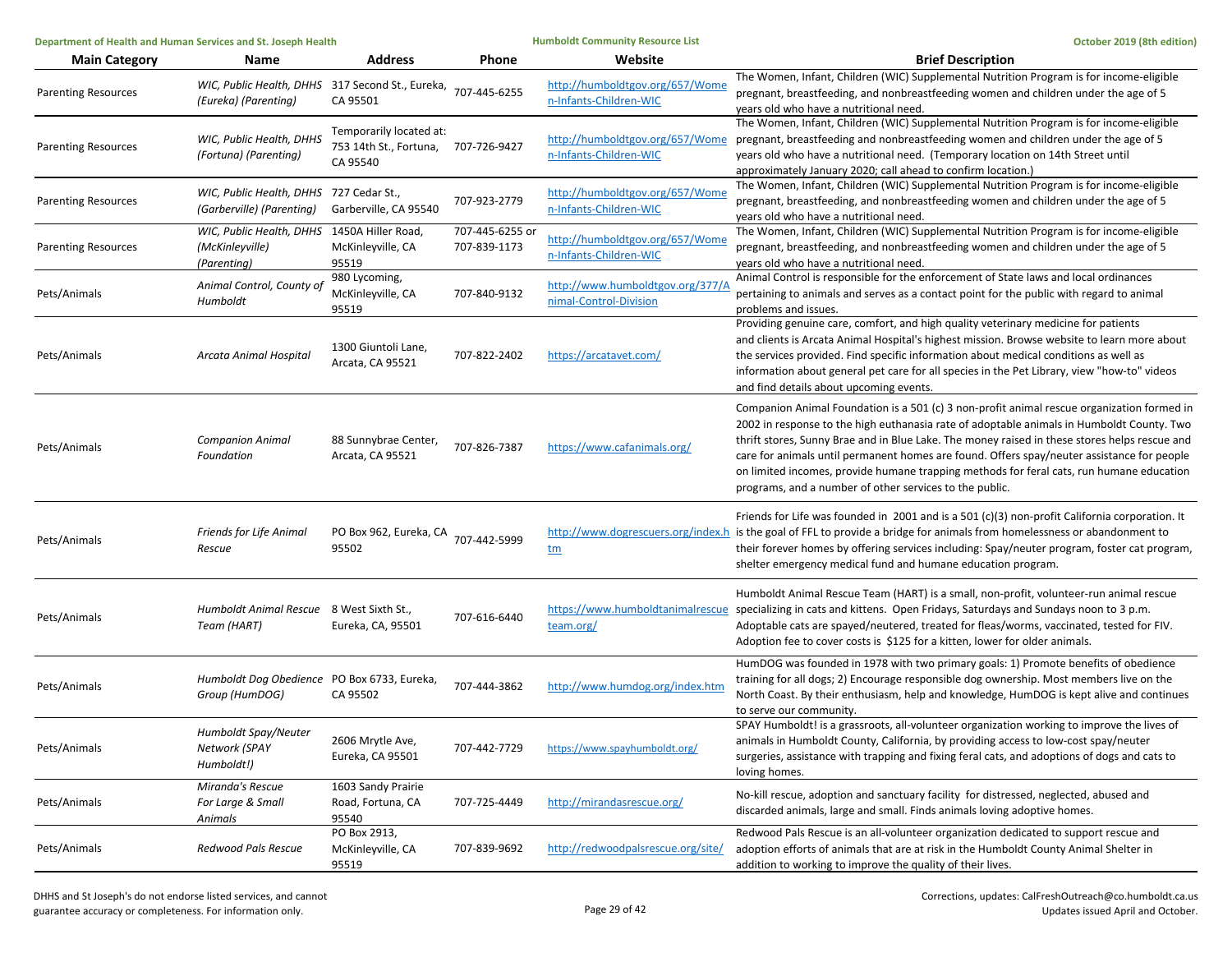| Main Category | Name | Address | Phone | Website | Brief Description |
|---|---|---|---|---|---|
| Parenting Resources | *WIC, Public Health, DHHS (Eureka) (Parenting)* | 317 Second St., Eureka, CA 95501 | 707-445-6255 | http://humboldtgov.org/657/Women-Infants-Children-WIC | The Women, Infant, Children (WIC) Supplemental Nutrition Program is for income-eligible pregnant, breastfeeding, and nonbreastfeeding women and children under the age of 5 years old who have a nutritional need. |
| Parenting Resources | *WIC, Public Health, DHHS (Fortuna) (Parenting)* | Temporarily located at: 753 14th St., Fortuna, CA 95540 | 707-726-9427 | http://humboldtgov.org/657/Women-Infants-Children-WIC | The Women, Infant, Children (WIC) Supplemental Nutrition Program is for income-eligible pregnant, breastfeeding and nonbreastfeeding women and children under the age of 5 years old who have a nutritional need. (Temporary location on 14th Street until approximately January 2020; call ahead to confirm location.) |
| Parenting Resources | *WIC, Public Health, DHHS (Garberville) (Parenting)* | 727 Cedar St., Garberville, CA 95540 | 707-923-2779 | http://humboldtgov.org/657/Women-Infants-Children-WIC | The Women, Infant, Children (WIC) Supplemental Nutrition Program is for income-eligible pregnant, breastfeeding, and nonbreastfeeding women and children under the age of 5 years old who have a nutritional need. |
| Parenting Resources | *WIC, Public Health, DHHS (McKinleyville) (Parenting)* | 1450A Hiller Road, McKinleyville, CA 95519 | 707-445-6255 or 707-839-1173 | http://humboldtgov.org/657/Women-Infants-Children-WIC | The Women, Infant, Children (WIC) Supplemental Nutrition Program is for income-eligible pregnant, breastfeeding, and nonbreastfeeding women and children under the age of 5 years old who have a nutritional need. |
| Pets/Animals | *Animal Control, County of Humboldt* | 980 Lycoming, McKinleyville, CA 95519 | 707-840-9132 | http://www.humboldtgov.org/377/Animal-Control-Division | Animal Control is responsible for the enforcement of State laws and local ordinances pertaining to animals and serves as a contact point for the public with regard to animal problems and issues. |
| Pets/Animals | *Arcata Animal Hospital* | 1300 Giuntoli Lane, Arcata, CA 95521 | 707-822-2402 | https://arcatavet.com/ | Providing genuine care, comfort, and high quality veterinary medicine for patients and clients is Arcata Animal Hospital's highest mission. Browse website to learn more about the services provided. Find specific information about medical conditions as well as information about general pet care for all species in the Pet Library, view "how-to" videos and find details about upcoming events. |
| Pets/Animals | *Companion Animal Foundation* | 88 Sunnybrae Center, Arcata, CA 95521 | 707-826-7387 | https://www.cafanimals.org/ | Companion Animal Foundation is a 501 (c) 3 non-profit animal rescue organization formed in 2002 in response to the high euthanasia rate of adoptable animals in Humboldt County. Two thrift stores, Sunny Brae and in Blue Lake. The money raised in these stores helps rescue and care for animals until permanent homes are found. Offers spay/neuter assistance for people on limited incomes, provide humane trapping methods for feral cats, run humane education programs, and a number of other services to the public. |
| Pets/Animals | *Friends for Life Animal Rescue* | PO Box 962, Eureka, CA 95502 | 707-442-5999 | http://www.dogrescuers.org/index.htm | Friends for Life was founded in 2001 and is a 501 (c)(3) non-profit California corporation. It is the goal of FFL to provide a bridge for animals from homelessness or abandonment to their forever homes by offering services including: Spay/neuter program, foster cat program, shelter emergency medical fund and humane education program. |
| Pets/Animals | *Humboldt Animal Rescue Team (HART)* | 8 West Sixth St., Eureka, CA, 95501 | 707-616-6440 | https://www.humboldtanimalrescueteam.org/ | Humboldt Animal Rescue Team (HART) is a small, non-profit, volunteer-run animal rescue specializing in cats and kittens. Open Fridays, Saturdays and Sundays noon to 3 p.m. Adoptable cats are spayed/neutered, treated for fleas/worms, vaccinated, tested for FIV. Adoption fee to cover costs is $125 for a kitten, lower for older animals. |
| Pets/Animals | *Humboldt Dog Obedience Group (HumDOG)* | PO Box 6733, Eureka, CA 95502 | 707-444-3862 | http://www.humdog.org/index.htm | HumDOG was founded in 1978 with two primary goals: 1) Promote benefits of obedience training for all dogs; 2) Encourage responsible dog ownership. Most members live on the North Coast. By their enthusiasm, help and knowledge, HumDOG is kept alive and continues to serve our community. |
| Pets/Animals | *Humboldt Spay/Neuter Network (SPAY Humboldt!)* | 2606 Mrytle Ave, Eureka, CA 95501 | 707-442-7729 | https://www.spayhumboldt.org/ | SPAY Humboldt! is a grassroots, all-volunteer organization working to improve the lives of animals in Humboldt County, California, by providing access to low-cost spay/neuter surgeries, assistance with trapping and fixing feral cats, and adoptions of dogs and cats to loving homes. |
| Pets/Animals | *Miranda's Rescue For Large & Small Animals* | 1603 Sandy Prairie Road, Fortuna, CA 95540 | 707-725-4449 | http://mirandasrescue.org/ | No-kill rescue, adoption and sanctuary facility for distressed, neglected, abused and discarded animals, large and small. Finds animals loving adoptive homes. |
| Pets/Animals | *Redwood Pals Rescue* | PO Box 2913, McKinleyville, CA 95519 | 707-839-9692 | http://redwoodpalsrescue.org/site/ | Redwood Pals Rescue is an all-volunteer organization dedicated to support rescue and adoption efforts of animals that are at risk in the Humboldt County Animal Shelter in addition to working to improve the quality of their lives. |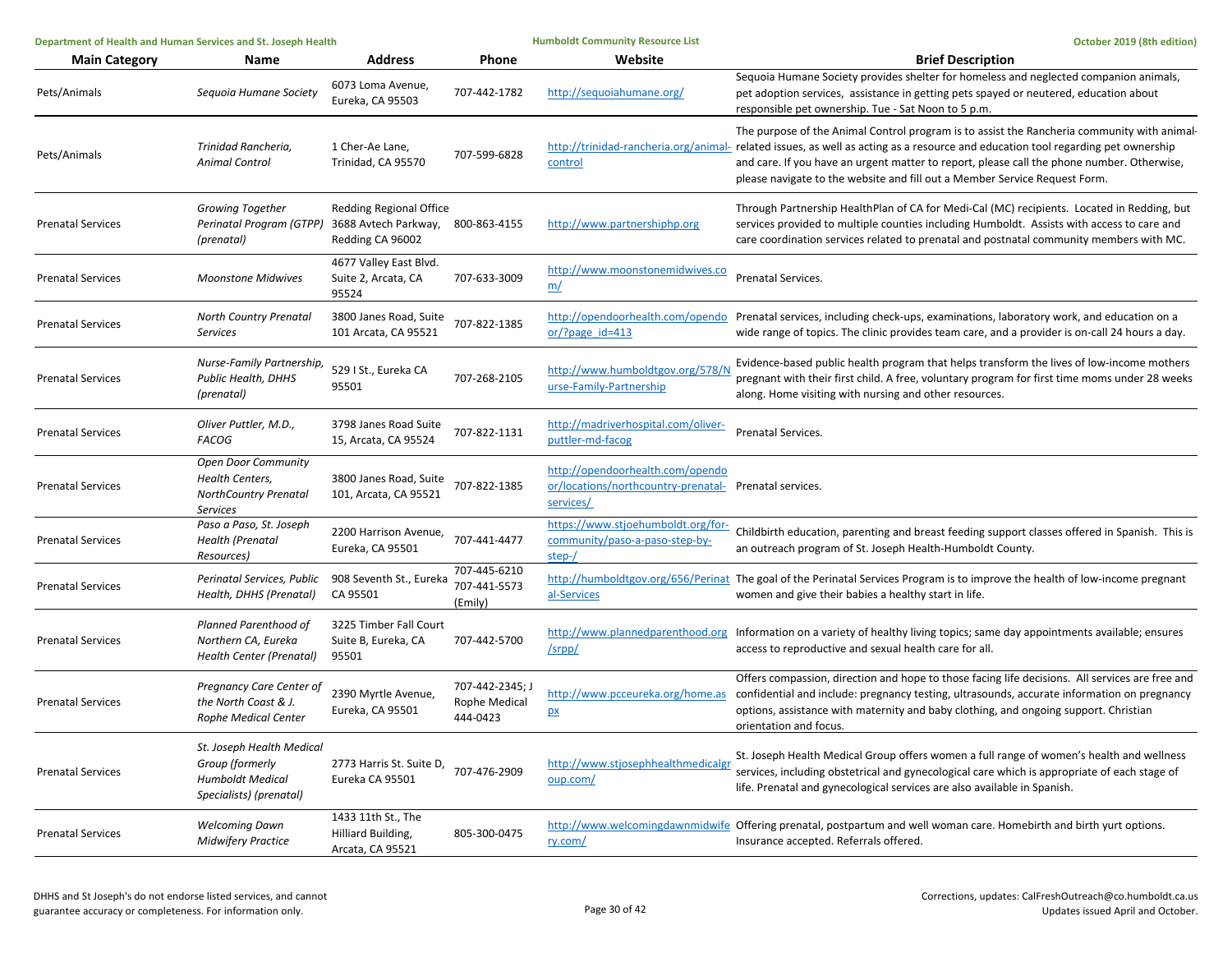| Main Category | Name | Address | Phone | Website | Brief Description |
|---|---|---|---|---|---|
| Pets/Animals | *Sequoia Humane Society* | 6073 Loma Avenue, Eureka, CA 95503 | 707-442-1782 | http://sequoiahumane.org/ | Sequoia Humane Society provides shelter for homeless and neglected companion animals, pet adoption services, assistance in getting pets spayed or neutered, education about responsible pet ownership. Tue - Sat Noon to 5 p.m. |
| Pets/Animals | *Trinidad Rancheria, Animal Control* | 1 Cher-Ae Lane, Trinidad, CA 95570 | 707-599-6828 | http://trinidad-rancheria.org/animal-control | The purpose of the Animal Control program is to assist the Rancheria community with animal-related issues, as well as acting as a resource and education tool regarding pet ownership and care. If you have an urgent matter to report, please call the phone number. Otherwise, please navigate to the website and fill out a Member Service Request Form. |
| Prenatal Services | *Growing Together Perinatal Program (GTPP) (prenatal)* | Redding Regional Office 3688 Avtech Parkway, Redding CA 96002 | 800-863-4155 | http://www.partnershiphp.org | Through Partnership HealthPlan of CA for Medi-Cal (MC) recipients. Located in Redding, but services provided to multiple counties including Humboldt. Assists with access to care and care coordination services related to prenatal and postnatal community members with MC. |
| Prenatal Services | *Moonstone Midwives* | 4677 Valley East Blvd. Suite 2, Arcata, CA 95524 | 707-633-3009 | http://www.moonstonemidwives.com/ | Prenatal Services. |
| Prenatal Services | *North Country Prenatal Services* | 3800 Janes Road, Suite 101 Arcata, CA 95521 | 707-822-1385 | http://opendoorhealth.com/opendoor/?page_id=413 | Prenatal services, including check-ups, examinations, laboratory work, and education on a wide range of topics. The clinic provides team care, and a provider is on-call 24 hours a day. |
| Prenatal Services | *Nurse-Family Partnership, Public Health, DHHS (prenatal)* | 529 I St., Eureka CA 95501 | 707-268-2105 | http://www.humboldtgov.org/578/Nurse-Family-Partnership | Evidence-based public health program that helps transform the lives of low-income mothers pregnant with their first child. A free, voluntary program for first time moms under 28 weeks along. Home visiting with nursing and other resources. |
| Prenatal Services | *Oliver Puttler, M.D., FACOG* | 3798 Janes Road Suite 15, Arcata, CA 95524 | 707-822-1131 | http://madriverhospital.com/oliver-puttler-md-facog | Prenatal Services. |
| Prenatal Services | *Open Door Community Health Centers, NorthCountry Prenatal Services* | 3800 Janes Road, Suite 101, Arcata, CA 95521 | 707-822-1385 | http://opendoorhealth.com/opendoor/locations/northcountry-prenatal-services/ | Prenatal services. |
| Prenatal Services | *Paso a Paso, St. Joseph Health (Prenatal Resources)* | 2200 Harrison Avenue, Eureka, CA 95501 | 707-441-4477 | https://www.stjoehumboldt.org/for-community/paso-a-paso-step-by-step-/ | Childbirth education, parenting and breast feeding support classes offered in Spanish. This is an outreach program of St. Joseph Health-Humboldt County. |
| Prenatal Services | *Perinatal Services, Public Health, DHHS (Prenatal)* | 908 Seventh St., Eureka CA 95501 | 707-445-6210 707-441-5573 (Emily) | http://humboldtgov.org/656/Perinatal-Services | The goal of the Perinatal Services Program is to improve the health of low-income pregnant women and give their babies a healthy start in life. |
| Prenatal Services | *Planned Parenthood of Northern CA, Eureka Health Center (Prenatal)* | 3225 Timber Fall Court Suite B, Eureka, CA 95501 | 707-442-5700 | http://www.plannedparenthood.org/srpp/ | Information on a variety of healthy living topics; same day appointments available; ensures access to reproductive and sexual health care for all. |
| Prenatal Services | *Pregnancy Care Center of the North Coast & J. Rophe Medical Center* | 2390 Myrtle Avenue, Eureka, CA 95501 | 707-442-2345; J Rophe Medical 444-0423 | http://www.pcceureka.org/home.aspx | Offers compassion, direction and hope to those facing life decisions. All services are free and confidential and include: pregnancy testing, ultrasounds, accurate information on pregnancy options, assistance with maternity and baby clothing, and ongoing support. Christian orientation and focus. |
| Prenatal Services | *St. Joseph Health Medical Group (formerly Humboldt Medical Specialists) (prenatal)* | 2773 Harris St. Suite D, Eureka CA 95501 | 707-476-2909 | http://www.stjosephhealthmedicalgroup.com/ | St. Joseph Health Medical Group offers women a full range of women's health and wellness services, including obstetrical and gynecological care which is appropriate of each stage of life. Prenatal and gynecological services are also available in Spanish. |
| Prenatal Services | *Welcoming Dawn Midwifery Practice* | 1433 11th St., The Hilliard Building, Arcata, CA 95521 | 805-300-0475 | http://www.welcomingdawnmidwifery.com/ | Offering prenatal, postpartum and well woman care. Homebirth and birth yurt options. Insurance accepted. Referrals offered. |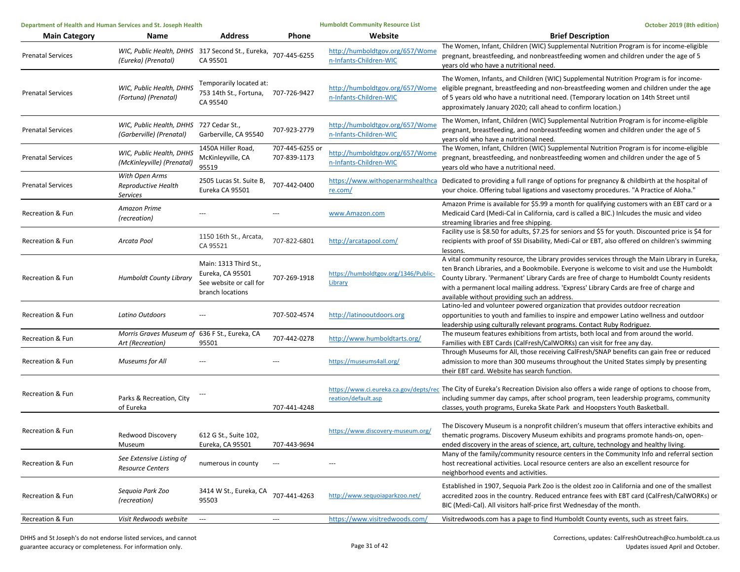| Main Category | Name | Address | Phone | Website | Brief Description |
|---|---|---|---|---|---|
| Prenatal Services | *WIC, Public Health, DHHS (Eureka) (Prenatal)* | 317 Second St., Eureka, CA 95501 | 707-445-6255 | http://humboldtgov.org/657/Women-Infants-Children-WIC | The Women, Infant, Children (WIC) Supplemental Nutrition Program is for income-eligible pregnant, breastfeeding, and nonbreastfeeding women and children under the age of 5 years old who have a nutritional need. |
| Prenatal Services | *WIC, Public Health, DHHS (Fortuna) (Prenatal)* | Temporarily located at: 753 14th St., Fortuna, CA 95540 | 707-726-9427 | http://humboldtgov.org/657/Women-Infants-Children-WIC | The Women, Infants, and Children (WIC) Supplemental Nutrition Program is for income-eligible pregnant, breastfeeding and non-breastfeeding women and children under the age of 5 years old who have a nutritional need. (Temporary location on 14th Street until approximately January 2020; call ahead to confirm location.) |
| Prenatal Services | *WIC, Public Health, DHHS (Garberville) (Prenatal)* | 727 Cedar St., Garberville, CA 95540 | 707-923-2779 | http://humboldtgov.org/657/Women-Infants-Children-WIC | The Women, Infant, Children (WIC) Supplemental Nutrition Program is for income-eligible pregnant, breastfeeding, and nonbreastfeeding women and children under the age of 5 years old who have a nutritional need. |
| Prenatal Services | *WIC, Public Health, DHHS (McKinleyville) (Prenatal)* | 1450A Hiller Road, McKinleyville, CA 95519 | 707-445-6255 or 707-839-1173 | http://humboldtgov.org/657/Women-Infants-Children-WIC | The Women, Infant, Children (WIC) Supplemental Nutrition Program is for income-eligible pregnant, breastfeeding, and nonbreastfeeding women and children under the age of 5 years old who have a nutritional need. |
| Prenatal Services | *With Open Arms Reproductive Health Services* | 2505 Lucas St. Suite B, Eureka CA 95501 | 707-442-0400 | https://www.withopenarmshealthcare.com/ | Dedicated to providing a full range of options for pregnancy & childbirth at the hospital of your choice. Offering tubal ligations and vasectomy procedures. "A Practice of Aloha." |
| Recreation & Fun | *Amazon Prime (recreation)* | --- | --- | www.Amazon.com | Amazon Prime is available for $5.99 a month for qualifying customers with an EBT card or a Medicaid Card (Medi-Cal in California, card is called a BIC.) Inlcudes the music and video streaming libraries and free shipping. |
| Recreation & Fun | *Arcata Pool* | 1150 16th St., Arcata, CA 95521 | 707-822-6801 | http://arcatapool.com/ | Facility use is $8.50 for adults, $7.25 for seniors and $5 for youth. Discounted price is $4 for recipients with proof of SSI Disability, Medi-Cal or EBT, also offered on children's swimming lessons. |
| Recreation & Fun | *Humboldt County Library* | Main: 1313 Third St., Eureka, CA 95501 See website or call for branch locations | 707-269-1918 | https://humboldtgov.org/1346/Public-Library | A vital community resource, the Library provides services through the Main Library in Eureka, ten Branch Libraries, and a Bookmobile. Everyone is welcome to visit and use the Humboldt County Library. 'Permanent' Library Cards are free of charge to Humboldt County residents with a permanent local mailing address. 'Express' Library Cards are free of charge and available without providing such an address. |
| Recreation & Fun | *Latino Outdoors* | --- | 707-502-4574 | http://latinooutdoors.org | Latino-led and volunteer powered organization that provides outdoor recreation opportunities to youth and families to inspire and empower Latino wellness and outdoor leadership using culturally relevant programs. Contact Ruby Rodriguez. |
| Recreation & Fun | *Morris Graves Museum of Art (Recreation)* | 636 F St., Eureka, CA 95501 | 707-442-0278 | http://www.humboldtarts.org/ | The museum features exhibitions from artists, both local and from around the world. Families with EBT Cards (CalFresh/CalWORKs) can visit for free any day. |
| Recreation & Fun | *Museums for All* | --- | --- | https://museums4all.org/ | Through Museums for All, those receiving CalFresh/SNAP benefits can gain free or reduced admission to more than 300 museums throughout the United States simply by presenting their EBT card. Website has search function. |
| Recreation & Fun | Parks & Recreation, City of Eureka | --- | 707-441-4248 | https://www.ci.eureka.ca.gov/depts/recreation/default.asp | The City of Eureka's Recreation Division also offers a wide range of options to choose from, including summer day camps, after school program, teen leadership programs, community classes, youth programs, Eureka Skate Park and Hoopsters Youth Basketball. |
| Recreation & Fun | Redwood Discovery Museum | 612 G St., Suite 102, Eureka, CA 95501 | 707-443-9694 | https://www.discovery-museum.org/ | The Discovery Museum is a nonprofit children's museum that offers interactive exhibits and thematic programs. Discovery Museum exhibits and programs promote hands-on, open-ended discovery in the areas of science, art, culture, technology and healthy living. |
| Recreation & Fun | *See Extensive Listing of Resource Centers* | numerous in county | --- | --- | Many of the family/community resource centers in the Community Info and referral section host recreational activities. Local resource centers are also an excellent resource for neighborhood events and activities. |
| Recreation & Fun | *Sequoia Park Zoo (recreation)* | 3414 W St., Eureka, CA 95503 | 707-441-4263 | http://www.sequoiaparkzoo.net/ | Established in 1907, Sequoia Park Zoo is the oldest zoo in California and one of the smallest accredited zoos in the country. Reduced entrance fees with EBT card (CalFresh/CalWORKs) or BIC (Medi-Cal). All visitors half-price first Wednesday of the month. |
| Recreation & Fun | *Visit Redwoods website* | --- | --- | https://www.visitredwoods.com/ | Visitredwoods.com has a page to find Humboldt County events, such as street fairs. |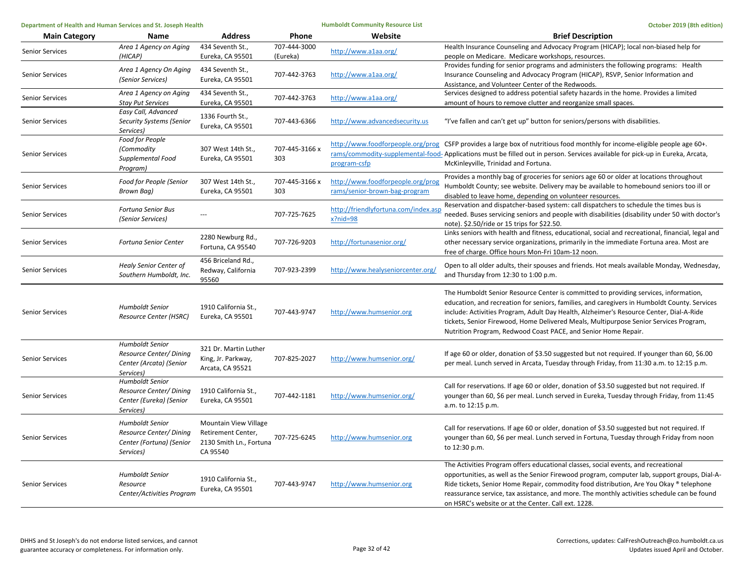| Main Category | Name | Address | Phone | Website | Brief Description |
|---|---|---|---|---|---|
| Senior Services | *Area 1 Agency on Aging (HICAP)* | 434 Seventh St., Eureka, CA 95501 | 707-444-3000 (Eureka) | http://www.a1aa.org/ | Health Insurance Counseling and Advocacy Program (HICAP); local non-biased help for people on Medicare. Medicare workshops, resources. |
| Senior Services | *Area 1 Agency On Aging (Senior Services)* | 434 Seventh St., Eureka, CA 95501 | 707-442-3763 | http://www.a1aa.org/ | Provides funding for senior programs and administers the following programs: Health Insurance Counseling and Advocacy Program (HICAP), RSVP, Senior Information and Assistance, and Volunteer Center of the Redwoods. |
| Senior Services | *Area 1 Agency on Aging Stay Put Services* | 434 Seventh St., Eureka, CA 95501 | 707-442-3763 | http://www.a1aa.org/ | Services designed to address potential safety hazards in the home. Provides a limited amount of hours to remove clutter and reorganize small spaces. |
| Senior Services | *Easy Call, Advanced Security Systems (Senior Services)* | 1336 Fourth St., Eureka, CA 95501 | 707-443-6366 | http://www.advancedsecurity.us | "I've fallen and can't get up" button for seniors/persons with disabilities. |
| Senior Services | *Food for People (Commodity Supplemental Food Program)* | 307 West 14th St., Eureka, CA 95501 | 707-445-3166 x 303 | http://www.foodforpeople.org/programs/commodity-supplemental-food-program-csfp | CSFP provides a large box of nutritious food monthly for income-eligible people age 60+. Applications must be filled out in person. Services available for pick-up in Eureka, Arcata, McKinleyville, Trinidad and Fortuna. |
| Senior Services | *Food for People (Senior Brown Bag)* | 307 West 14th St., Eureka, CA 95501 | 707-445-3166 x 303 | http://www.foodforpeople.org/programs/senior-brown-bag-program | Provides a monthly bag of groceries for seniors age 60 or older at locations throughout Humboldt County; see website. Delivery may be available to homebound seniors too ill or disabled to leave home, depending on volunteer resources. |
| Senior Services | *Fortuna Senior Bus (Senior Services)* | --- | 707-725-7625 | http://friendlyfortuna.com/index.aspx?nid=98 | Reservation and dispatcher-based system: call dispatchers to schedule the times bus is needed. Buses servicing seniors and people with disabilities (disability under 50 with doctor's note). $2.50/ride or 15 trips for $22.50. |
| Senior Services | *Fortuna Senior Center* | 2280 Newburg Rd., Fortuna, CA 95540 | 707-726-9203 | http://fortunasenior.org/ | Links seniors with health and fitness, educational, social and recreational, financial, legal and other necessary service organizations, primarily in the immediate Fortuna area. Most are free of charge. Office hours Mon-Fri 10am-12 noon. |
| Senior Services | *Healy Senior Center of Southern Humboldt, Inc.* | 456 Briceland Rd., Redway, California 95560 | 707-923-2399 | http://www.healyseniorcenter.org/ | Open to all older adults, their spouses and friends. Hot meals available Monday, Wednesday, and Thursday from 12:30 to 1:00 p.m. |
| Senior Services | *Humboldt Senior Resource Center (HSRC)* | 1910 California St., Eureka, CA 95501 | 707-443-9747 | http://www.humsenior.org | The Humboldt Senior Resource Center is committed to providing services, information, education, and recreation for seniors, families, and caregivers in Humboldt County. Services include: Activities Program, Adult Day Health, Alzheimer's Resource Center, Dial-A-Ride tickets, Senior Firewood, Home Delivered Meals, Multipurpose Senior Services Program, Nutrition Program, Redwood Coast PACE, and Senior Home Repair. |
| Senior Services | *Humboldt Senior Resource Center/ Dining Center (Arcata) (Senior Services)* | 321 Dr. Martin Luther King, Jr. Parkway, Arcata, CA 95521 | 707-825-2027 | http://www.humsenior.org/ | If age 60 or older, donation of $3.50 suggested but not required. If younger than 60, $6.00 per meal. Lunch served in Arcata, Tuesday through Friday, from 11:30 a.m. to 12:15 p.m. |
| Senior Services | *Humboldt Senior Resource Center/ Dining Center (Eureka) (Senior Services)* | 1910 California St., Eureka, CA 95501 | 707-442-1181 | http://www.humsenior.org/ | Call for reservations. If age 60 or older, donation of $3.50 suggested but not required. If younger than 60, $6 per meal. Lunch served in Eureka, Tuesday through Friday, from 11:45 a.m. to 12:15 p.m. |
| Senior Services | *Humboldt Senior Resource Center/ Dining Center (Fortuna) (Senior Services)* | Mountain View Village Retirement Center, 2130 Smith Ln., Fortuna CA 95540 | 707-725-6245 | http://www.humsenior.org | Call for reservations. If age 60 or older, donation of $3.50 suggested but not required. If younger than 60, $6 per meal. Lunch served in Fortuna, Tuesday through Friday from noon to 12:30 p.m. |
| Senior Services | *Humboldt Senior Resource Center/Activities Program* | 1910 California St., Eureka, CA 95501 | 707-443-9747 | http://www.humsenior.org | The Activities Program offers educational classes, social events, and recreational opportunities, as well as the Senior Firewood program, computer lab, support groups, Dial-A-Ride tickets, Senior Home Repair, commodity food distribution, Are You Okay ® telephone reassurance service, tax assistance, and more. The monthly activities schedule can be found on HSRC's website or at the Center. Call ext. 1228. |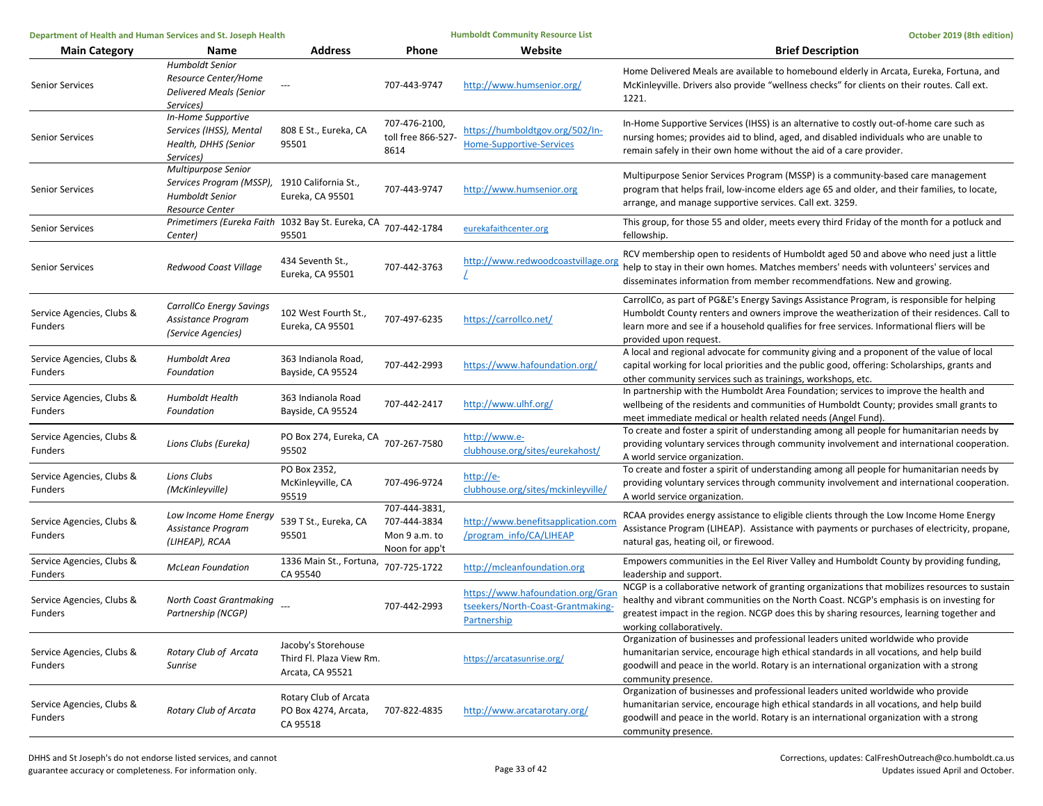| Main Category | Name | Address | Phone | Website | Brief Description |
| --- | --- | --- | --- | --- | --- |
| Senior Services | *Humboldt Senior Resource Center/Home Delivered Meals (Senior Services)* | --- | 707-443-9747 | http://www.humsenior.org/ | Home Delivered Meals are available to homebound elderly in Arcata, Eureka, Fortuna, and McKinleyville. Drivers also provide "wellness checks" for clients on their routes. Call ext. 1221. |
| Senior Services | *In-Home Supportive Services (IHSS), Mental Health, DHHS (Senior Services)* | 808 E St., Eureka, CA 95501 | 707-476-2100, toll free 866-527-8614 | https://humboldtgov.org/502/In-Home-Supportive-Services | In-Home Supportive Services (IHSS) is an alternative to costly out-of-home care such as nursing homes; provides aid to blind, aged, and disabled individuals who are unable to remain safely in their own home without the aid of a care provider. |
| Senior Services | *Multipurpose Senior Services Program (MSSP), Humboldt Senior Resource Center* | 1910 California St., Eureka, CA 95501 | 707-443-9747 | http://www.humsenior.org | Multipurpose Senior Services Program (MSSP) is a community-based care management program that helps frail, low-income elders age 65 and older, and their families, to locate, arrange, and manage supportive services. Call ext. 3259. |
| Senior Services | *Primetimers (Eureka Faith Center)* | 1032 Bay St. Eureka, CA 95501 | 707-442-1784 | eurekafaithcenter.org | This group, for those 55 and older, meets every third Friday of the month for a potluck and fellowship. |
| Senior Services | *Redwood Coast Village* | 434 Seventh St., Eureka, CA 95501 | 707-442-3763 | http://www.redwoodcoastvillage.org/ | RCV membership open to residents of Humboldt aged 50 and above who need just a little help to stay in their own homes. Matches members' needs with volunteers' services and disseminates information from member recommendfations. New and growing. |
| Service Agencies, Clubs & Funders | *CarrollCo Energy Savings Assistance Program (Service Agencies)* | 102 West Fourth St., Eureka, CA 95501 | 707-497-6235 | https://carrollco.net/ | CarrollCo, as part of PG&E's Energy Savings Assistance Program, is responsible for helping Humboldt County renters and owners improve the weatherization of their residences. Call to learn more and see if a household qualifies for free services. Informational fliers will be provided upon request. |
| Service Agencies, Clubs & Funders | *Humboldt Area Foundation* | 363 Indianola Road, Bayside, CA 95524 | 707-442-2993 | https://www.hafoundation.org/ | A local and regional advocate for community giving and a proponent of the value of local capital working for local priorities and the public good, offering: Scholarships, grants and other community services such as trainings, workshops, etc. |
| Service Agencies, Clubs & Funders | *Humboldt Health Foundation* | 363 Indianola Road Bayside, CA 95524 | 707-442-2417 | http://www.ulhf.org/ | In partnership with the Humboldt Area Foundation; services to improve the health and wellbeing of the residents and communities of Humboldt County; provides small grants to meet immediate medical or health related needs (Angel Fund). |
| Service Agencies, Clubs & Funders | *Lions Clubs (Eureka)* | PO Box 274, Eureka, CA 95502 | 707-267-7580 | http://www.e-clubhouse.org/sites/eurekahost/ | To create and foster a spirit of understanding among all people for humanitarian needs by providing voluntary services through community involvement and international cooperation. A world service organization. |
| Service Agencies, Clubs & Funders | *Lions Clubs (McKinleyville)* | PO Box 2352, McKinleyville, CA 95519 | 707-496-9724 | http://e-clubhouse.org/sites/mckinleyville/ | To create and foster a spirit of understanding among all people for humanitarian needs by providing voluntary services through community involvement and international cooperation. A world service organization. |
| Service Agencies, Clubs & Funders | *Low Income Home Energy Assistance Program (LIHEAP), RCAA* | 539 T St., Eureka, CA 95501 | 707-444-3831, 707-444-3834 Mon 9 a.m. to Noon for app't | http://www.benefitsapplication.com/program_info/CA/LIHEAP | RCAA provides energy assistance to eligible clients through the Low Income Home Energy Assistance Program (LIHEAP). Assistance with payments or purchases of electricity, propane, natural gas, heating oil, or firewood. |
| Service Agencies, Clubs & Funders | *McLean Foundation* | 1336 Main St., Fortuna, CA 95540 | 707-725-1722 | http://mcleanfoundation.org | Empowers communities in the Eel River Valley and Humboldt County by providing funding, leadership and support. |
| Service Agencies, Clubs & Funders | *North Coast Grantmaking Partnership (NCGP)* | --- | 707-442-2993 | https://www.hafoundation.org/Grantseekers/North-Coast-Grantmaking-Partnership | NCGP is a collaborative network of granting organizations that mobilizes resources to sustain healthy and vibrant communities on the North Coast. NCGP's emphasis is on investing for greatest impact in the region. NCGP does this by sharing resources, learning together and working collaboratively. |
| Service Agencies, Clubs & Funders | *Rotary Club of Arcata Sunrise* | Jacoby's Storehouse Third Fl. Plaza View Rm. Arcata, CA 95521 | | https://arcatasunrise.org/ | Organization of businesses and professional leaders united worldwide who provide humanitarian service, encourage high ethical standards in all vocations, and help build goodwill and peace in the world. Rotary is an international organization with a strong community presence. |
| Service Agencies, Clubs & Funders | *Rotary Club of Arcata* | Rotary Club of Arcata PO Box 4274, Arcata, CA 95518 | 707-822-4835 | http://www.arcatarotary.org/ | Organization of businesses and professional leaders united worldwide who provide humanitarian service, encourage high ethical standards in all vocations, and help build goodwill and peace in the world. Rotary is an international organization with a strong community presence. |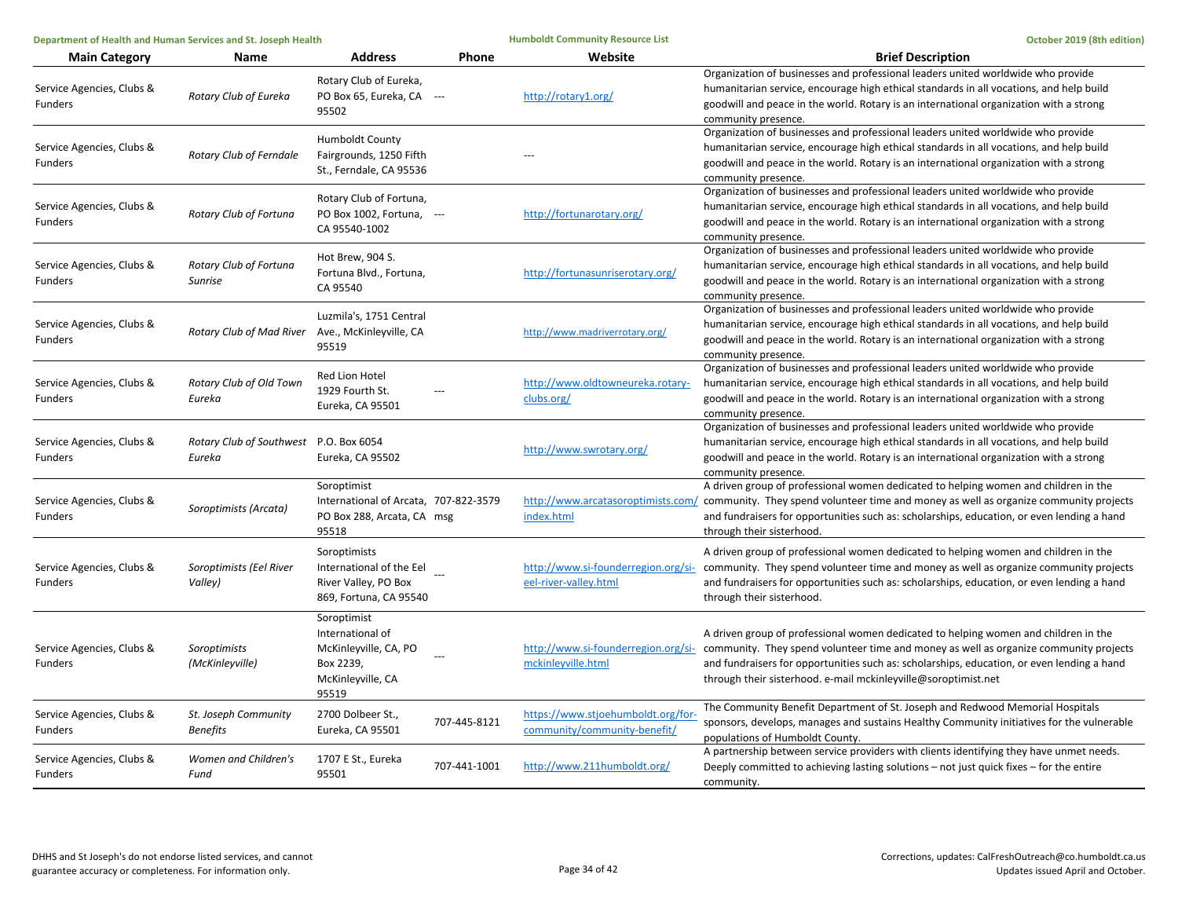| Main Category | Name | Address | Phone | Website | Brief Description |
|---|---|---|---|---|---|
| Service Agencies, Clubs & Funders | *Rotary Club of Eureka* | Rotary Club of Eureka, PO Box 65, Eureka, CA 95502 | --- | http://rotary1.org/ | Organization of businesses and professional leaders united worldwide who provide humanitarian service, encourage high ethical standards in all vocations, and help build goodwill and peace in the world. Rotary is an international organization with a strong community presence. |
| Service Agencies, Clubs & Funders | *Rotary Club of Ferndale* | Humboldt County Fairgrounds, 1250 Fifth St., Ferndale, CA 95536 | | --- | Organization of businesses and professional leaders united worldwide who provide humanitarian service, encourage high ethical standards in all vocations, and help build goodwill and peace in the world. Rotary is an international organization with a strong community presence. |
| Service Agencies, Clubs & Funders | *Rotary Club of Fortuna* | Rotary Club of Fortuna, PO Box 1002, Fortuna, CA 95540-1002 | --- | http://fortunarotary.org/ | Organization of businesses and professional leaders united worldwide who provide humanitarian service, encourage high ethical standards in all vocations, and help build goodwill and peace in the world. Rotary is an international organization with a strong community presence. |
| Service Agencies, Clubs & Funders | *Rotary Club of Fortuna Sunrise* | Hot Brew, 904 S. Fortuna Blvd., Fortuna, CA 95540 | | http://fortunasunriserotary.org/ | Organization of businesses and professional leaders united worldwide who provide humanitarian service, encourage high ethical standards in all vocations, and help build goodwill and peace in the world. Rotary is an international organization with a strong community presence. |
| Service Agencies, Clubs & Funders | *Rotary Club of Mad River* | Luzmila's, 1751 Central Ave., McKinleyville, CA 95519 | | http://www.madriverrotary.org/ | Organization of businesses and professional leaders united worldwide who provide humanitarian service, encourage high ethical standards in all vocations, and help build goodwill and peace in the world. Rotary is an international organization with a strong community presence. |
| Service Agencies, Clubs & Funders | *Rotary Club of Old Town Eureka* | Red Lion Hotel 1929 Fourth St. Eureka, CA 95501 | --- | http://www.oldtowneureka.rotary-clubs.org/ | Organization of businesses and professional leaders united worldwide who provide humanitarian service, encourage high ethical standards in all vocations, and help build goodwill and peace in the world. Rotary is an international organization with a strong community presence. |
| Service Agencies, Clubs & Funders | *Rotary Club of Southwest Eureka* | P.O. Box 6054 Eureka, CA 95502 | | http://www.swrotary.org/ | Organization of businesses and professional leaders united worldwide who provide humanitarian service, encourage high ethical standards in all vocations, and help build goodwill and peace in the world. Rotary is an international organization with a strong community presence. |
| Service Agencies, Clubs & Funders | *Soroptimists (Arcata)* | Soroptimist International of Arcata, PO Box 288, Arcata, CA 95518 | 707-822-3579 msg | http://www.arcatasoroptimists.com/index.html | A driven group of professional women dedicated to helping women and children in the community. They spend volunteer time and money as well as organize community projects and fundraisers for opportunities such as: scholarships, education, or even lending a hand through their sisterhood. |
| Service Agencies, Clubs & Funders | *Soroptimists (Eel River Valley)* | Soroptimists International of the Eel River Valley, PO Box 869, Fortuna, CA 95540 | --- | http://www.si-founderregion.org/si-eel-river-valley.html | A driven group of professional women dedicated to helping women and children in the community. They spend volunteer time and money as well as organize community projects and fundraisers for opportunities such as: scholarships, education, or even lending a hand through their sisterhood. |
| Service Agencies, Clubs & Funders | *Soroptimists (McKinleyville)* | Soroptimist International of McKinleyville, CA, PO Box 2239, McKinleyville, CA 95519 | --- | http://www.si-founderregion.org/si-mckinleyville.html | A driven group of professional women dedicated to helping women and children in the community. They spend volunteer time and money as well as organize community projects and fundraisers for opportunities such as: scholarships, education, or even lending a hand through their sisterhood. e-mail mckinleyville@soroptimist.net |
| Service Agencies, Clubs & Funders | *St. Joseph Community Benefits* | 2700 Dolbeer St., Eureka, CA 95501 | 707-445-8121 | https://www.stjoehumboldt.org/for-community/community-benefit/ | The Community Benefit Department of St. Joseph and Redwood Memorial Hospitals sponsors, develops, manages and sustains Healthy Community initiatives for the vulnerable populations of Humboldt County. |
| Service Agencies, Clubs & Funders | *Women and Children's Fund* | 1707 E St., Eureka 95501 | 707-441-1001 | http://www.211humboldt.org/ | A partnership between service providers with clients identifying they have unmet needs. Deeply committed to achieving lasting solutions – not just quick fixes – for the entire community. |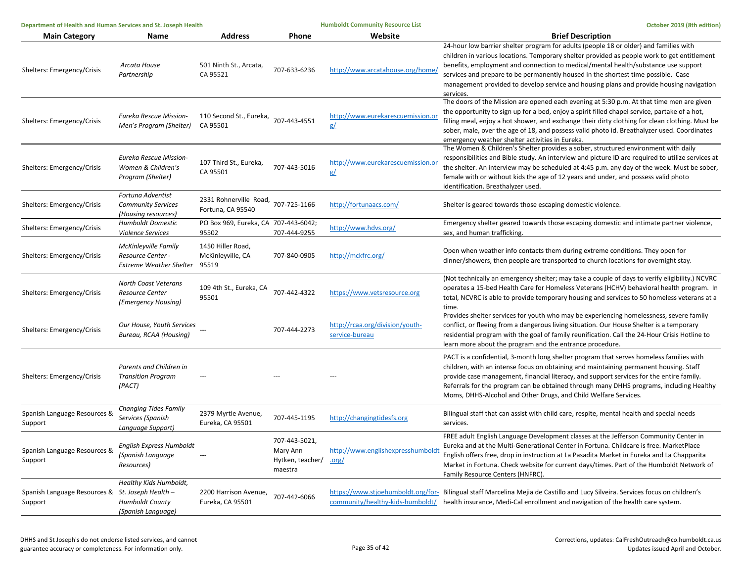| Main Category | Name | Address | Phone | Website | Brief Description |
|---|---|---|---|---|---|
| Shelters: Emergency/Crisis | *Arcata House Partnership* | 501 Ninth St., Arcata, CA 95521 | 707-633-6236 | http://www.arcatahouse.org/home/ | 24-hour low barrier shelter program for adults (people 18 or older) and families with children in various locations. Temporary shelter provided as people work to get entitlement benefits, employment and connection to medical/mental health/substance use support services and prepare to be permanently housed in the shortest time possible. Case management provided to develop service and housing plans and provide housing navigation services. |
| Shelters: Emergency/Crisis | *Eureka Rescue Mission- Men's Program (Shelter)* | 110 Second St., Eureka, CA 95501 | 707-443-4551 | http://www.eurekarescuemission.org/ | The doors of the Mission are opened each evening at 5:30 p.m. At that time men are given the opportunity to sign up for a bed, enjoy a spirit filled chapel service, partake of a hot, filling meal, enjoy a hot shower, and exchange their dirty clothing for clean clothing. Must be sober, male, over the age of 18, and possess valid photo id. Breathalyzer used. Coordinates emergency weather shelter activities in Eureka. |
| Shelters: Emergency/Crisis | *Eureka Rescue Mission- Women & Children's Program (Shelter)* | 107 Third St., Eureka, CA 95501 | 707-443-5016 | http://www.eurekarescuemission.org/ | The Women & Children's Shelter provides a sober, structured environment with daily responsibilities and Bible study. An interview and picture ID are required to utilize services at the shelter. An interview may be scheduled at 4:45 p.m. any day of the week. Must be sober, female with or without kids the age of 12 years and under, and possess valid photo identification. Breathalyzer used. |
| Shelters: Emergency/Crisis | *Fortuna Adventist Community Services (Housing resources)* | 2331 Rohnerville Road, Fortuna, CA 95540 | 707-725-1166 | http://fortunaacs.com/ | Shelter is geared towards those escaping domestic violence. |
| Shelters: Emergency/Crisis | *Humboldt Domestic Violence Services* | PO Box 969, Eureka, CA 95502 | 707-443-6042; 707-444-9255 | http://www.hdvs.org/ | Emergency shelter geared towards those escaping domestic and intimate partner violence, sex, and human trafficking. |
| Shelters: Emergency/Crisis | *McKinleyville Family Resource Center - Extreme Weather Shelter* | 1450 Hiller Road, McKinleyville, CA 95519 | 707-840-0905 | http://mckfrc.org/ | Open when weather info contacts them during extreme conditions. They open for dinner/showers, then people are transported to church locations for overnight stay. |
| Shelters: Emergency/Crisis | *North Coast Veterans Resource Center (Emergency Housing)* | 109 4th St., Eureka, CA 95501 | 707-442-4322 | https://www.vetsresource.org | (Not technically an emergency shelter; may take a couple of days to verify eligibility.) NCVRC operates a 15-bed Health Care for Homeless Veterans (HCHV) behavioral health program. In total, NCVRC is able to provide temporary housing and services to 50 homeless veterans at a time. |
| Shelters: Emergency/Crisis | *Our House, Youth Services Bureau, RCAA (Housing)* | --- | 707-444-2273 | http://rcaa.org/division/youth-service-bureau | Provides shelter services for youth who may be experiencing homelessness, severe family conflict, or fleeing from a dangerous living situation. Our House Shelter is a temporary residential program with the goal of family reunification. Call the 24-Hour Crisis Hotline to learn more about the program and the entrance procedure. |
| Shelters: Emergency/Crisis | *Parents and Children in Transition Program (PACT)* | --- | --- | --- | PACT is a confidential, 3-month long shelter program that serves homeless families with children, with an intense focus on obtaining and maintaining permanent housing. Staff provide case management, financial literacy, and support services for the entire family. Referrals for the program can be obtained through many DHHS programs, including Healthy Moms, DHHS-Alcohol and Other Drugs, and Child Welfare Services. |
| Spanish Language Resources & Support | *Changing Tides Family Services (Spanish Language Support)* | 2379 Myrtle Avenue, Eureka, CA 95501 | 707-445-1195 | http://changingtidesfs.org | Bilingual staff that can assist with child care, respite, mental health and special needs services. |
| Spanish Language Resources & Support | *English Express Humboldt (Spanish Language Resources)* | --- | 707-443-5021, Mary Ann Hytken, teacher/ maestra | http://www.englishexpresshumboldt.org/ | FREE adult English Language Development classes at the Jefferson Community Center in Eureka and at the Multi-Generational Center in Fortuna. Childcare is free. MarketPlace English offers free, drop in instruction at La Pasadita Market in Eureka and La Chapparita Market in Fortuna. Check website for current days/times. Part of the Humboldt Network of Family Resource Centers (HNFRC). |
| Spanish Language Resources & Support | *Healthy Kids Humboldt, St. Joseph Health – Humboldt County (Spanish Language)* | 2200 Harrison Avenue, Eureka, CA 95501 | 707-442-6066 | https://www.stjoehumboldt.org/for-community/healthy-kids-humboldt/ | Bilingual staff Marcelina Mejia de Castillo and Lucy Silveira. Services focus on children's health insurance, Medi-Cal enrollment and navigation of the health care system. |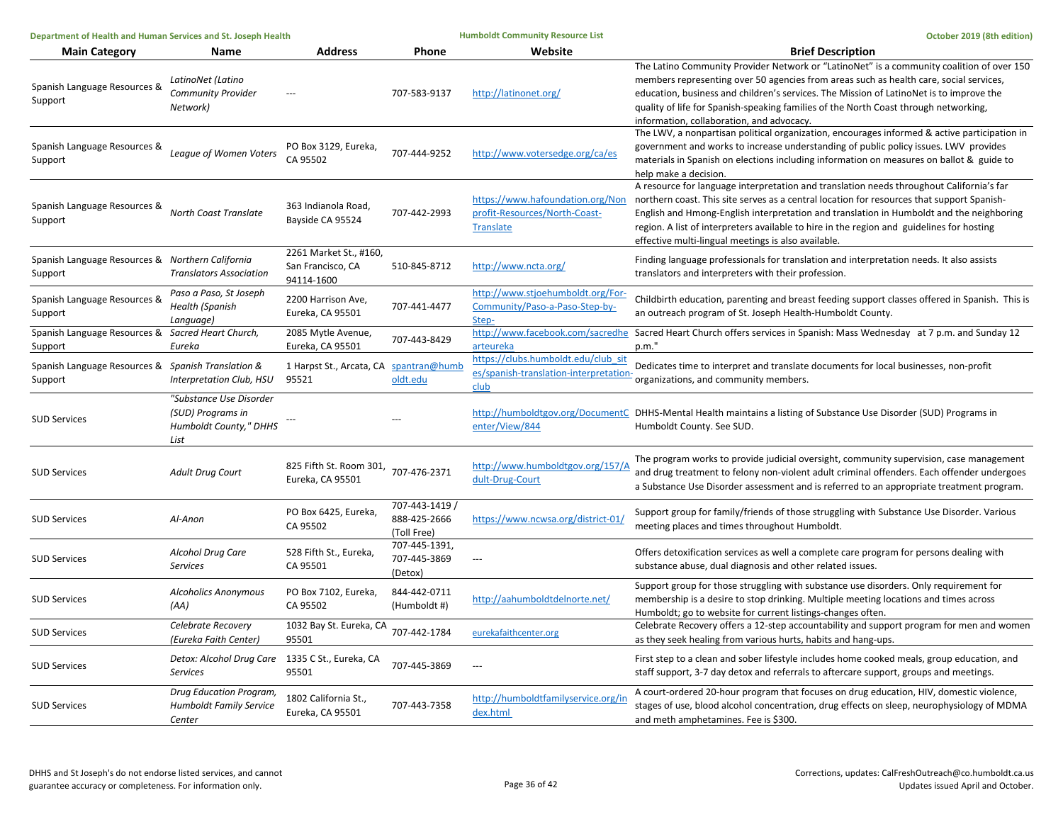| Main Category | Name | Address | Phone | Website | Brief Description |
|---|---|---|---|---|---|
| Spanish Language Resources & Support | *LatinoNet (Latino Community Provider Network)* | --- | 707-583-9137 | http://latinonet.org/ | The Latino Community Provider Network or "LatinoNet" is a community coalition of over 150 members representing over 50 agencies from areas such as health care, social services, education, business and children's services. The Mission of LatinoNet is to improve the quality of life for Spanish-speaking families of the North Coast through networking, information, collaboration, and advocacy. |
| Spanish Language Resources & Support | *League of Women Voters* | PO Box 3129, Eureka, CA 95502 | 707-444-9252 | http://www.votersedge.org/ca/es | The LWV, a nonpartisan political organization, encourages informed & active participation in government and works to increase understanding of public policy issues. LWV provides materials in Spanish on elections including information on measures on ballot & guide to help make a decision. |
| Spanish Language Resources & Support | *North Coast Translate* | 363 Indianola Road, Bayside CA 95524 | 707-442-2993 | https://www.hafoundation.org/Nonprofit-Resources/North-Coast-Translate | A resource for language interpretation and translation needs throughout California's far northern coast. This site serves as a central location for resources that support Spanish-English and Hmong-English interpretation and translation in Humboldt and the neighboring region. A list of interpreters available to hire in the region and guidelines for hosting effective multi-lingual meetings is also available. |
| Spanish Language Resources & Support | *Northern California Translators Association* | 2261 Market St., #160, San Francisco, CA 94114-1600 | 510-845-8712 | http://www.ncta.org/ | Finding language professionals for translation and interpretation needs. It also assists translators and interpreters with their profession. |
| Spanish Language Resources & Support | *Paso a Paso, St Joseph Health (Spanish Language)* | 2200 Harrison Ave, Eureka, CA 95501 | 707-441-4477 | http://www.stjoehumboldt.org/For-Community/Paso-a-Paso-Step-by-Step- | Childbirth education, parenting and breast feeding support classes offered in Spanish. This is an outreach program of St. Joseph Health-Humboldt County. |
| Spanish Language Resources & Support | *Sacred Heart Church, Eureka* | 2085 Mytle Avenue, Eureka, CA 95501 | 707-443-8429 | http://www.facebook.com/sacredheartereka | Sacred Heart Church offers services in Spanish: Mass Wednesday at 7 p.m. and Sunday 12 p.m." |
| Spanish Language Resources & Support | *Spanish Translation & Interpretation Club, HSU* | 1 Harpst St., Arcata, CA 95521 | spantran@humboldt.edu | https://clubs.humboldt.edu/club_sites/spanish-translation-interpretation-club | Dedicates time to interpret and translate documents for local businesses, non-profit organizations, and community members. |
| SUD Services | *"Substance Use Disorder (SUD) Programs in Humboldt County," DHHS List* | --- | --- | http://humboldtgov.org/DocumentCenter/View/844 | DHHS-Mental Health maintains a listing of Substance Use Disorder (SUD) Programs in Humboldt County. See SUD. |
| SUD Services | *Adult Drug Court* | 825 Fifth St. Room 301, Eureka, CA 95501 | 707-476-2371 | http://www.humboldtgov.org/157/Adult-Drug-Court | The program works to provide judicial oversight, community supervision, case management and drug treatment to felony non-violent adult criminal offenders. Each offender undergoes a Substance Use Disorder assessment and is referred to an appropriate treatment program. |
| SUD Services | *Al-Anon* | PO Box 6425, Eureka, CA 95502 | 707-443-1419 / 888-425-2666 (Toll Free) | https://www.ncwsa.org/district-01/ | Support group for family/friends of those struggling with Substance Use Disorder. Various meeting places and times throughout Humboldt. |
| SUD Services | *Alcohol Drug Care Services* | 528 Fifth St., Eureka, CA 95501 | 707-445-1391, 707-445-3869 (Detox) | --- | Offers detoxification services as well a complete care program for persons dealing with substance abuse, dual diagnosis and other related issues. |
| SUD Services | *Alcoholics Anonymous (AA)* | PO Box 7102, Eureka, CA 95502 | 844-442-0711 (Humboldt #) | http://aahumboldtdelnorte.net/ | Support group for those struggling with substance use disorders. Only requirement for membership is a desire to stop drinking. Multiple meeting locations and times across Humboldt; go to website for current listings-changes often. |
| SUD Services | *Celebrate Recovery (Eureka Faith Center)* | 1032 Bay St. Eureka, CA 95501 | 707-442-1784 | eurekafaithcenter.org | Celebrate Recovery offers a 12-step accountability and support program for men and women as they seek healing from various hurts, habits and hang-ups. |
| SUD Services | *Detox: Alcohol Drug Care Services* | 1335 C St., Eureka, CA 95501 | 707-445-3869 | --- | First step to a clean and sober lifestyle includes home cooked meals, group education, and staff support, 3-7 day detox and referrals to aftercare support, groups and meetings. |
| SUD Services | *Drug Education Program, Humboldt Family Service Center* | 1802 California St., Eureka, CA 95501 | 707-443-7358 | http://humboldtfamilyservice.org/index.html | A court-ordered 20-hour program that focuses on drug education, HIV, domestic violence, stages of use, blood alcohol concentration, drug effects on sleep, neurophysiology of MDMA and meth amphetamines. Fee is $300. |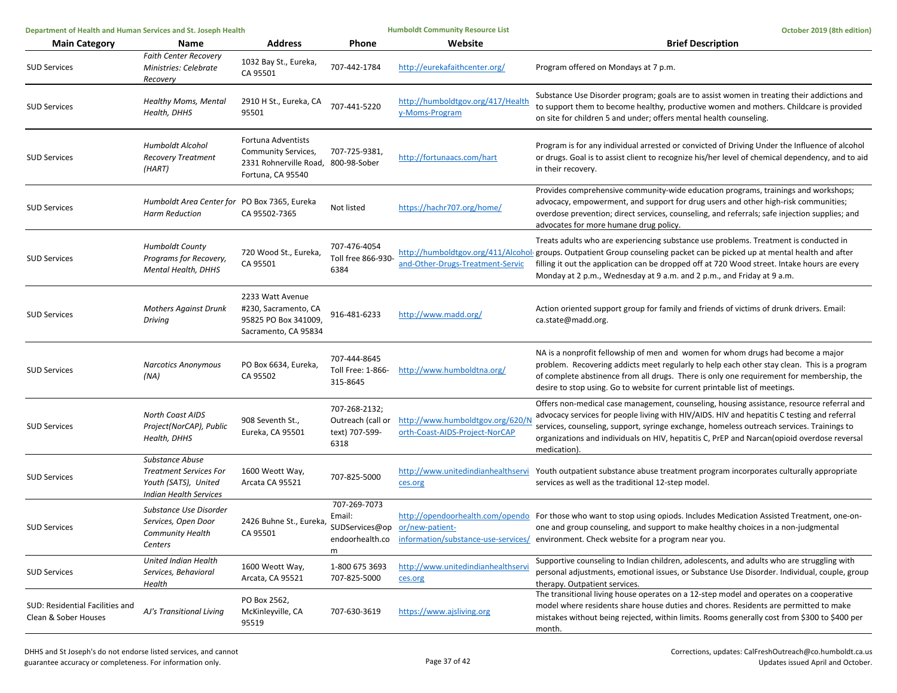| Main Category | Name | Address | Phone | Website | Brief Description |
|---|---|---|---|---|---|
| SUD Services | *Faith Center Recovery Ministries: Celebrate Recovery* | 1032 Bay St., Eureka, CA 95501 | 707-442-1784 | http://eurekafaithcenter.org/ | Program offered on Mondays at 7 p.m. |
| SUD Services | *Healthy Moms, Mental Health, DHHS* | 2910 H St., Eureka, CA 95501 | 707-441-5220 | http://humboldtgov.org/417/Healthy-Moms-Program | Substance Use Disorder program; goals are to assist women in treating their addictions and to support them to become healthy, productive women and mothers. Childcare is provided on site for children 5 and under; offers mental health counseling. |
| SUD Services | *Humboldt Alcohol Recovery Treatment (HART)* | Fortuna Adventists Community Services, 2331 Rohnerville Road, Fortuna, CA 95540 | 707-725-9381, 800-98-Sober | http://fortunaacs.com/hart | Program is for any individual arrested or convicted of Driving Under the Influence of alcohol or drugs. Goal is to assist client to recognize his/her level of chemical dependency, and to aid in their recovery. |
| SUD Services | *Humboldt Area Center for Harm Reduction* | PO Box 7365, Eureka CA 95502-7365 | Not listed | https://hachr707.org/home/ | Provides comprehensive community-wide education programs, trainings and workshops; advocacy, empowerment, and support for drug users and other high-risk communities; overdose prevention; direct services, counseling, and referrals; safe injection supplies; and advocates for more humane drug policy. |
| SUD Services | *Humboldt County Programs for Recovery, Mental Health, DHHS* | 720 Wood St., Eureka, CA 95501 | 707-476-4054 Toll free 866-930-6384 | http://humboldtgov.org/411/Alcohol-and-Other-Drugs-Treatment-Servic | Treats adults who are experiencing substance use problems. Treatment is conducted in groups. Outpatient Group counseling packet can be picked up at mental health and after filling it out the application can be dropped off at 720 Wood street. Intake hours are every Monday at 2 p.m., Wednesday at 9 a.m. and 2 p.m., and Friday at 9 a.m. |
| SUD Services | *Mothers Against Drunk Driving* | 2233 Watt Avenue #230, Sacramento, CA 95825 PO Box 341009, Sacramento, CA 95834 | 916-481-6233 | http://www.madd.org/ | Action oriented support group for family and friends of victims of drunk drivers. Email: ca.state@madd.org. |
| SUD Services | *Narcotics Anonymous (NA)* | PO Box 6634, Eureka, CA 95502 | 707-444-8645 Toll Free: 1-866-315-8645 | http://www.humboldtna.org/ | NA is a nonprofit fellowship of men and women for whom drugs had become a major problem. Recovering addicts meet regularly to help each other stay clean. This is a program of complete abstinence from all drugs. There is only one requirement for membership, the desire to stop using. Go to website for current printable list of meetings. |
| SUD Services | *North Coast AIDS Project(NorCAP), Public Health, DHHS* | 908 Seventh St., Eureka, CA 95501 | 707-268-2132; Outreach (call or text) 707-599-6318 | http://www.humboldtgov.org/620/North-Coast-AIDS-Project-NorCAP | Offers non-medical case management, counseling, housing assistance, resource referral and advocacy services for people living with HIV/AIDS. HIV and hepatitis C testing and referral services, counseling, support, syringe exchange, homeless outreach services. Trainings to organizations and individuals on HIV, hepatitis C, PrEP and Narcan(opioid overdose reversal medication). |
| SUD Services | *Substance Abuse Treatment Services For Youth (SATS), United Indian Health Services* | 1600 Weott Way, Arcata CA 95521 | 707-825-5000 | http://www.unitedindianhealthservices.org | Youth outpatient substance abuse treatment program incorporates culturally appropriate services as well as the traditional 12-step model. |
| SUD Services | *Substance Use Disorder Services, Open Door Community Health Centers* | 2426 Buhne St., Eureka, CA 95501 | 707-269-7073 Email: SUDServices@opendoorhealth.com | http://opendoorhealth.com/opendoor/new-patient-information/substance-use-services/ | For those who want to stop using opiods. Includes Medication Assisted Treatment, one-on-one and group counseling, and support to make healthy choices in a non-judgmental environment. Check website for a program near you. |
| SUD Services | *United Indian Health Services, Behavioral Health* | 1600 Weott Way, Arcata, CA 95521 | 1-800 675 3693 707-825-5000 | http://www.unitedindianhealthservices.org | Supportive counseling to Indian children, adolescents, and adults who are struggling with personal adjustments, emotional issues, or Substance Use Disorder. Individual, couple, group therapy. Outpatient services. |
| SUD: Residential Facilities and Clean & Sober Houses | *AJ's Transitional Living* | PO Box 2562, McKinleyville, CA 95519 | 707-630-3619 | https://www.ajsliving.org | The transitional living house operates on a 12-step model and operates on a cooperative model where residents share house duties and chores. Residents are permitted to make mistakes without being rejected, within limits. Rooms generally cost from $300 to $400 per month. |

DHHS and St Joseph's do not endorse listed services, and cannot guarantee accuracy or completeness. For information only.

Corrections, updates: CalFreshOutreach@co.humboldt.ca.us Updates issued April and October.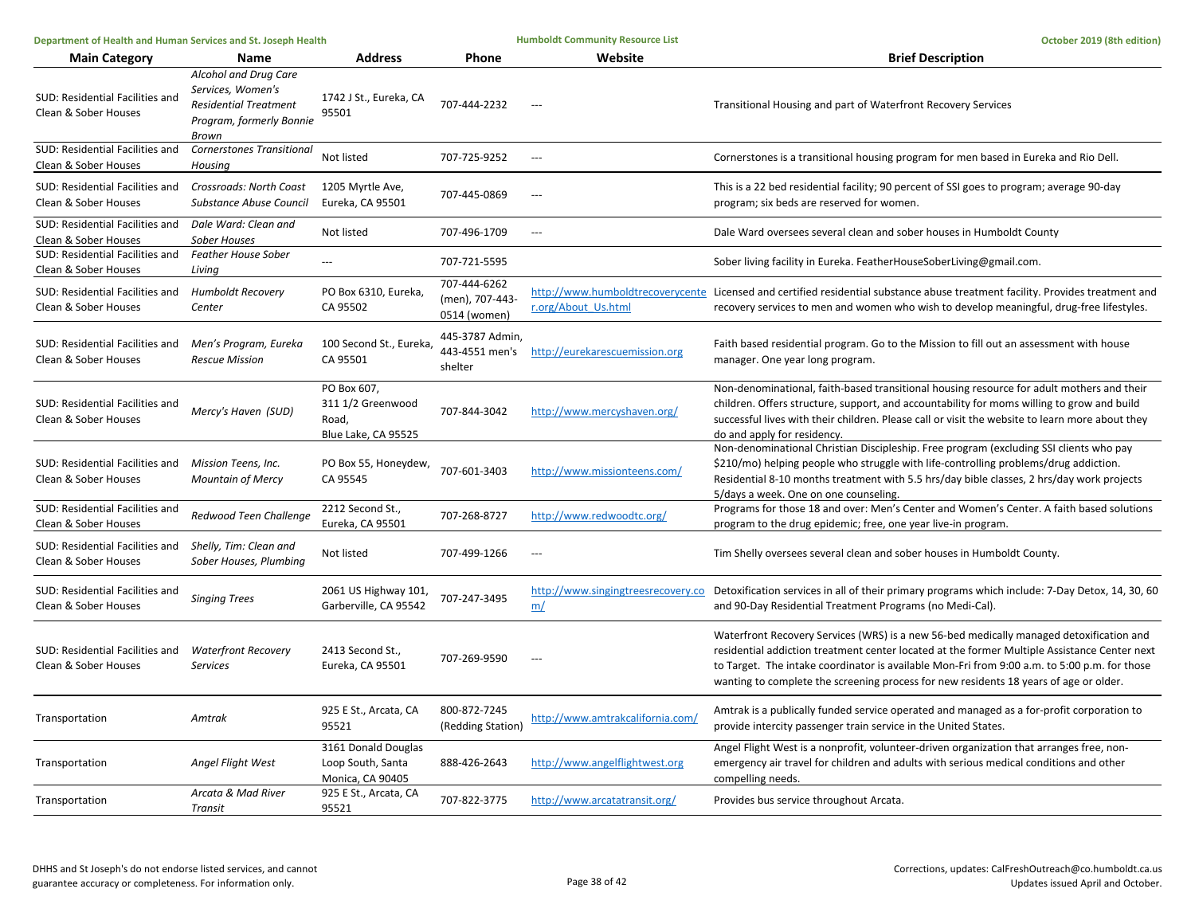| Main Category | Name | Address | Phone | Website | Brief Description |
|---|---|---|---|---|---|
| SUD: Residential Facilities and Clean & Sober Houses | *Alcohol and Drug Care Services, Women's Residential Treatment Program, formerly Bonnie Brown* | 1742 J St., Eureka, CA 95501 | 707-444-2232 | --- | Transitional Housing and part of Waterfront Recovery Services |
| SUD: Residential Facilities and Clean & Sober Houses | *Cornerstones Transitional Housing* | Not listed | 707-725-9252 | --- | Cornerstones is a transitional housing program for men based in Eureka and Rio Dell. |
| SUD: Residential Facilities and Clean & Sober Houses | *Crossroads: North Coast Substance Abuse Council* | 1205 Myrtle Ave, Eureka, CA 95501 | 707-445-0869 | --- | This is a 22 bed residential facility; 90 percent of SSI goes to program; average 90-day program; six beds are reserved for women. |
| SUD: Residential Facilities and Clean & Sober Houses | *Dale Ward: Clean and Sober Houses* | Not listed | 707-496-1709 | --- | Dale Ward oversees several clean and sober houses in Humboldt County |
| SUD: Residential Facilities and Clean & Sober Houses | *Feather House Sober Living* | --- | 707-721-5595 | | Sober living facility in Eureka. FeatherHouseSoberLiving@gmail.com. |
| SUD: Residential Facilities and Clean & Sober Houses | *Humboldt Recovery Center* | PO Box 6310, Eureka, CA 95502 | 707-444-6262 (men), 707-443-0514 (women) | http://www.humboldtrecoverycenter.org/About_Us.html | Licensed and certified residential substance abuse treatment facility. Provides treatment and recovery services to men and women who wish to develop meaningful, drug-free lifestyles. |
| SUD: Residential Facilities and Clean & Sober Houses | *Men's Program, Eureka Rescue Mission* | 100 Second St., Eureka, CA 95501 | 445-3787 Admin, 443-4551 men's shelter | http://eurekarescuemission.org | Faith based residential program. Go to the Mission to fill out an assessment with house manager. One year long program. |
| SUD: Residential Facilities and Clean & Sober Houses | *Mercy's Haven (SUD)* | PO Box 607, 311 1/2 Greenwood Road, Blue Lake, CA 95525 | 707-844-3042 | http://www.mercyshaven.org/ | Non-denominational, faith-based transitional housing resource for adult mothers and their children. Offers structure, support, and accountability for moms willing to grow and build successful lives with their children. Please call or visit the website to learn more about they do and apply for residency. |
| SUD: Residential Facilities and Clean & Sober Houses | *Mission Teens, Inc. Mountain of Mercy* | PO Box 55, Honeydew, CA 95545 | 707-601-3403 | http://www.missionteens.com/ | Non-denominational Christian Discipleship. Free program (excluding SSI clients who pay $210/mo) helping people who struggle with life-controlling problems/drug addiction. Residential 8-10 months treatment with 5.5 hrs/day bible classes, 2 hrs/day work projects 5/days a week. One on one counseling. |
| SUD: Residential Facilities and Clean & Sober Houses | *Redwood Teen Challenge* | 2212 Second St., Eureka, CA 95501 | 707-268-8727 | http://www.redwoodtc.org/ | Programs for those 18 and over: Men's Center and Women's Center. A faith based solutions program to the drug epidemic; free, one year live-in program. |
| SUD: Residential Facilities and Clean & Sober Houses | *Shelly, Tim: Clean and Sober Houses, Plumbing* | Not listed | 707-499-1266 | --- | Tim Shelly oversees several clean and sober houses in Humboldt County. |
| SUD: Residential Facilities and Clean & Sober Houses | *Singing Trees* | 2061 US Highway 101, Garberville, CA 95542 | 707-247-3495 | http://www.singingtreesrecovery.com/ | Detoxification services in all of their primary programs which include: 7-Day Detox, 14, 30, 60 and 90-Day Residential Treatment Programs (no Medi-Cal). |
| SUD: Residential Facilities and Clean & Sober Houses | *Waterfront Recovery Services* | 2413 Second St., Eureka, CA 95501 | 707-269-9590 | --- | Waterfront Recovery Services (WRS) is a new 56-bed medically managed detoxification and residential addiction treatment center located at the former Multiple Assistance Center next to Target. The intake coordinator is available Mon-Fri from 9:00 a.m. to 5:00 p.m. for those wanting to complete the screening process for new residents 18 years of age or older. |
| Transportation | *Amtrak* | 925 E St., Arcata, CA 95521 | 800-872-7245 (Redding Station) | http://www.amtrakcalifornia.com/ | Amtrak is a publically funded service operated and managed as a for-profit corporation to provide intercity passenger train service in the United States. |
| Transportation | *Angel Flight West* | 3161 Donald Douglas Loop South, Santa Monica, CA 90405 | 888-426-2643 | http://www.angelflightwest.org | Angel Flight West is a nonprofit, volunteer-driven organization that arranges free, non-emergency air travel for children and adults with serious medical conditions and other compelling needs. |
| Transportation | *Arcata & Mad River Transit* | 925 E St., Arcata, CA 95521 | 707-822-3775 | http://www.arcatatransit.org/ | Provides bus service throughout Arcata. |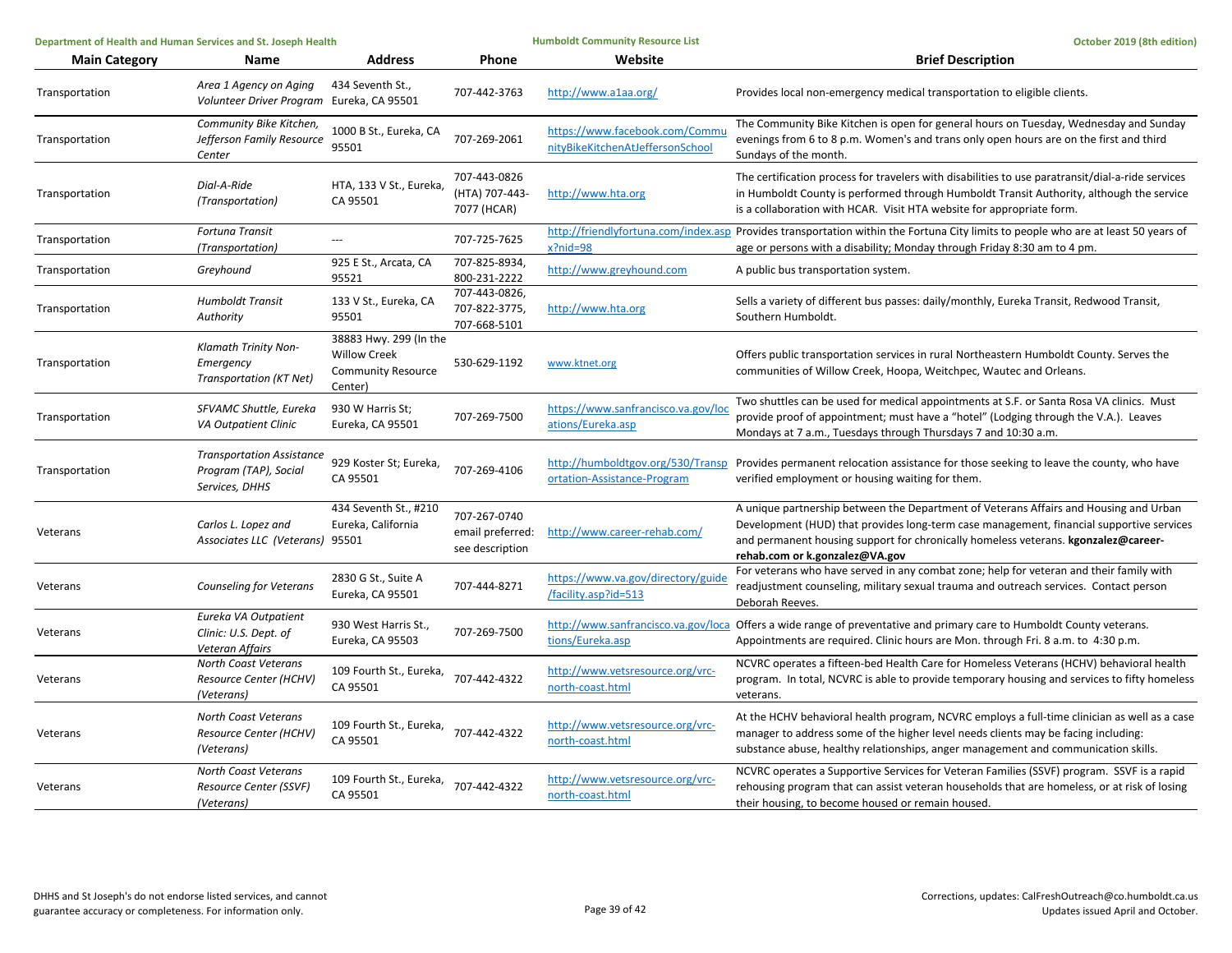| Main Category | Name | Address | Phone | Website | Brief Description |
|---|---|---|---|---|---|
| Transportation | *Area 1 Agency on Aging Volunteer Driver Program* | 434 Seventh St., Eureka, CA 95501 | 707-442-3763 | http://www.a1aa.org/ | Provides local non-emergency medical transportation to eligible clients. |
| Transportation | *Community Bike Kitchen, Jefferson Family Resource Center* | 1000 B St., Eureka, CA 95501 | 707-269-2061 | https://www.facebook.com/CommunityBikeKitchenAtJeffersonSchool | The Community Bike Kitchen is open for general hours on Tuesday, Wednesday and Sunday evenings from 6 to 8 p.m. Women's and trans only open hours are on the first and third Sundays of the month. |
| Transportation | *Dial-A-Ride (Transportation)* | HTA, 133 V St., Eureka, CA 95501 | 707-443-0826 (HTA) 707-443-7077 (HCAR) | http://www.hta.org | The certification process for travelers with disabilities to use paratransit/dial-a-ride services in Humboldt County is performed through Humboldt Transit Authority, although the service is a collaboration with HCAR. Visit HTA website for appropriate form. |
| Transportation | *Fortuna Transit (Transportation)* | --- | 707-725-7625 | http://friendlyfortuna.com/index.aspx?nid=98 | Provides transportation within the Fortuna City limits to people who are at least 50 years of age or persons with a disability; Monday through Friday 8:30 am to 4 pm. |
| Transportation | *Greyhound* | 925 E St., Arcata, CA 95521 | 707-825-8934, 800-231-2222 | http://www.greyhound.com | A public bus transportation system. |
| Transportation | *Humboldt Transit Authority* | 133 V St., Eureka, CA 95501 | 707-443-0826, 707-822-3775, 707-668-5101 | http://www.hta.org | Sells a variety of different bus passes: daily/monthly, Eureka Transit, Redwood Transit, Southern Humboldt. |
| Transportation | *Klamath Trinity Non-Emergency Transportation (KT Net)* | 38883 Hwy. 299 (In the Willow Creek Community Resource Center) | 530-629-1192 | www.ktnet.org | Offers public transportation services in rural Northeastern Humboldt County. Serves the communities of Willow Creek, Hoopa, Weitchpec, Wautec and Orleans. |
| Transportation | *SFVAMC Shuttle, Eureka VA Outpatient Clinic* | 930 W Harris St; Eureka, CA 95501 | 707-269-7500 | https://www.sanfrancisco.va.gov/locations/Eureka.asp | Two shuttles can be used for medical appointments at S.F. or Santa Rosa VA clinics. Must provide proof of appointment; must have a "hotel" (Lodging through the V.A.). Leaves Mondays at 7 a.m., Tuesdays through Thursdays 7 and 10:30 a.m. |
| Transportation | *Transportation Assistance Program (TAP), Social Services, DHHS* | 929 Koster St; Eureka, CA 95501 | 707-269-4106 | http://humboldtgov.org/530/Transportation-Assistance-Program | Provides permanent relocation assistance for those seeking to leave the county, who have verified employment or housing waiting for them. |
| Veterans | *Carlos L. Lopez and Associates LLC (Veterans)* | 434 Seventh St., #210 Eureka, California 95501 | 707-267-0740 email preferred: see description | http://www.career-rehab.com/ | A unique partnership between the Department of Veterans Affairs and Housing and Urban Development (HUD) that provides long-term case management, financial supportive services and permanent housing support for chronically homeless veterans. **kgonzalez@career-rehab.com or k.gonzalez@VA.gov** |
| Veterans | *Counseling for Veterans* | 2830 G St., Suite A Eureka, CA 95501 | 707-444-8271 | https://www.va.gov/directory/guide/facility.asp?id=513 | For veterans who have served in any combat zone; help for veteran and their family with readjustment counseling, military sexual trauma and outreach services. Contact person Deborah Reeves. |
| Veterans | *Eureka VA Outpatient Clinic: U.S. Dept. of Veteran Affairs* | 930 West Harris St., Eureka, CA 95503 | 707-269-7500 | http://www.sanfrancisco.va.gov/locations/Eureka.asp | Offers a wide range of preventative and primary care to Humboldt County veterans. Appointments are required. Clinic hours are Mon. through Fri. 8 a.m. to 4:30 p.m. |
| Veterans | *North Coast Veterans Resource Center (HCHV) (Veterans)* | 109 Fourth St., Eureka, CA 95501 | 707-442-4322 | http://www.vetsresource.org/vrc-north-coast.html | NCVRC operates a fifteen-bed Health Care for Homeless Veterans (HCHV) behavioral health program. In total, NCVRC is able to provide temporary housing and services to fifty homeless veterans. |
| Veterans | *North Coast Veterans Resource Center (HCHV) (Veterans)* | 109 Fourth St., Eureka, CA 95501 | 707-442-4322 | http://www.vetsresource.org/vrc-north-coast.html | At the HCHV behavioral health program, NCVRC employs a full-time clinician as well as a case manager to address some of the higher level needs clients may be facing including: substance abuse, healthy relationships, anger management and communication skills. |
| Veterans | *North Coast Veterans Resource Center (SSVF) (Veterans)* | 109 Fourth St., Eureka, CA 95501 | 707-442-4322 | http://www.vetsresource.org/vrc-north-coast.html | NCVRC operates a Supportive Services for Veteran Families (SSVF) program. SSVF is a rapid rehousing program that can assist veteran households that are homeless, or at risk of losing their housing, to become housed or remain housed. |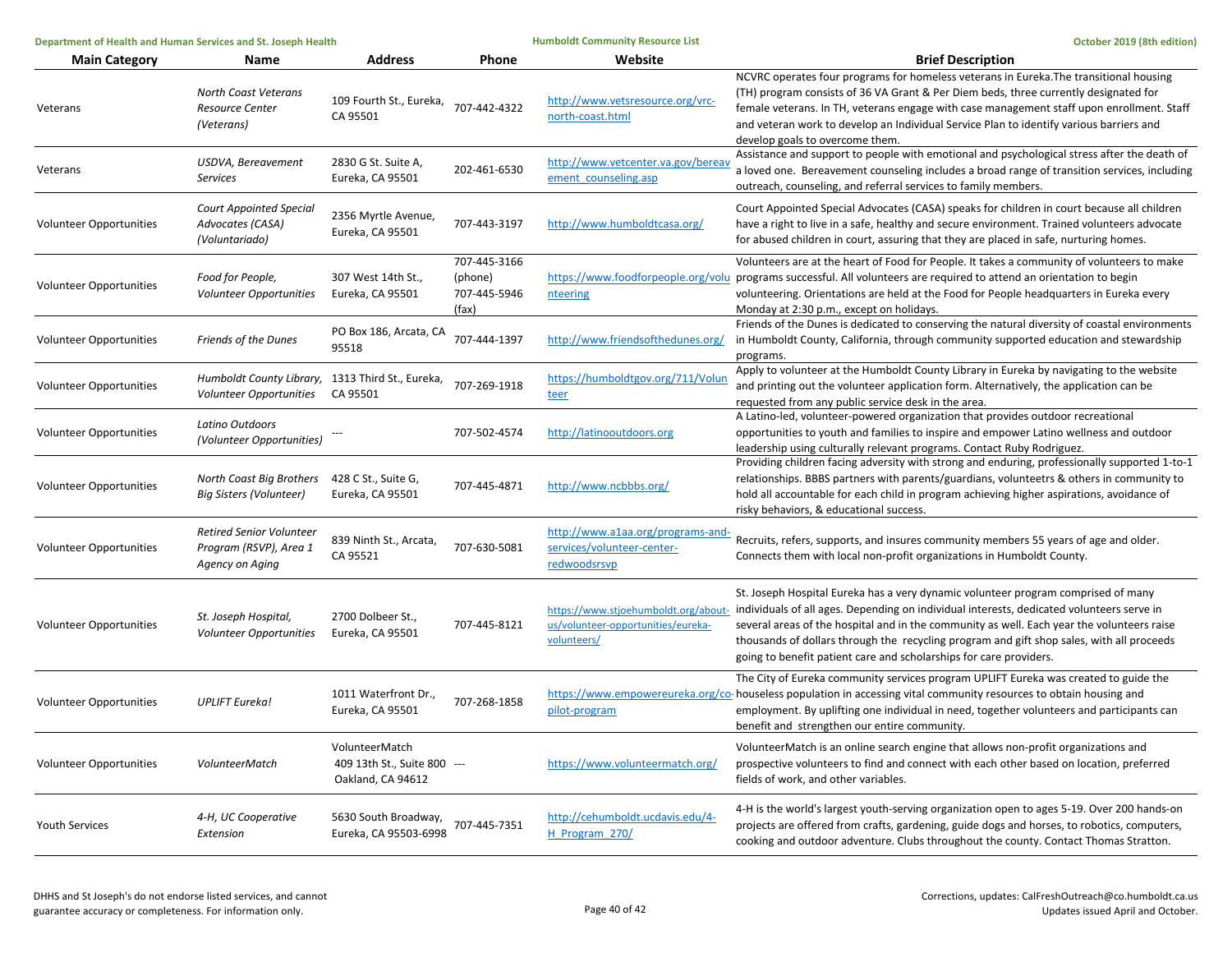| Main Category | Name | Address | Phone | Website | Brief Description |
|---|---|---|---|---|---|
| Veterans | *North Coast Veterans Resource Center (Veterans)* | 109 Fourth St., Eureka, CA 95501 | 707-442-4322 | http://www.vetsresource.org/vrc-north-coast.html | NCVRC operates four programs for homeless veterans in Eureka.The transitional housing (TH) program consists of 36 VA Grant & Per Diem beds, three currently designated for female veterans. In TH, veterans engage with case management staff upon enrollment. Staff and veteran work to develop an Individual Service Plan to identify various barriers and develop goals to overcome them. |
| Veterans | *USDVA, Bereavement Services* | 2830 G St. Suite A, Eureka, CA 95501 | 202-461-6530 | http://www.vetcenter.va.gov/bereavement_counseling.asp | Assistance and support to people with emotional and psychological stress after the death of a loved one. Bereavement counseling includes a broad range of transition services, including outreach, counseling, and referral services to family members. |
| Volunteer Opportunities | *Court Appointed Special Advocates (CASA) (Voluntariado)* | 2356 Myrtle Avenue, Eureka, CA 95501 | 707-443-3197 | http://www.humboldtcasa.org/ | Court Appointed Special Advocates (CASA) speaks for children in court because all children have a right to live in a safe, healthy and secure environment. Trained volunteers advocate for abused children in court, assuring that they are placed in safe, nurturing homes. |
| Volunteer Opportunities | *Food for People, Volunteer Opportunities* | 307 West 14th St., Eureka, CA 95501 | 707-445-3166 (phone) 707-445-5946 (fax) | https://www.foodforpeople.org/volunteering | Volunteers are at the heart of Food for People. It takes a community of volunteers to make programs successful. All volunteers are required to attend an orientation to begin volunteering. Orientations are held at the Food for People headquarters in Eureka every Monday at 2:30 p.m., except on holidays. |
| Volunteer Opportunities | *Friends of the Dunes* | PO Box 186, Arcata, CA 95518 | 707-444-1397 | http://www.friendsofthedunes.org/ | Friends of the Dunes is dedicated to conserving the natural diversity of coastal environments in Humboldt County, California, through community supported education and stewardship programs. |
| Volunteer Opportunities | *Humboldt County Library, Volunteer Opportunities* | 1313 Third St., Eureka, CA 95501 | 707-269-1918 | https://humboldtgov.org/711/Volunteer | Apply to volunteer at the Humboldt County Library in Eureka by navigating to the website and printing out the volunteer application form. Alternatively, the application can be requested from any public service desk in the area. |
| Volunteer Opportunities | *Latino Outdoors (Volunteer Opportunities)* | --- | 707-502-4574 | http://latinooutdoors.org | A Latino-led, volunteer-powered organization that provides outdoor recreational opportunities to youth and families to inspire and empower Latino wellness and outdoor leadership using culturally relevant programs. Contact Ruby Rodriguez. |
| Volunteer Opportunities | *North Coast Big Brothers Big Sisters (Volunteer)* | 428 C St., Suite G, Eureka, CA 95501 | 707-445-4871 | http://www.ncbbbs.org/ | Providing children facing adversity with strong and enduring, professionally supported 1-to-1 relationships. BBBS partners with parents/guardians, volunteetrs & others in community to hold all accountable for each child in program achieving higher aspirations, avoidance of risky behaviors, & educational success. |
| Volunteer Opportunities | *Retired Senior Volunteer Program (RSVP), Area 1 Agency on Aging* | 839 Ninth St., Arcata, CA 95521 | 707-630-5081 | http://www.a1aa.org/programs-and-services/volunteer-center-redwoodsrsvp | Recruits, refers, supports, and insures community members 55 years of age and older. Connects them with local non-profit organizations in Humboldt County. |
| Volunteer Opportunities | *St. Joseph Hospital, Volunteer Opportunities* | 2700 Dolbeer St., Eureka, CA 95501 | 707-445-8121 | https://www.stjoehumboldt.org/about-us/volunteer-opportunities/eureka-volunteers/ | St. Joseph Hospital Eureka has a very dynamic volunteer program comprised of many individuals of all ages. Depending on individual interests, dedicated volunteers serve in several areas of the hospital and in the community as well. Each year the volunteers raise thousands of dollars through the recycling program and gift shop sales, with all proceeds going to benefit patient care and scholarships for care providers. |
| Volunteer Opportunities | *UPLIFT Eureka!* | 1011 Waterfront Dr., Eureka, CA 95501 | 707-268-1858 | https://www.empowereureka.org/co-pilot-program | The City of Eureka community services program UPLIFT Eureka was created to guide the houseless population in accessing vital community resources to obtain housing and employment. By uplifting one individual in need, together volunteers and participants can benefit and strengthen our entire community. |
| Volunteer Opportunities | *VolunteerMatch* | VolunteerMatch 409 13th St., Suite 800 Oakland, CA 94612 | --- | https://www.volunteermatch.org/ | VolunteerMatch is an online search engine that allows non-profit organizations and prospective volunteers to find and connect with each other based on location, preferred fields of work, and other variables. |
| Youth Services | *4-H, UC Cooperative Extension* | 5630 South Broadway, Eureka, CA 95503-6998 | 707-445-7351 | http://cehumboldt.ucdavis.edu/4-H_Program_270/ | 4-H is the world's largest youth-serving organization open to ages 5-19. Over 200 hands-on projects are offered from crafts, gardening, guide dogs and horses, to robotics, computers, cooking and outdoor adventure. Clubs throughout the county. Contact Thomas Stratton. |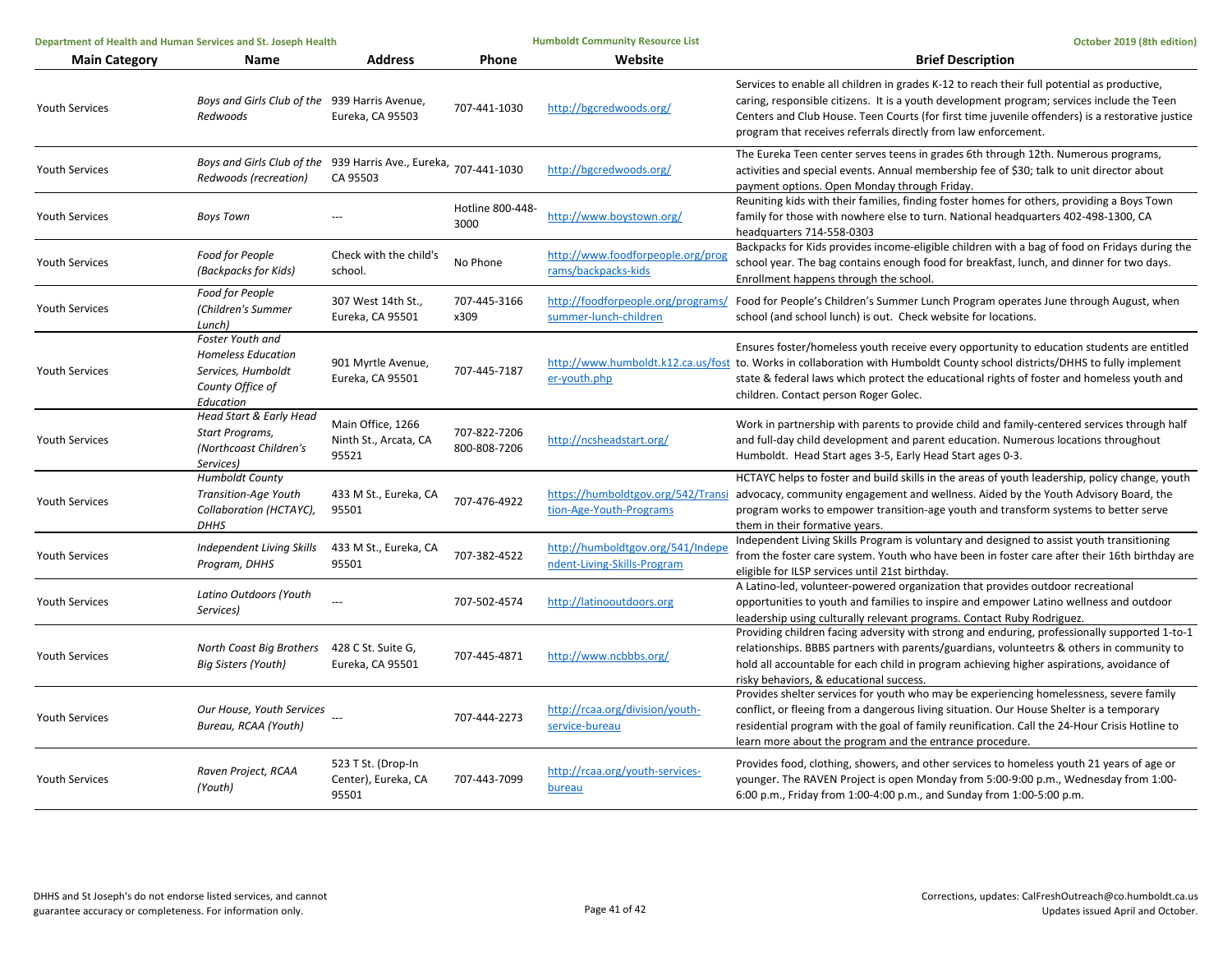| Main Category | Name | Address | Phone | Website | Brief Description |
|---|---|---|---|---|---|
| Youth Services | *Boys and Girls Club of the Redwoods* | 939 Harris Avenue, Eureka, CA 95503 | 707-441-1030 | http://bgcredwoods.org/ | Services to enable all children in grades K-12 to reach their full potential as productive, caring, responsible citizens. It is a youth development program; services include the Teen Centers and Club House. Teen Courts (for first time juvenile offenders) is a restorative justice program that receives referrals directly from law enforcement. |
| Youth Services | *Boys and Girls Club of the Redwoods (recreation)* | 939 Harris Ave., Eureka, CA 95503 | 707-441-1030 | http://bgcredwoods.org/ | The Eureka Teen center serves teens in grades 6th through 12th. Numerous programs, activities and special events. Annual membership fee of $30; talk to unit director about payment options. Open Monday through Friday. |
| Youth Services | *Boys Town* | --- | Hotline 800-448-3000 | http://www.boystown.org/ | Reuniting kids with their families, finding foster homes for others, providing a Boys Town family for those with nowhere else to turn. National headquarters 402-498-1300, CA headquarters 714-558-0303 |
| Youth Services | *Food for People (Backpacks for Kids)* | Check with the child's school. | No Phone | http://www.foodforpeople.org/programs/backpacks-kids | Backpacks for Kids provides income-eligible children with a bag of food on Fridays during the school year. The bag contains enough food for breakfast, lunch, and dinner for two days. Enrollment happens through the school. |
| Youth Services | *Food for People (Children's Summer Lunch)* | 307 West 14th St., Eureka, CA 95501 | 707-445-3166 x309 | http://foodforpeople.org/programs/summer-lunch-children | Food for People's Children's Summer Lunch Program operates June through August, when school (and school lunch) is out. Check website for locations. |
| Youth Services | *Foster Youth and Homeless Education Services, Humboldt County Office of Education* | 901 Myrtle Avenue, Eureka, CA 95501 | 707-445-7187 | http://www.humboldt.k12.ca.us/foster-youth.php | Ensures foster/homeless youth receive every opportunity to education students are entitled to. Works in collaboration with Humboldt County school districts/DHHS to fully implement state & federal laws which protect the educational rights of foster and homeless youth and children. Contact person Roger Golec. |
| Youth Services | *Head Start & Early Head Start Programs, (Northcoast Children's Services)* | Main Office, 1266 Ninth St., Arcata, CA 95521 | 707-822-7206 800-808-7206 | http://ncsheadstart.org/ | Work in partnership with parents to provide child and family-centered services through half and full-day child development and parent education. Numerous locations throughout Humboldt. Head Start ages 3-5, Early Head Start ages 0-3. |
| Youth Services | *Humboldt County Transition-Age Youth Collaboration (HCTAYC), DHHS* | 433 M St., Eureka, CA 95501 | 707-476-4922 | https://humboldtgov.org/542/Transition-Age-Youth-Programs | HCTAYC helps to foster and build skills in the areas of youth leadership, policy change, youth advocacy, community engagement and wellness. Aided by the Youth Advisory Board, the program works to empower transition-age youth and transform systems to better serve them in their formative years. |
| Youth Services | *Independent Living Skills Program, DHHS* | 433 M St., Eureka, CA 95501 | 707-382-4522 | http://humboldtgov.org/541/Independent-Living-Skills-Program | Independent Living Skills Program is voluntary and designed to assist youth transitioning from the foster care system. Youth who have been in foster care after their 16th birthday are eligible for ILSP services until 21st birthday. |
| Youth Services | *Latino Outdoors (Youth Services)* | --- | 707-502-4574 | http://latinooutdoors.org | A Latino-led, volunteer-powered organization that provides outdoor recreational opportunities to youth and families to inspire and empower Latino wellness and outdoor leadership using culturally relevant programs. Contact Ruby Rodriguez. |
| Youth Services | *North Coast Big Brothers Big Sisters (Youth)* | 428 C St. Suite G, Eureka, CA 95501 | 707-445-4871 | http://www.ncbbbs.org/ | Providing children facing adversity with strong and enduring, professionally supported 1-to-1 relationships. BBBS partners with parents/guardians, volunteetrs & others in community to hold all accountable for each child in program achieving higher aspirations, avoidance of risky behaviors, & educational success. |
| Youth Services | *Our House, Youth Services Bureau, RCAA (Youth)* | --- | 707-444-2273 | http://rcaa.org/division/youth-service-bureau | Provides shelter services for youth who may be experiencing homelessness, severe family conflict, or fleeing from a dangerous living situation. Our House Shelter is a temporary residential program with the goal of family reunification. Call the 24-Hour Crisis Hotline to learn more about the program and the entrance procedure. |
| Youth Services | *Raven Project, RCAA (Youth)* | 523 T St. (Drop-In Center), Eureka, CA 95501 | 707-443-7099 | http://rcaa.org/youth-services-bureau | Provides food, clothing, showers, and other services to homeless youth 21 years of age or younger. The RAVEN Project is open Monday from 5:00-9:00 p.m., Wednesday from 1:00-6:00 p.m., Friday from 1:00-4:00 p.m., and Sunday from 1:00-5:00 p.m. |

DHHS and St Joseph's do not endorse listed services, and cannot guarantee accuracy or completeness. For information only.

Corrections, updates: CalFreshOutreach@co.humboldt.ca.us
Updates issued April and October.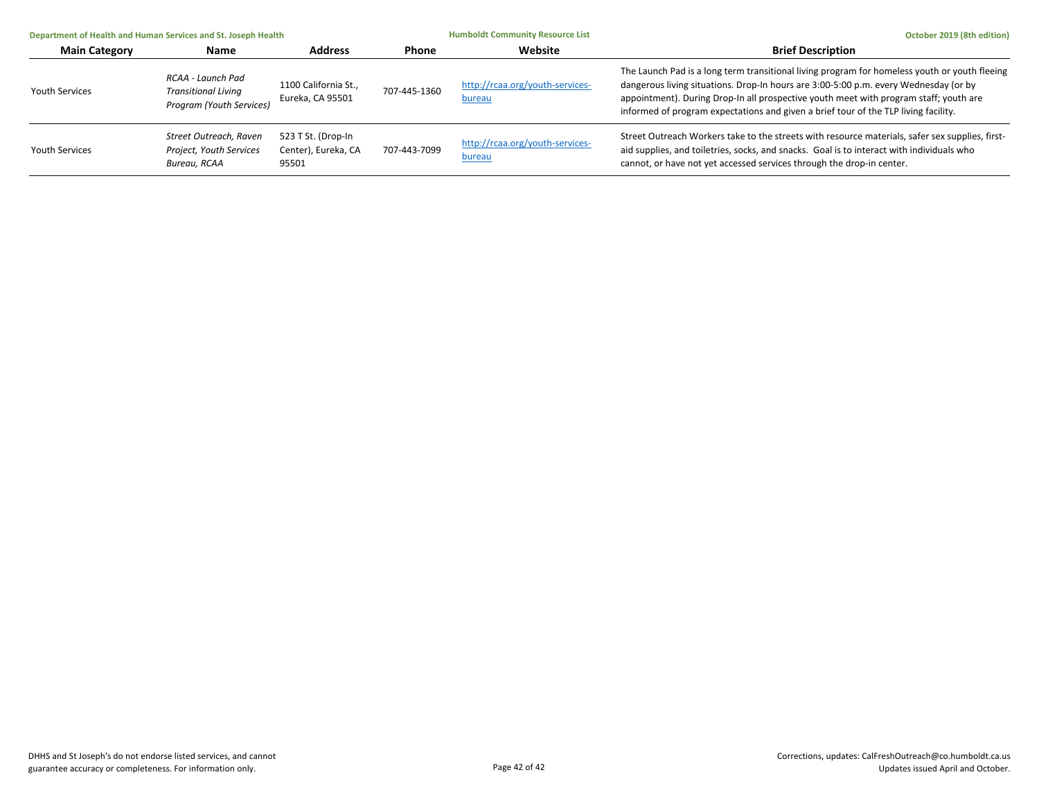| Main Category | Name | Address | Phone | Website | Brief Description |
|---|---|---|---|---|---|
| Youth Services | *RCAA - Launch Pad Transitional Living Program (Youth Services)* | 1100 California St., Eureka, CA 95501 | 707-445-1360 | [http://rcaa.org/youth-services-bureau](http://rcaa.org/youth-services-bureau) | The Launch Pad is a long term transitional living program for homeless youth or youth fleeing dangerous living situations. Drop-In hours are 3:00-5:00 p.m. every Wednesday (or by appointment). During Drop-In all prospective youth meet with program staff; youth are informed of program expectations and given a brief tour of the TLP living facility. |
| Youth Services | *Street Outreach, Raven Project, Youth Services Bureau, RCAA* | 523 T St. (Drop-In Center), Eureka, CA 95501 | 707-443-7099 | [http://rcaa.org/youth-services-bureau](http://rcaa.org/youth-services-bureau) | Street Outreach Workers take to the streets with resource materials, safer sex supplies, first-aid supplies, and toiletries, socks, and snacks. Goal is to interact with individuals who cannot, or have not yet accessed services through the drop-in center. |

DHHS and St Joseph's do not endorse listed services, and cannot guarantee accuracy or completeness. For information only.

Corrections, updates: CalFreshOutreach@co.humboldt.ca.us
Updates issued April and October.